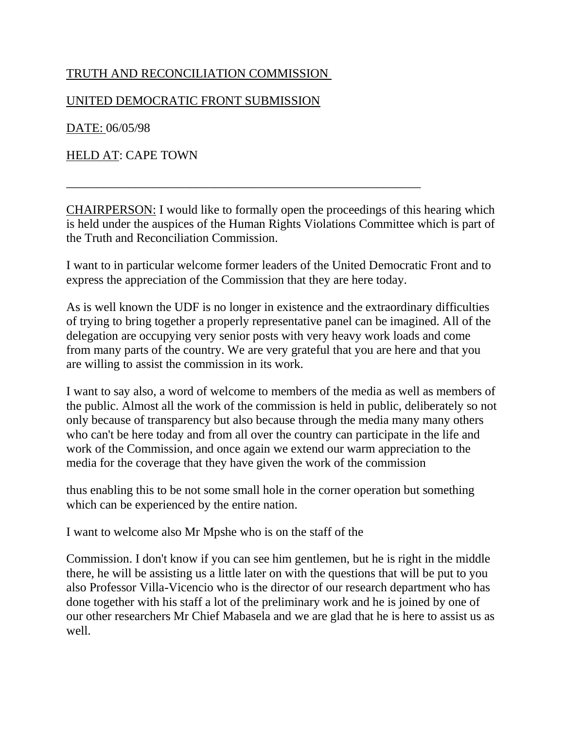TRUTH AND RECONCILIATION COMMISSION

UNITED DEMOCRATIC FRONT SUBMISSION

DATE: 06/05/98

HELD AT: CAPE TOWN

---

CHAIRPERSON: I would like to formally open the proceedings of this hearing which is held under the auspices of the Human Rights Violations Committee which is part of the Truth and Reconciliation Commission.

I want to in particular welcome former leaders of the United Democratic Front and to express the appreciation of the Commission that they are here today.

As is well known the UDF is no longer in existence and the extraordinary difficulties of trying to bring together a properly representative panel can be imagined. All of the delegation are occupying very senior posts with very heavy work loads and come from many parts of the country. We are very grateful that you are here and that you are willing to assist the commission in its work.

I want to say also, a word of welcome to members of the media as well as members of the public. Almost all the work of the commission is held in public, deliberately so not only because of transparency but also because through the media many many others who can't be here today and from all over the country can participate in the life and work of the Commission, and once again we extend our warm appreciation to the media for the coverage that they have given the work of the commission

thus enabling this to be not some small hole in the corner operation but something which can be experienced by the entire nation.

I want to welcome also Mr Mpshe who is on the staff of the

Commission. I don't know if you can see him gentlemen, but he is right in the middle there, he will be assisting us a little later on with the questions that will be put to you also Professor Villa-Vicencio who is the director of our research department who has done together with his staff a lot of the preliminary work and he is joined by one of our other researchers Mr Chief Mabasela and we are glad that he is here to assist us as well.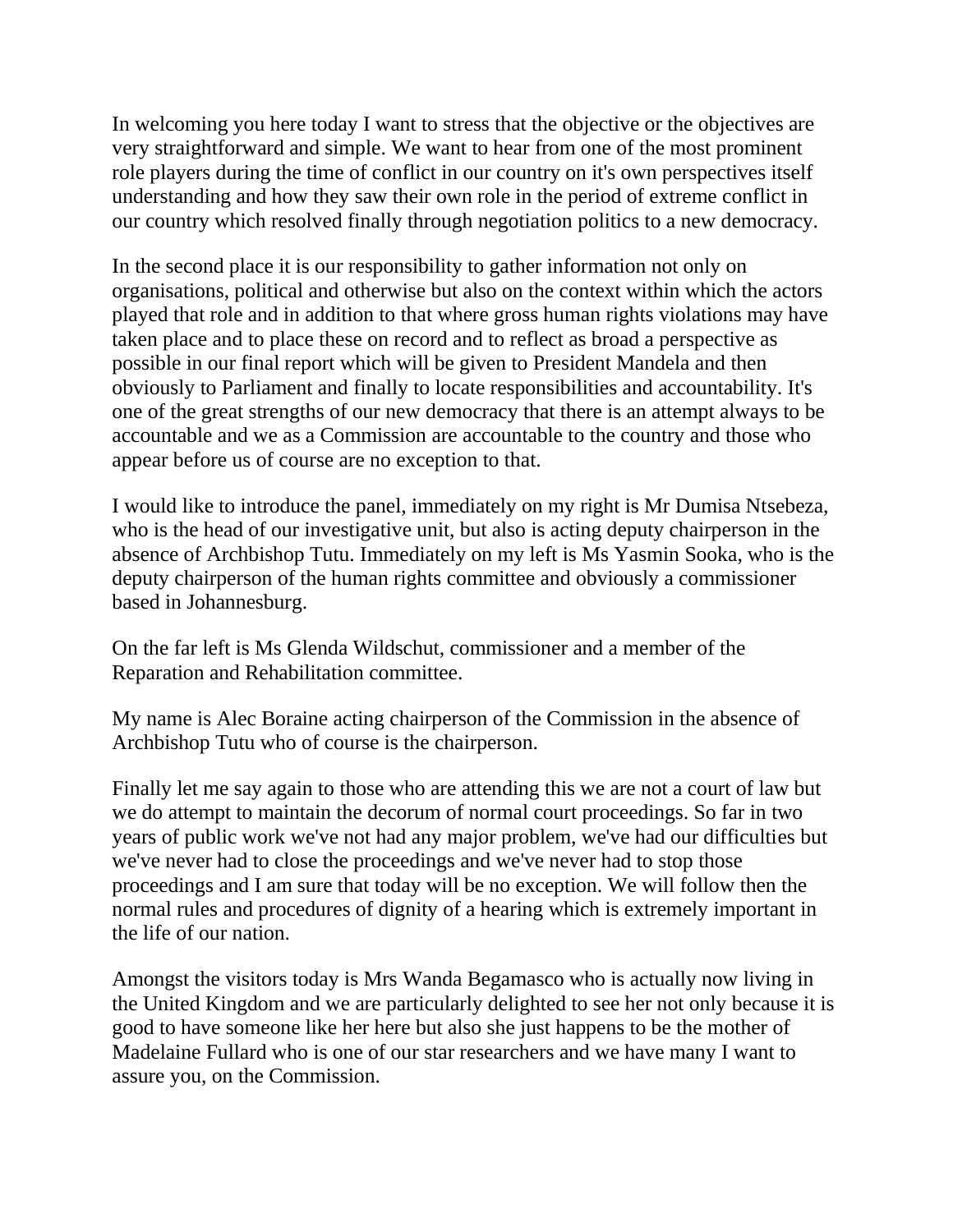In welcoming you here today I want to stress that the objective or the objectives are very straightforward and simple. We want to hear from one of the most prominent role players during the time of conflict in our country on it's own perspectives itself understanding and how they saw their own role in the period of extreme conflict in our country which resolved finally through negotiation politics to a new democracy.

In the second place it is our responsibility to gather information not only on organisations, political and otherwise but also on the context within which the actors played that role and in addition to that where gross human rights violations may have taken place and to place these on record and to reflect as broad a perspective as possible in our final report which will be given to President Mandela and then obviously to Parliament and finally to locate responsibilities and accountability. It's one of the great strengths of our new democracy that there is an attempt always to be accountable and we as a Commission are accountable to the country and those who appear before us of course are no exception to that.

I would like to introduce the panel, immediately on my right is Mr Dumisa Ntsebeza, who is the head of our investigative unit, but also is acting deputy chairperson in the absence of Archbishop Tutu. Immediately on my left is Ms Yasmin Sooka, who is the deputy chairperson of the human rights committee and obviously a commissioner based in Johannesburg.

On the far left is Ms Glenda Wildschut, commissioner and a member of the Reparation and Rehabilitation committee.

My name is Alec Boraine acting chairperson of the Commission in the absence of Archbishop Tutu who of course is the chairperson.

Finally let me say again to those who are attending this we are not a court of law but we do attempt to maintain the decorum of normal court proceedings. So far in two years of public work we've not had any major problem, we've had our difficulties but we've never had to close the proceedings and we've never had to stop those proceedings and I am sure that today will be no exception. We will follow then the normal rules and procedures of dignity of a hearing which is extremely important in the life of our nation.

Amongst the visitors today is Mrs Wanda Begamasco who is actually now living in the United Kingdom and we are particularly delighted to see her not only because it is good to have someone like her here but also she just happens to be the mother of Madelaine Fullard who is one of our star researchers and we have many I want to assure you, on the Commission.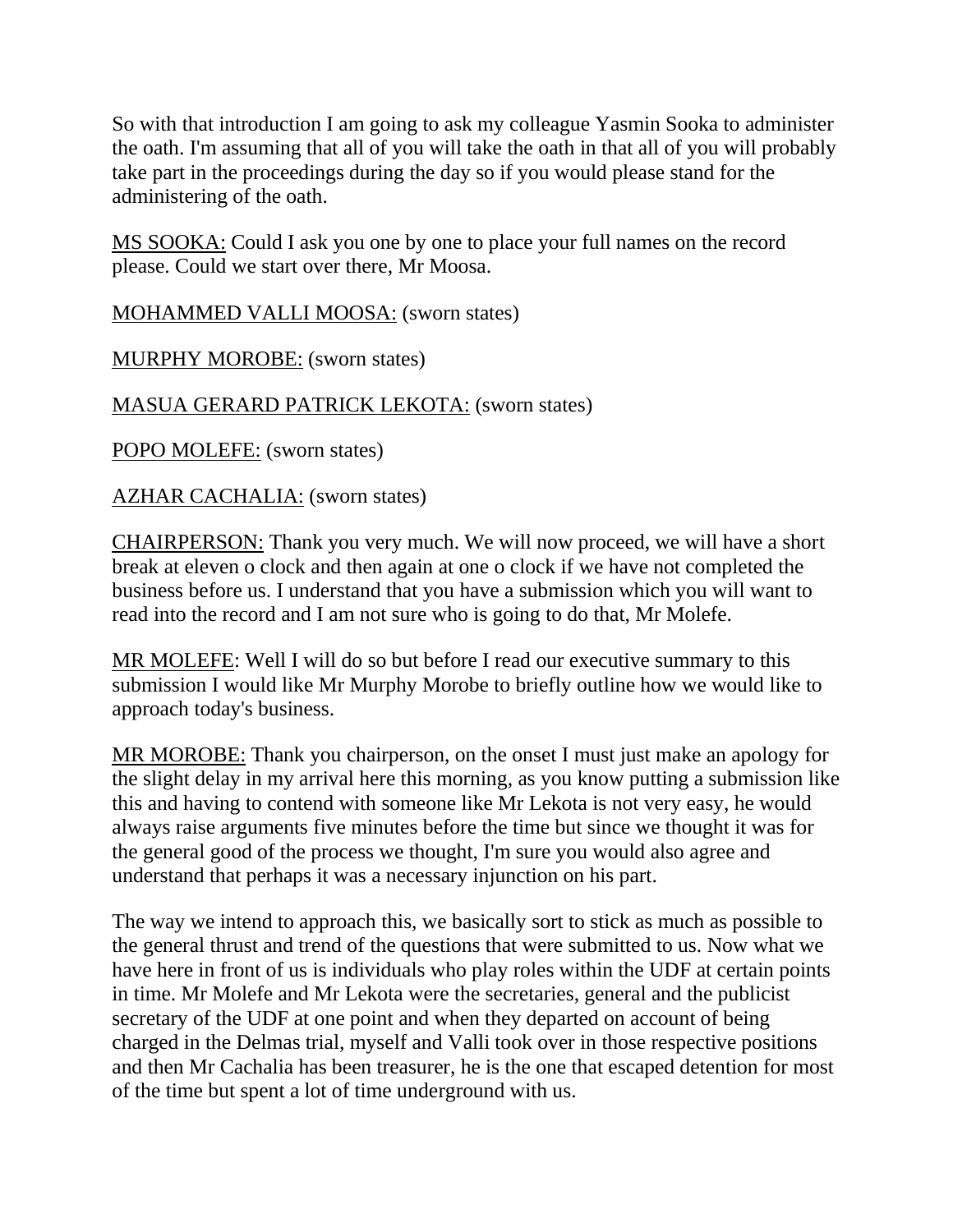So with that introduction I am going to ask my colleague Yasmin Sooka to administer the oath. I'm assuming that all of you will take the oath in that all of you will probably take part in the proceedings during the day so if you would please stand for the administering of the oath.

MS SOOKA: Could I ask you one by one to place your full names on the record please. Could we start over there, Mr Moosa.

MOHAMMED VALLI MOOSA: (sworn states)

MURPHY MOROBE: (sworn states)

MASUA GERARD PATRICK LEKOTA: (sworn states)

POPO MOLEFE: (sworn states)

AZHAR CACHALIA: (sworn states)

CHAIRPERSON: Thank you very much. We will now proceed, we will have a short break at eleven o clock and then again at one o clock if we have not completed the business before us. I understand that you have a submission which you will want to read into the record and I am not sure who is going to do that, Mr Molefe.

MR MOLEFE: Well I will do so but before I read our executive summary to this submission I would like Mr Murphy Morobe to briefly outline how we would like to approach today's business.

MR MOROBE: Thank you chairperson, on the onset I must just make an apology for the slight delay in my arrival here this morning, as you know putting a submission like this and having to contend with someone like Mr Lekota is not very easy, he would always raise arguments five minutes before the time but since we thought it was for the general good of the process we thought, I'm sure you would also agree and understand that perhaps it was a necessary injunction on his part.

The way we intend to approach this, we basically sort to stick as much as possible to the general thrust and trend of the questions that were submitted to us. Now what we have here in front of us is individuals who play roles within the UDF at certain points in time. Mr Molefe and Mr Lekota were the secretaries, general and the publicist secretary of the UDF at one point and when they departed on account of being charged in the Delmas trial, myself and Valli took over in those respective positions and then Mr Cachalia has been treasurer, he is the one that escaped detention for most of the time but spent a lot of time underground with us.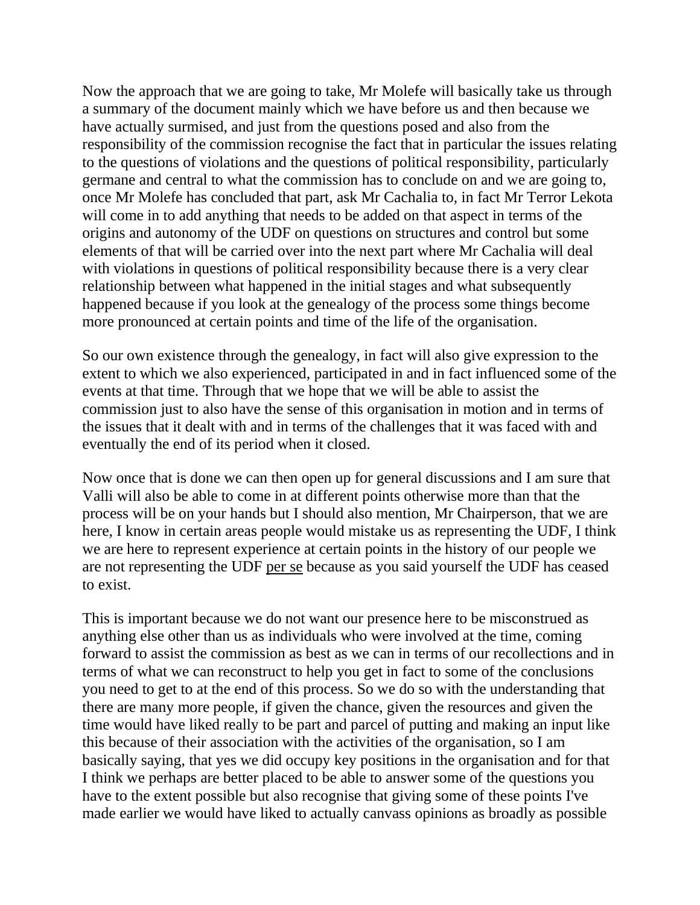Now the approach that we are going to take, Mr Molefe will basically take us through a summary of the document mainly which we have before us and then because we have actually surmised, and just from the questions posed and also from the responsibility of the commission recognise the fact that in particular the issues relating to the questions of violations and the questions of political responsibility, particularly germane and central to what the commission has to conclude on and we are going to, once Mr Molefe has concluded that part, ask Mr Cachalia to, in fact Mr Terror Lekota will come in to add anything that needs to be added on that aspect in terms of the origins and autonomy of the UDF on questions on structures and control but some elements of that will be carried over into the next part where Mr Cachalia will deal with violations in questions of political responsibility because there is a very clear relationship between what happened in the initial stages and what subsequently happened because if you look at the genealogy of the process some things become more pronounced at certain points and time of the life of the organisation.

So our own existence through the genealogy, in fact will also give expression to the extent to which we also experienced, participated in and in fact influenced some of the events at that time. Through that we hope that we will be able to assist the commission just to also have the sense of this organisation in motion and in terms of the issues that it dealt with and in terms of the challenges that it was faced with and eventually the end of its period when it closed.

Now once that is done we can then open up for general discussions and I am sure that Valli will also be able to come in at different points otherwise more than that the process will be on your hands but I should also mention, Mr Chairperson, that we are here, I know in certain areas people would mistake us as representing the UDF, I think we are here to represent experience at certain points in the history of our people we are not representing the UDF per se because as you said yourself the UDF has ceased to exist.

This is important because we do not want our presence here to be misconstrued as anything else other than us as individuals who were involved at the time, coming forward to assist the commission as best as we can in terms of our recollections and in terms of what we can reconstruct to help you get in fact to some of the conclusions you need to get to at the end of this process. So we do so with the understanding that there are many more people, if given the chance, given the resources and given the time would have liked really to be part and parcel of putting and making an input like this because of their association with the activities of the organisation, so I am basically saying, that yes we did occupy key positions in the organisation and for that I think we perhaps are better placed to be able to answer some of the questions you have to the extent possible but also recognise that giving some of these points I've made earlier we would have liked to actually canvass opinions as broadly as possible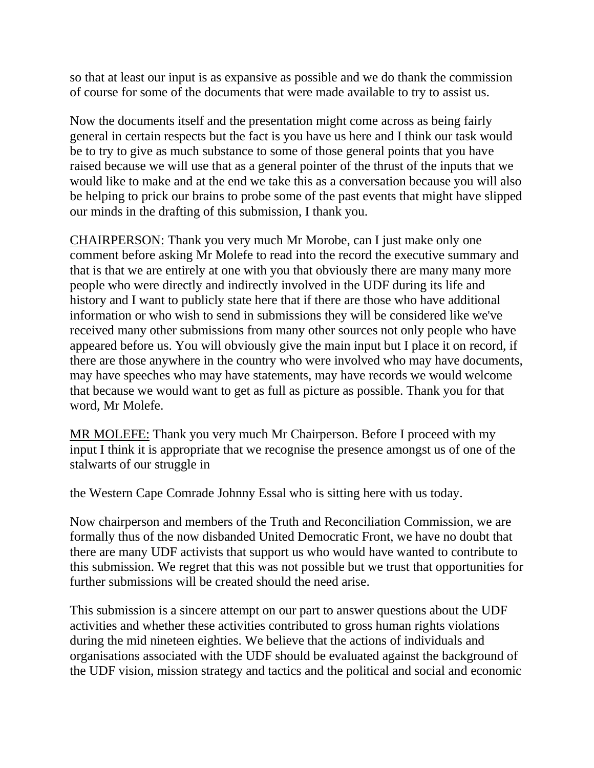so that at least our input is as expansive as possible and we do thank the commission of course for some of the documents that were made available to try to assist us.

Now the documents itself and the presentation might come across as being fairly general in certain respects but the fact is you have us here and I think our task would be to try to give as much substance to some of those general points that you have raised because we will use that as a general pointer of the thrust of the inputs that we would like to make and at the end we take this as a conversation because you will also be helping to prick our brains to probe some of the past events that might have slipped our minds in the drafting of this submission, I thank you.

CHAIRPERSON: Thank you very much Mr Morobe, can I just make only one comment before asking Mr Molefe to read into the record the executive summary and that is that we are entirely at one with you that obviously there are many many more people who were directly and indirectly involved in the UDF during its life and history and I want to publicly state here that if there are those who have additional information or who wish to send in submissions they will be considered like we've received many other submissions from many other sources not only people who have appeared before us. You will obviously give the main input but I place it on record, if there are those anywhere in the country who were involved who may have documents, may have speeches who may have statements, may have records we would welcome that because we would want to get as full as picture as possible. Thank you for that word, Mr Molefe.

MR MOLEFE: Thank you very much Mr Chairperson. Before I proceed with my input I think it is appropriate that we recognise the presence amongst us of one of the stalwarts of our struggle in

the Western Cape Comrade Johnny Essal who is sitting here with us today.

Now chairperson and members of the Truth and Reconciliation Commission, we are formally thus of the now disbanded United Democratic Front, we have no doubt that there are many UDF activists that support us who would have wanted to contribute to this submission. We regret that this was not possible but we trust that opportunities for further submissions will be created should the need arise.

This submission is a sincere attempt on our part to answer questions about the UDF activities and whether these activities contributed to gross human rights violations during the mid nineteen eighties. We believe that the actions of individuals and organisations associated with the UDF should be evaluated against the background of the UDF vision, mission strategy and tactics and the political and social and economic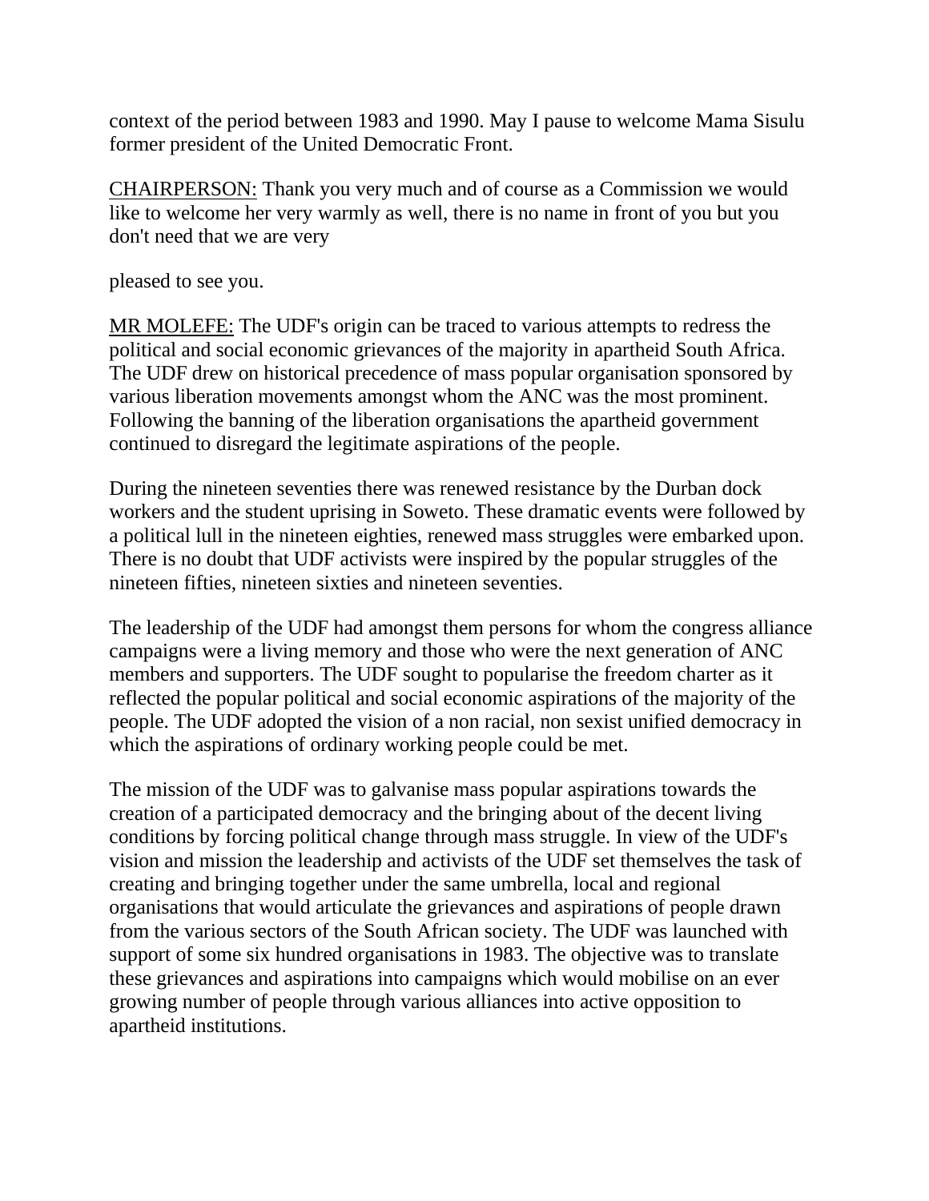context of the period between 1983 and 1990. May I pause to welcome Mama Sisulu former president of the United Democratic Front.

CHAIRPERSON: Thank you very much and of course as a Commission we would like to welcome her very warmly as well, there is no name in front of you but you don't need that we are very

pleased to see you.

MR MOLEFE: The UDF's origin can be traced to various attempts to redress the political and social economic grievances of the majority in apartheid South Africa. The UDF drew on historical precedence of mass popular organisation sponsored by various liberation movements amongst whom the ANC was the most prominent. Following the banning of the liberation organisations the apartheid government continued to disregard the legitimate aspirations of the people.

During the nineteen seventies there was renewed resistance by the Durban dock workers and the student uprising in Soweto. These dramatic events were followed by a political lull in the nineteen eighties, renewed mass struggles were embarked upon. There is no doubt that UDF activists were inspired by the popular struggles of the nineteen fifties, nineteen sixties and nineteen seventies.

The leadership of the UDF had amongst them persons for whom the congress alliance campaigns were a living memory and those who were the next generation of ANC members and supporters. The UDF sought to popularise the freedom charter as it reflected the popular political and social economic aspirations of the majority of the people. The UDF adopted the vision of a non racial, non sexist unified democracy in which the aspirations of ordinary working people could be met.

The mission of the UDF was to galvanise mass popular aspirations towards the creation of a participated democracy and the bringing about of the decent living conditions by forcing political change through mass struggle. In view of the UDF's vision and mission the leadership and activists of the UDF set themselves the task of creating and bringing together under the same umbrella, local and regional organisations that would articulate the grievances and aspirations of people drawn from the various sectors of the South African society. The UDF was launched with support of some six hundred organisations in 1983. The objective was to translate these grievances and aspirations into campaigns which would mobilise on an ever growing number of people through various alliances into active opposition to apartheid institutions.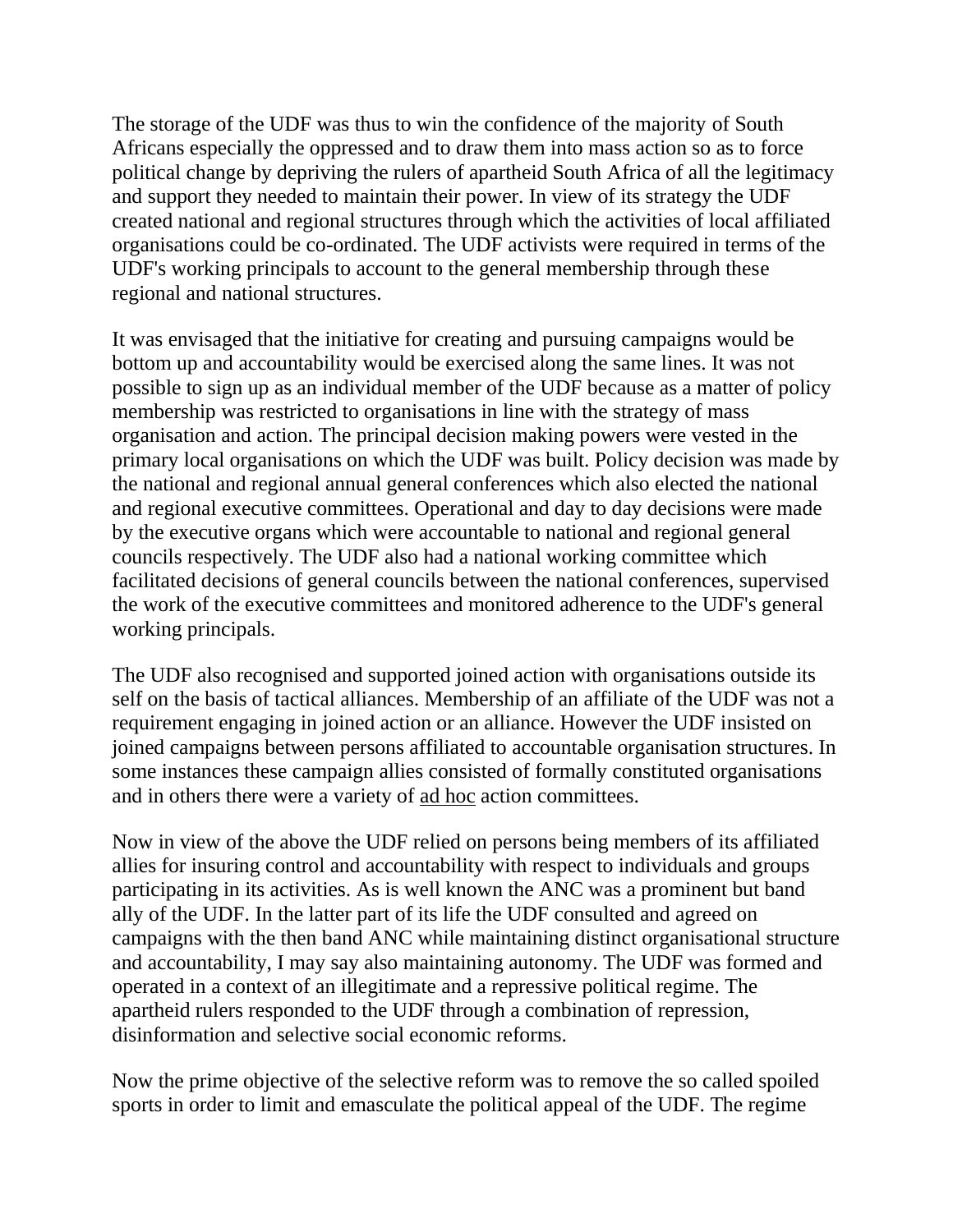The storage of the UDF was thus to win the confidence of the majority of South Africans especially the oppressed and to draw them into mass action so as to force political change by depriving the rulers of apartheid South Africa of all the legitimacy and support they needed to maintain their power. In view of its strategy the UDF created national and regional structures through which the activities of local affiliated organisations could be co-ordinated. The UDF activists were required in terms of the UDF's working principals to account to the general membership through these regional and national structures.

It was envisaged that the initiative for creating and pursuing campaigns would be bottom up and accountability would be exercised along the same lines. It was not possible to sign up as an individual member of the UDF because as a matter of policy membership was restricted to organisations in line with the strategy of mass organisation and action. The principal decision making powers were vested in the primary local organisations on which the UDF was built. Policy decision was made by the national and regional annual general conferences which also elected the national and regional executive committees. Operational and day to day decisions were made by the executive organs which were accountable to national and regional general councils respectively. The UDF also had a national working committee which facilitated decisions of general councils between the national conferences, supervised the work of the executive committees and monitored adherence to the UDF's general working principals.

The UDF also recognised and supported joined action with organisations outside its self on the basis of tactical alliances. Membership of an affiliate of the UDF was not a requirement engaging in joined action or an alliance. However the UDF insisted on joined campaigns between persons affiliated to accountable organisation structures. In some instances these campaign allies consisted of formally constituted organisations and in others there were a variety of ad hoc action committees.

Now in view of the above the UDF relied on persons being members of its affiliated allies for insuring control and accountability with respect to individuals and groups participating in its activities. As is well known the ANC was a prominent but band ally of the UDF. In the latter part of its life the UDF consulted and agreed on campaigns with the then band ANC while maintaining distinct organisational structure and accountability, I may say also maintaining autonomy. The UDF was formed and operated in a context of an illegitimate and a repressive political regime. The apartheid rulers responded to the UDF through a combination of repression, disinformation and selective social economic reforms.

Now the prime objective of the selective reform was to remove the so called spoiled sports in order to limit and emasculate the political appeal of the UDF. The regime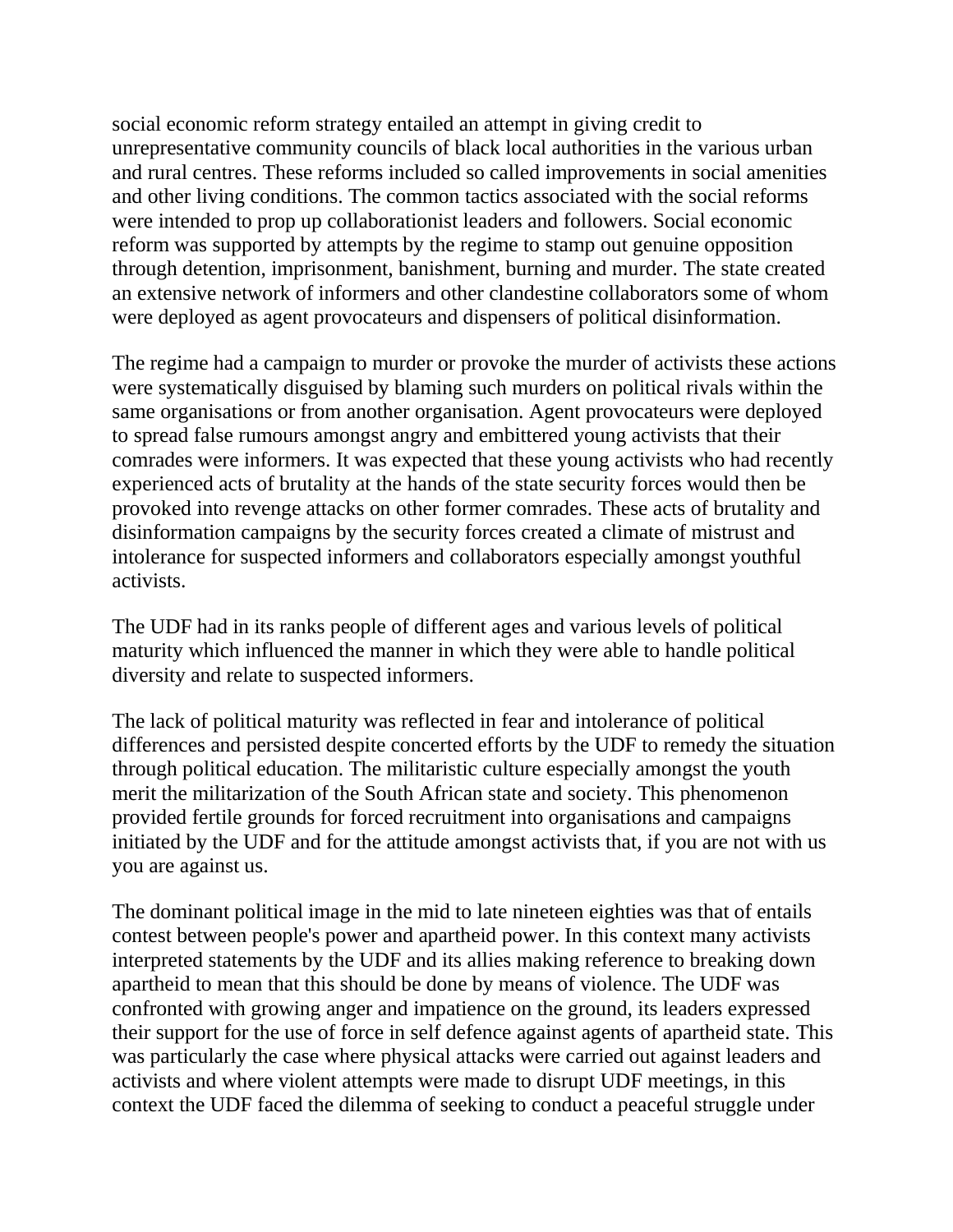social economic reform strategy entailed an attempt in giving credit to unrepresentative community councils of black local authorities in the various urban and rural centres. These reforms included so called improvements in social amenities and other living conditions. The common tactics associated with the social reforms were intended to prop up collaborationist leaders and followers. Social economic reform was supported by attempts by the regime to stamp out genuine opposition through detention, imprisonment, banishment, burning and murder. The state created an extensive network of informers and other clandestine collaborators some of whom were deployed as agent provocateurs and dispensers of political disinformation.

The regime had a campaign to murder or provoke the murder of activists these actions were systematically disguised by blaming such murders on political rivals within the same organisations or from another organisation. Agent provocateurs were deployed to spread false rumours amongst angry and embittered young activists that their comrades were informers. It was expected that these young activists who had recently experienced acts of brutality at the hands of the state security forces would then be provoked into revenge attacks on other former comrades. These acts of brutality and disinformation campaigns by the security forces created a climate of mistrust and intolerance for suspected informers and collaborators especially amongst youthful activists.

The UDF had in its ranks people of different ages and various levels of political maturity which influenced the manner in which they were able to handle political diversity and relate to suspected informers.

The lack of political maturity was reflected in fear and intolerance of political differences and persisted despite concerted efforts by the UDF to remedy the situation through political education. The militaristic culture especially amongst the youth merit the militarization of the South African state and society. This phenomenon provided fertile grounds for forced recruitment into organisations and campaigns initiated by the UDF and for the attitude amongst activists that, if you are not with us you are against us.

The dominant political image in the mid to late nineteen eighties was that of entails contest between people's power and apartheid power. In this context many activists interpreted statements by the UDF and its allies making reference to breaking down apartheid to mean that this should be done by means of violence. The UDF was confronted with growing anger and impatience on the ground, its leaders expressed their support for the use of force in self defence against agents of apartheid state. This was particularly the case where physical attacks were carried out against leaders and activists and where violent attempts were made to disrupt UDF meetings, in this context the UDF faced the dilemma of seeking to conduct a peaceful struggle under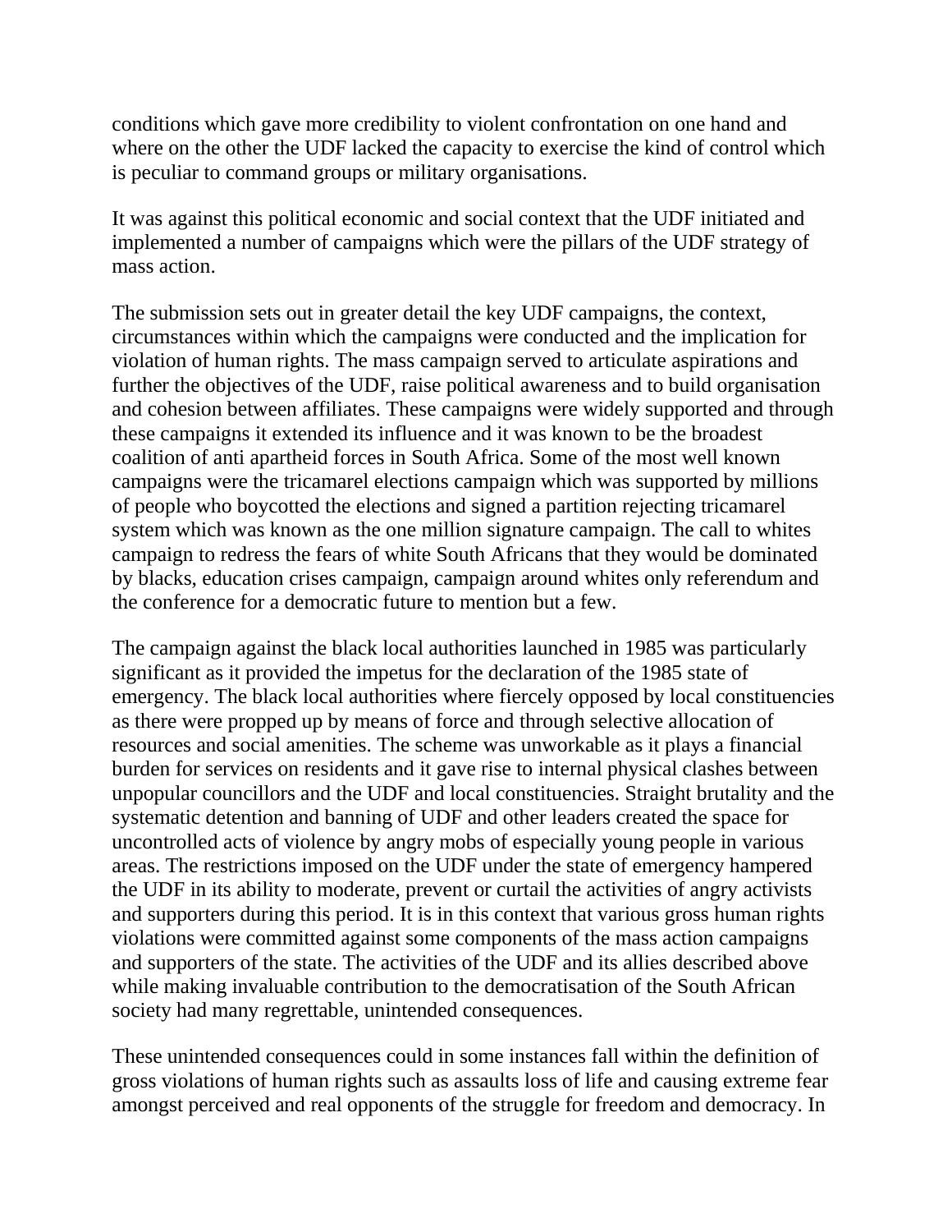conditions which gave more credibility to violent confrontation on one hand and where on the other the UDF lacked the capacity to exercise the kind of control which is peculiar to command groups or military organisations.

It was against this political economic and social context that the UDF initiated and implemented a number of campaigns which were the pillars of the UDF strategy of mass action.

The submission sets out in greater detail the key UDF campaigns, the context, circumstances within which the campaigns were conducted and the implication for violation of human rights. The mass campaign served to articulate aspirations and further the objectives of the UDF, raise political awareness and to build organisation and cohesion between affiliates. These campaigns were widely supported and through these campaigns it extended its influence and it was known to be the broadest coalition of anti apartheid forces in South Africa. Some of the most well known campaigns were the tricamarel elections campaign which was supported by millions of people who boycotted the elections and signed a partition rejecting tricamarel system which was known as the one million signature campaign. The call to whites campaign to redress the fears of white South Africans that they would be dominated by blacks, education crises campaign, campaign around whites only referendum and the conference for a democratic future to mention but a few.

The campaign against the black local authorities launched in 1985 was particularly significant as it provided the impetus for the declaration of the 1985 state of emergency. The black local authorities where fiercely opposed by local constituencies as there were propped up by means of force and through selective allocation of resources and social amenities. The scheme was unworkable as it plays a financial burden for services on residents and it gave rise to internal physical clashes between unpopular councillors and the UDF and local constituencies. Straight brutality and the systematic detention and banning of UDF and other leaders created the space for uncontrolled acts of violence by angry mobs of especially young people in various areas. The restrictions imposed on the UDF under the state of emergency hampered the UDF in its ability to moderate, prevent or curtail the activities of angry activists and supporters during this period. It is in this context that various gross human rights violations were committed against some components of the mass action campaigns and supporters of the state. The activities of the UDF and its allies described above while making invaluable contribution to the democratisation of the South African society had many regrettable, unintended consequences.

These unintended consequences could in some instances fall within the definition of gross violations of human rights such as assaults loss of life and causing extreme fear amongst perceived and real opponents of the struggle for freedom and democracy. In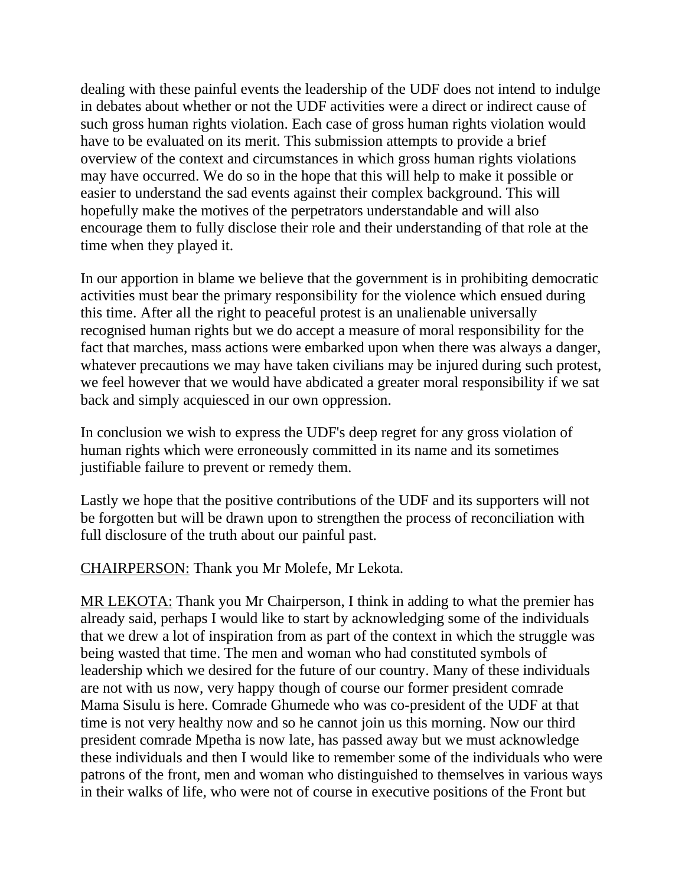dealing with these painful events the leadership of the UDF does not intend to indulge in debates about whether or not the UDF activities were a direct or indirect cause of such gross human rights violation. Each case of gross human rights violation would have to be evaluated on its merit. This submission attempts to provide a brief overview of the context and circumstances in which gross human rights violations may have occurred. We do so in the hope that this will help to make it possible or easier to understand the sad events against their complex background. This will hopefully make the motives of the perpetrators understandable and will also encourage them to fully disclose their role and their understanding of that role at the time when they played it.

In our apportion in blame we believe that the government is in prohibiting democratic activities must bear the primary responsibility for the violence which ensued during this time. After all the right to peaceful protest is an unalienable universally recognised human rights but we do accept a measure of moral responsibility for the fact that marches, mass actions were embarked upon when there was always a danger, whatever precautions we may have taken civilians may be injured during such protest, we feel however that we would have abdicated a greater moral responsibility if we sat back and simply acquiesced in our own oppression.

In conclusion we wish to express the UDF's deep regret for any gross violation of human rights which were erroneously committed in its name and its sometimes justifiable failure to prevent or remedy them.

Lastly we hope that the positive contributions of the UDF and its supporters will not be forgotten but will be drawn upon to strengthen the process of reconciliation with full disclosure of the truth about our painful past.

<u>CHAIRPERSON:</u> Thank you Mr Molefe, Mr Lekota.

<u>MR LEKOTA:</u> Thank you Mr Chairperson, I think in adding to what the premier has already said, perhaps I would like to start by acknowledging some of the individuals that we drew a lot of inspiration from as part of the context in which the struggle was being wasted that time. The men and woman who had constituted symbols of leadership which we desired for the future of our country. Many of these individuals are not with us now, very happy though of course our former president comrade Mama Sisulu is here. Comrade Ghumede who was co-president of the UDF at that time is not very healthy now and so he cannot join us this morning. Now our third president comrade Mpetha is now late, has passed away but we must acknowledge these individuals and then I would like to remember some of the individuals who were patrons of the front, men and woman who distinguished to themselves in various ways in their walks of life, who were not of course in executive positions of the Front but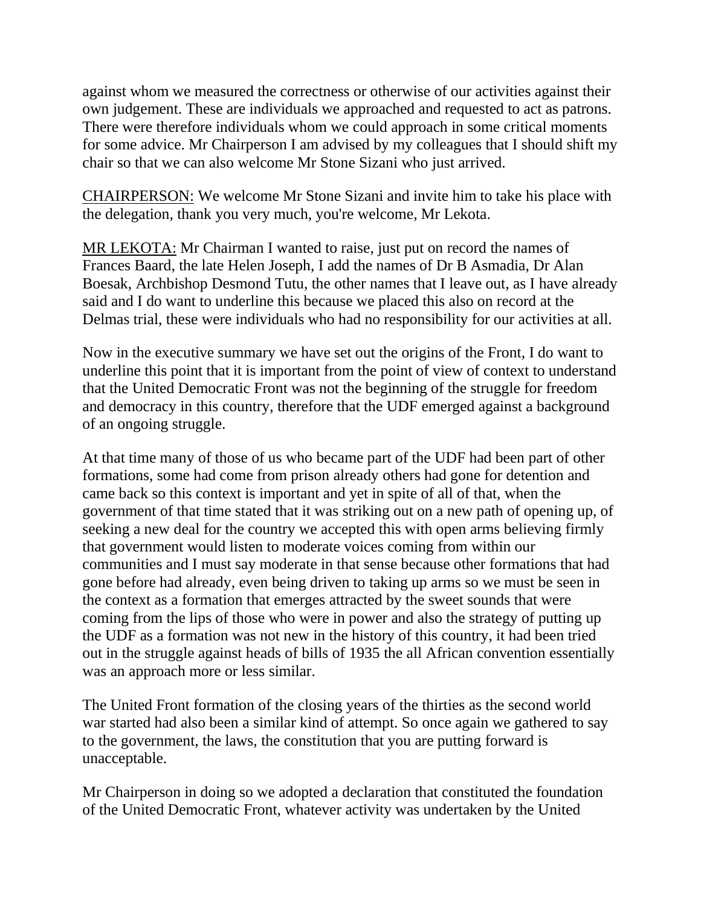against whom we measured the correctness or otherwise of our activities against their own judgement. These are individuals we approached and requested to act as patrons. There were therefore individuals whom we could approach in some critical moments for some advice. Mr Chairperson I am advised by my colleagues that I should shift my chair so that we can also welcome Mr Stone Sizani who just arrived.

CHAIRPERSON: We welcome Mr Stone Sizani and invite him to take his place with the delegation, thank you very much, you're welcome, Mr Lekota.

MR LEKOTA: Mr Chairman I wanted to raise, just put on record the names of Frances Baard, the late Helen Joseph, I add the names of Dr B Asmadia, Dr Alan Boesak, Archbishop Desmond Tutu, the other names that I leave out, as I have already said and I do want to underline this because we placed this also on record at the Delmas trial, these were individuals who had no responsibility for our activities at all.

Now in the executive summary we have set out the origins of the Front, I do want to underline this point that it is important from the point of view of context to understand that the United Democratic Front was not the beginning of the struggle for freedom and democracy in this country, therefore that the UDF emerged against a background of an ongoing struggle.

At that time many of those of us who became part of the UDF had been part of other formations, some had come from prison already others had gone for detention and came back so this context is important and yet in spite of all of that, when the government of that time stated that it was striking out on a new path of opening up, of seeking a new deal for the country we accepted this with open arms believing firmly that government would listen to moderate voices coming from within our communities and I must say moderate in that sense because other formations that had gone before had already, even being driven to taking up arms so we must be seen in the context as a formation that emerges attracted by the sweet sounds that were coming from the lips of those who were in power and also the strategy of putting up the UDF as a formation was not new in the history of this country, it had been tried out in the struggle against heads of bills of 1935 the all African convention essentially was an approach more or less similar.

The United Front formation of the closing years of the thirties as the second world war started had also been a similar kind of attempt. So once again we gathered to say to the government, the laws, the constitution that you are putting forward is unacceptable.

Mr Chairperson in doing so we adopted a declaration that constituted the foundation of the United Democratic Front, whatever activity was undertaken by the United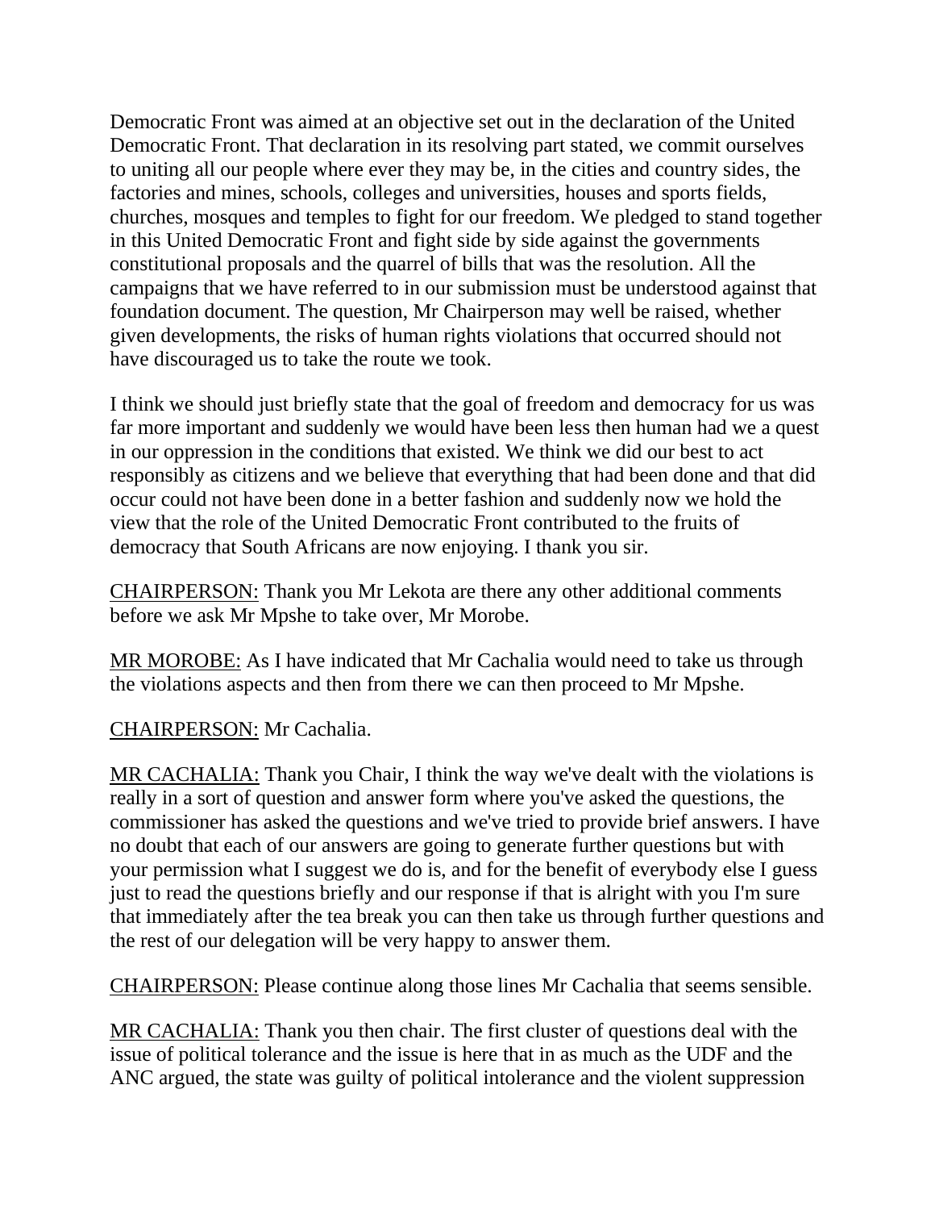Democratic Front was aimed at an objective set out in the declaration of the United Democratic Front. That declaration in its resolving part stated, we commit ourselves to uniting all our people where ever they may be, in the cities and country sides, the factories and mines, schools, colleges and universities, houses and sports fields, churches, mosques and temples to fight for our freedom. We pledged to stand together in this United Democratic Front and fight side by side against the governments constitutional proposals and the quarrel of bills that was the resolution. All the campaigns that we have referred to in our submission must be understood against that foundation document. The question, Mr Chairperson may well be raised, whether given developments, the risks of human rights violations that occurred should not have discouraged us to take the route we took.

I think we should just briefly state that the goal of freedom and democracy for us was far more important and suddenly we would have been less then human had we a quest in our oppression in the conditions that existed. We think we did our best to act responsibly as citizens and we believe that everything that had been done and that did occur could not have been done in a better fashion and suddenly now we hold the view that the role of the United Democratic Front contributed to the fruits of democracy that South Africans are now enjoying. I thank you sir.

<u>CHAIRPERSON:</u> Thank you Mr Lekota are there any other additional comments before we ask Mr Mpshe to take over, Mr Morobe.

<u>MR MOROBE:</u> As I have indicated that Mr Cachalia would need to take us through the violations aspects and then from there we can then proceed to Mr Mpshe.

<u>CHAIRPERSON:</u> Mr Cachalia.

<u>MR CACHALIA:</u> Thank you Chair, I think the way we've dealt with the violations is really in a sort of question and answer form where you've asked the questions, the commissioner has asked the questions and we've tried to provide brief answers. I have no doubt that each of our answers are going to generate further questions but with your permission what I suggest we do is, and for the benefit of everybody else I guess just to read the questions briefly and our response if that is alright with you I'm sure that immediately after the tea break you can then take us through further questions and the rest of our delegation will be very happy to answer them.

<u>CHAIRPERSON:</u> Please continue along those lines Mr Cachalia that seems sensible.

<u>MR CACHALIA:</u> Thank you then chair. The first cluster of questions deal with the issue of political tolerance and the issue is here that in as much as the UDF and the ANC argued, the state was guilty of political intolerance and the violent suppression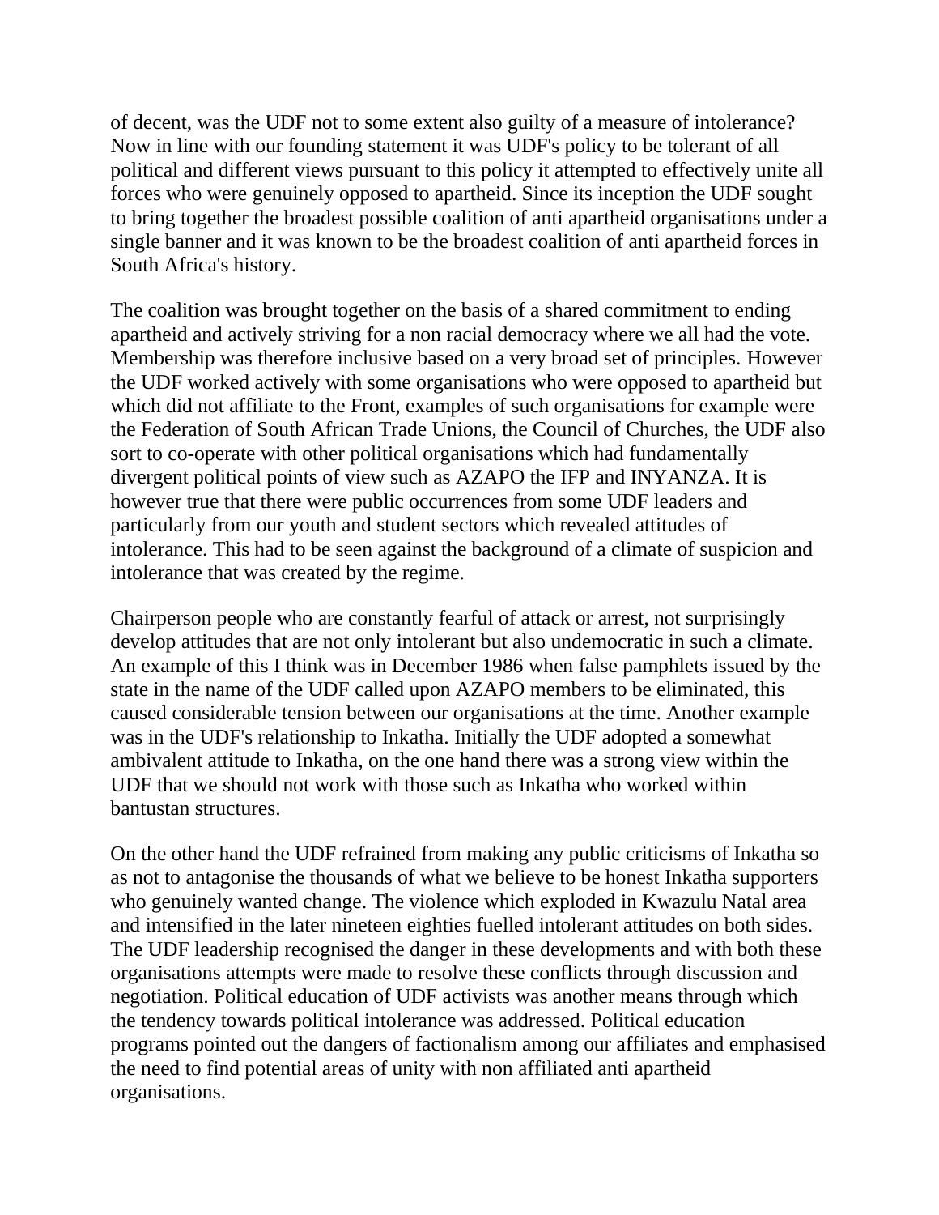of decent, was the UDF not to some extent also guilty of a measure of intolerance? Now in line with our founding statement it was UDF's policy to be tolerant of all political and different views pursuant to this policy it attempted to effectively unite all forces who were genuinely opposed to apartheid. Since its inception the UDF sought to bring together the broadest possible coalition of anti apartheid organisations under a single banner and it was known to be the broadest coalition of anti apartheid forces in South Africa's history.

The coalition was brought together on the basis of a shared commitment to ending apartheid and actively striving for a non racial democracy where we all had the vote. Membership was therefore inclusive based on a very broad set of principles. However the UDF worked actively with some organisations who were opposed to apartheid but which did not affiliate to the Front, examples of such organisations for example were the Federation of South African Trade Unions, the Council of Churches, the UDF also sort to co-operate with other political organisations which had fundamentally divergent political points of view such as AZAPO the IFP and INYANZA. It is however true that there were public occurrences from some UDF leaders and particularly from our youth and student sectors which revealed attitudes of intolerance. This had to be seen against the background of a climate of suspicion and intolerance that was created by the regime.

Chairperson people who are constantly fearful of attack or arrest, not surprisingly develop attitudes that are not only intolerant but also undemocratic in such a climate. An example of this I think was in December 1986 when false pamphlets issued by the state in the name of the UDF called upon AZAPO members to be eliminated, this caused considerable tension between our organisations at the time. Another example was in the UDF's relationship to Inkatha. Initially the UDF adopted a somewhat ambivalent attitude to Inkatha, on the one hand there was a strong view within the UDF that we should not work with those such as Inkatha who worked within bantustan structures.

On the other hand the UDF refrained from making any public criticisms of Inkatha so as not to antagonise the thousands of what we believe to be honest Inkatha supporters who genuinely wanted change. The violence which exploded in Kwazulu Natal area and intensified in the later nineteen eighties fuelled intolerant attitudes on both sides. The UDF leadership recognised the danger in these developments and with both these organisations attempts were made to resolve these conflicts through discussion and negotiation. Political education of UDF activists was another means through which the tendency towards political intolerance was addressed. Political education programs pointed out the dangers of factionalism among our affiliates and emphasised the need to find potential areas of unity with non affiliated anti apartheid organisations.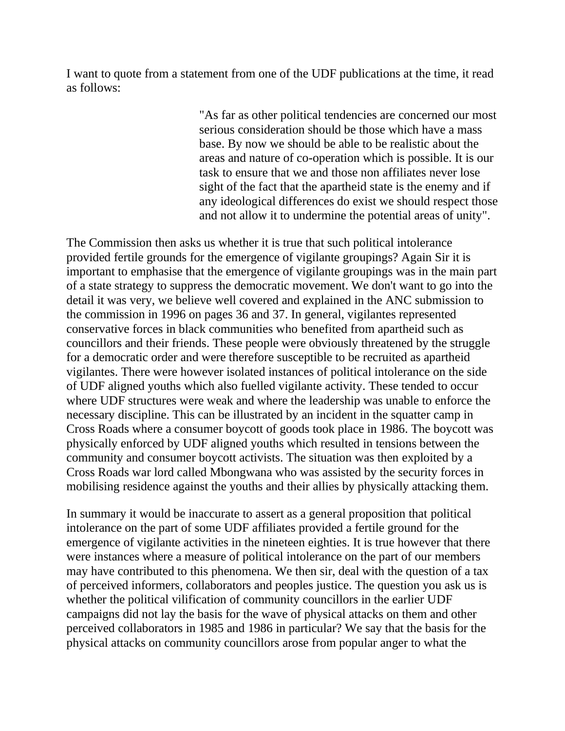I want to quote from a statement from one of the UDF publications at the time, it read as follows:

> "As far as other political tendencies are concerned our most serious consideration should be those which have a mass base. By now we should be able to be realistic about the areas and nature of co-operation which is possible. It is our task to ensure that we and those non affiliates never lose sight of the fact that the apartheid state is the enemy and if any ideological differences do exist we should respect those and not allow it to undermine the potential areas of unity".

The Commission then asks us whether it is true that such political intolerance provided fertile grounds for the emergence of vigilante groupings? Again Sir it is important to emphasise that the emergence of vigilante groupings was in the main part of a state strategy to suppress the democratic movement. We don't want to go into the detail it was very, we believe well covered and explained in the ANC submission to the commission in 1996 on pages 36 and 37. In general, vigilantes represented conservative forces in black communities who benefited from apartheid such as councillors and their friends. These people were obviously threatened by the struggle for a democratic order and were therefore susceptible to be recruited as apartheid vigilantes. There were however isolated instances of political intolerance on the side of UDF aligned youths which also fuelled vigilante activity. These tended to occur where UDF structures were weak and where the leadership was unable to enforce the necessary discipline. This can be illustrated by an incident in the squatter camp in Cross Roads where a consumer boycott of goods took place in 1986. The boycott was physically enforced by UDF aligned youths which resulted in tensions between the community and consumer boycott activists. The situation was then exploited by a Cross Roads war lord called Mbongwana who was assisted by the security forces in mobilising residence against the youths and their allies by physically attacking them.

In summary it would be inaccurate to assert as a general proposition that political intolerance on the part of some UDF affiliates provided a fertile ground for the emergence of vigilante activities in the nineteen eighties. It is true however that there were instances where a measure of political intolerance on the part of our members may have contributed to this phenomena. We then sir, deal with the question of a tax of perceived informers, collaborators and peoples justice. The question you ask us is whether the political vilification of community councillors in the earlier UDF campaigns did not lay the basis for the wave of physical attacks on them and other perceived collaborators in 1985 and 1986 in particular? We say that the basis for the physical attacks on community councillors arose from popular anger to what the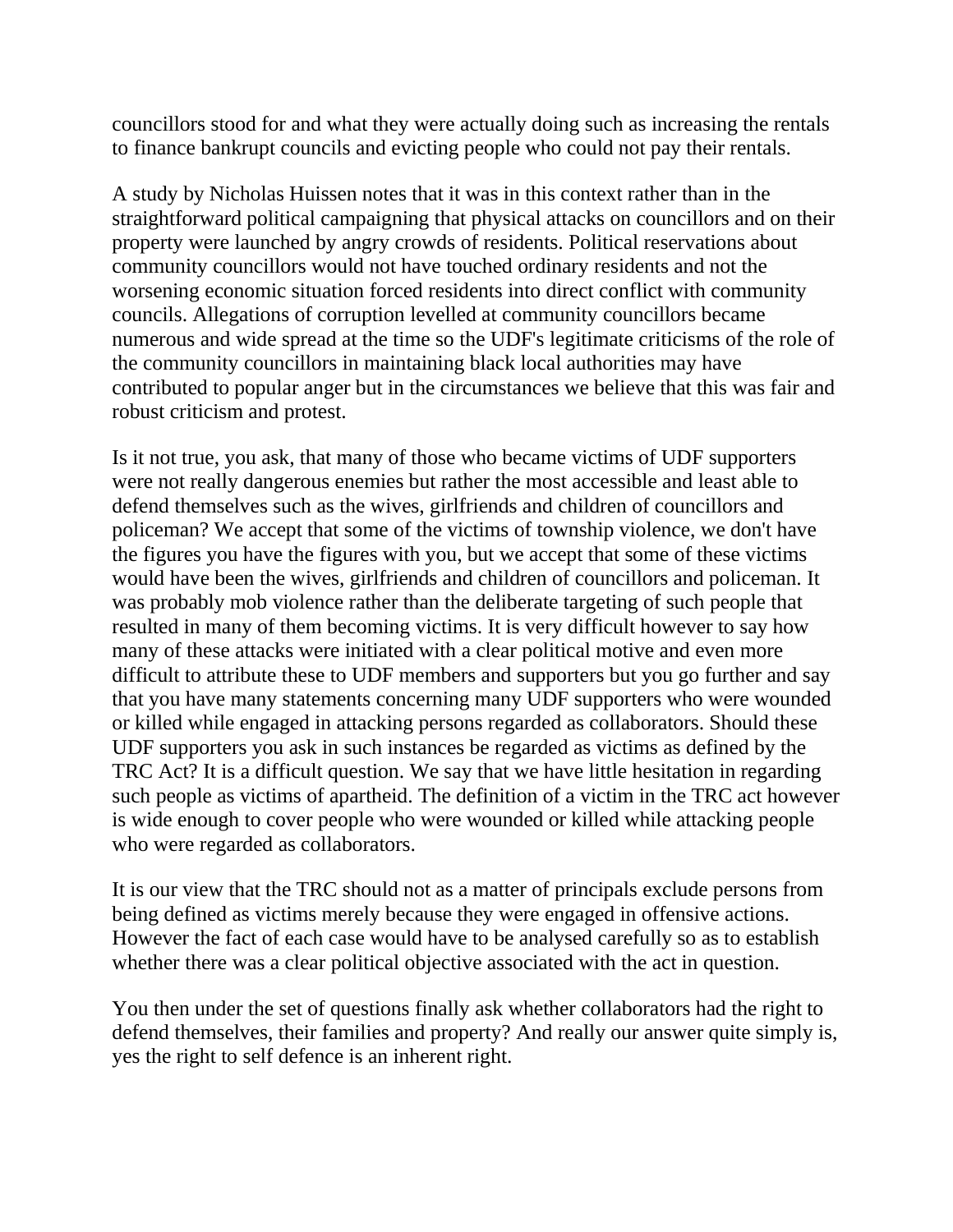councillors stood for and what they were actually doing such as increasing the rentals to finance bankrupt councils and evicting people who could not pay their rentals.

A study by Nicholas Huissen notes that it was in this context rather than in the straightforward political campaigning that physical attacks on councillors and on their property were launched by angry crowds of residents. Political reservations about community councillors would not have touched ordinary residents and not the worsening economic situation forced residents into direct conflict with community councils. Allegations of corruption levelled at community councillors became numerous and wide spread at the time so the UDF's legitimate criticisms of the role of the community councillors in maintaining black local authorities may have contributed to popular anger but in the circumstances we believe that this was fair and robust criticism and protest.

Is it not true, you ask, that many of those who became victims of UDF supporters were not really dangerous enemies but rather the most accessible and least able to defend themselves such as the wives, girlfriends and children of councillors and policeman? We accept that some of the victims of township violence, we don't have the figures you have the figures with you, but we accept that some of these victims would have been the wives, girlfriends and children of councillors and policeman. It was probably mob violence rather than the deliberate targeting of such people that resulted in many of them becoming victims. It is very difficult however to say how many of these attacks were initiated with a clear political motive and even more difficult to attribute these to UDF members and supporters but you go further and say that you have many statements concerning many UDF supporters who were wounded or killed while engaged in attacking persons regarded as collaborators. Should these UDF supporters you ask in such instances be regarded as victims as defined by the TRC Act? It is a difficult question. We say that we have little hesitation in regarding such people as victims of apartheid. The definition of a victim in the TRC act however is wide enough to cover people who were wounded or killed while attacking people who were regarded as collaborators.

It is our view that the TRC should not as a matter of principals exclude persons from being defined as victims merely because they were engaged in offensive actions. However the fact of each case would have to be analysed carefully so as to establish whether there was a clear political objective associated with the act in question.

You then under the set of questions finally ask whether collaborators had the right to defend themselves, their families and property? And really our answer quite simply is, yes the right to self defence is an inherent right.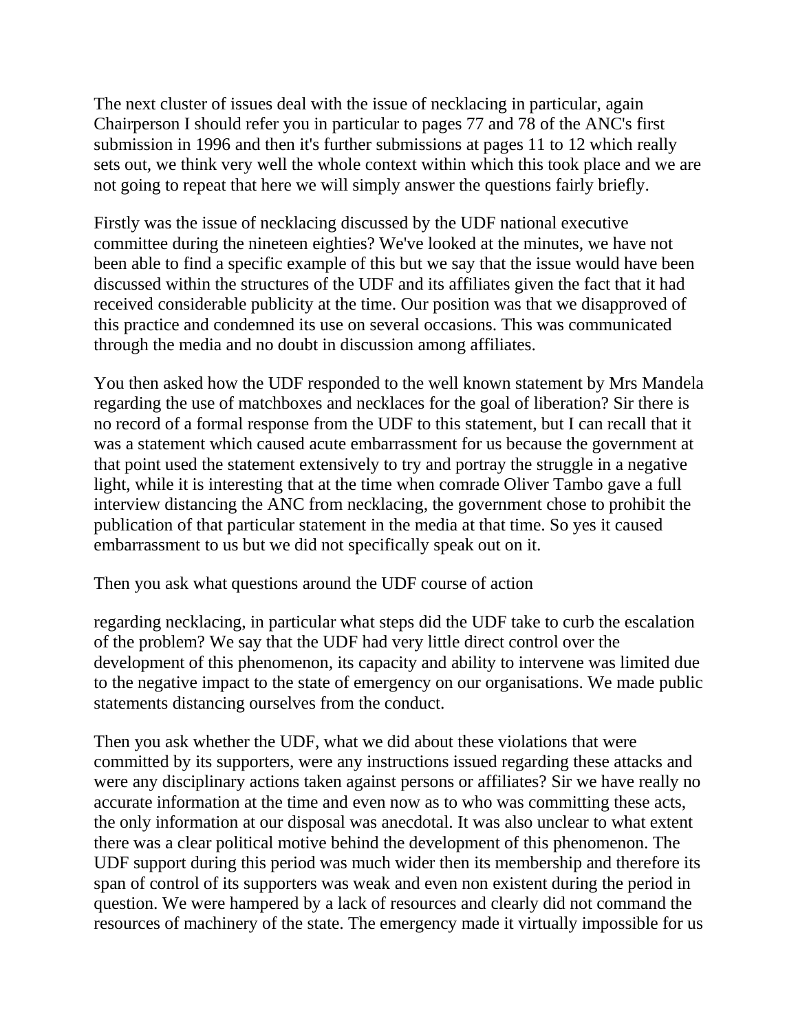The next cluster of issues deal with the issue of necklacing in particular, again Chairperson I should refer you in particular to pages 77 and 78 of the ANC's first submission in 1996 and then it's further submissions at pages 11 to 12 which really sets out, we think very well the whole context within which this took place and we are not going to repeat that here we will simply answer the questions fairly briefly.

Firstly was the issue of necklacing discussed by the UDF national executive committee during the nineteen eighties? We've looked at the minutes, we have not been able to find a specific example of this but we say that the issue would have been discussed within the structures of the UDF and its affiliates given the fact that it had received considerable publicity at the time. Our position was that we disapproved of this practice and condemned its use on several occasions. This was communicated through the media and no doubt in discussion among affiliates.

You then asked how the UDF responded to the well known statement by Mrs Mandela regarding the use of matchboxes and necklaces for the goal of liberation? Sir there is no record of a formal response from the UDF to this statement, but I can recall that it was a statement which caused acute embarrassment for us because the government at that point used the statement extensively to try and portray the struggle in a negative light, while it is interesting that at the time when comrade Oliver Tambo gave a full interview distancing the ANC from necklacing, the government chose to prohibit the publication of that particular statement in the media at that time. So yes it caused embarrassment to us but we did not specifically speak out on it.

Then you ask what questions around the UDF course of action regarding necklacing, in particular what steps did the UDF take to curb the escalation of the problem? We say that the UDF had very little direct control over the development of this phenomenon, its capacity and ability to intervene was limited due to the negative impact to the state of emergency on our organisations. We made public statements distancing ourselves from the conduct.

Then you ask whether the UDF, what we did about these violations that were committed by its supporters, were any instructions issued regarding these attacks and were any disciplinary actions taken against persons or affiliates? Sir we have really no accurate information at the time and even now as to who was committing these acts, the only information at our disposal was anecdotal. It was also unclear to what extent there was a clear political motive behind the development of this phenomenon. The UDF support during this period was much wider then its membership and therefore its span of control of its supporters was weak and even non existent during the period in question. We were hampered by a lack of resources and clearly did not command the resources of machinery of the state. The emergency made it virtually impossible for us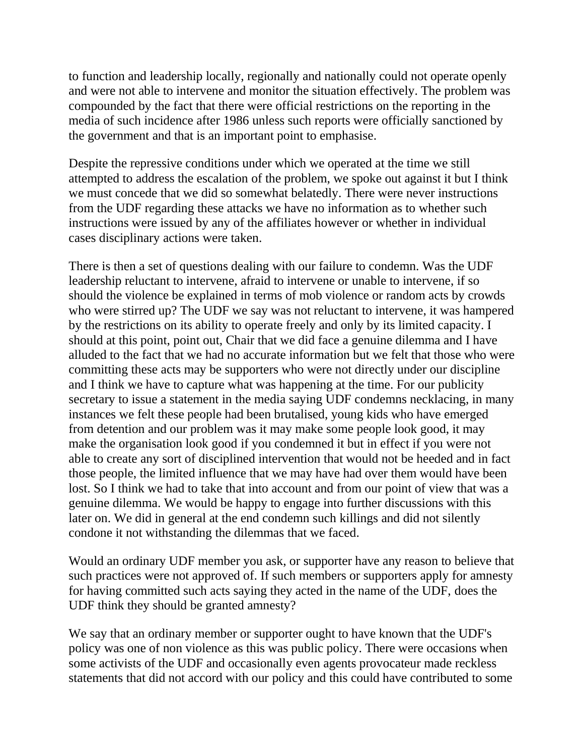to function and leadership locally, regionally and nationally could not operate openly and were not able to intervene and monitor the situation effectively. The problem was compounded by the fact that there were official restrictions on the reporting in the media of such incidence after 1986 unless such reports were officially sanctioned by the government and that is an important point to emphasise.

Despite the repressive conditions under which we operated at the time we still attempted to address the escalation of the problem, we spoke out against it but I think we must concede that we did so somewhat belatedly. There were never instructions from the UDF regarding these attacks we have no information as to whether such instructions were issued by any of the affiliates however or whether in individual cases disciplinary actions were taken.

There is then a set of questions dealing with our failure to condemn. Was the UDF leadership reluctant to intervene, afraid to intervene or unable to intervene, if so should the violence be explained in terms of mob violence or random acts by crowds who were stirred up? The UDF we say was not reluctant to intervene, it was hampered by the restrictions on its ability to operate freely and only by its limited capacity. I should at this point, point out, Chair that we did face a genuine dilemma and I have alluded to the fact that we had no accurate information but we felt that those who were committing these acts may be supporters who were not directly under our discipline and I think we have to capture what was happening at the time. For our publicity secretary to issue a statement in the media saying UDF condemns necklacing, in many instances we felt these people had been brutalised, young kids who have emerged from detention and our problem was it may make some people look good, it may make the organisation look good if you condemned it but in effect if you were not able to create any sort of disciplined intervention that would not be heeded and in fact those people, the limited influence that we may have had over them would have been lost. So I think we had to take that into account and from our point of view that was a genuine dilemma. We would be happy to engage into further discussions with this later on. We did in general at the end condemn such killings and did not silently condone it not withstanding the dilemmas that we faced.

Would an ordinary UDF member you ask, or supporter have any reason to believe that such practices were not approved of. If such members or supporters apply for amnesty for having committed such acts saying they acted in the name of the UDF, does the UDF think they should be granted amnesty?

We say that an ordinary member or supporter ought to have known that the UDF's policy was one of non violence as this was public policy. There were occasions when some activists of the UDF and occasionally even agents provocateur made reckless statements that did not accord with our policy and this could have contributed to some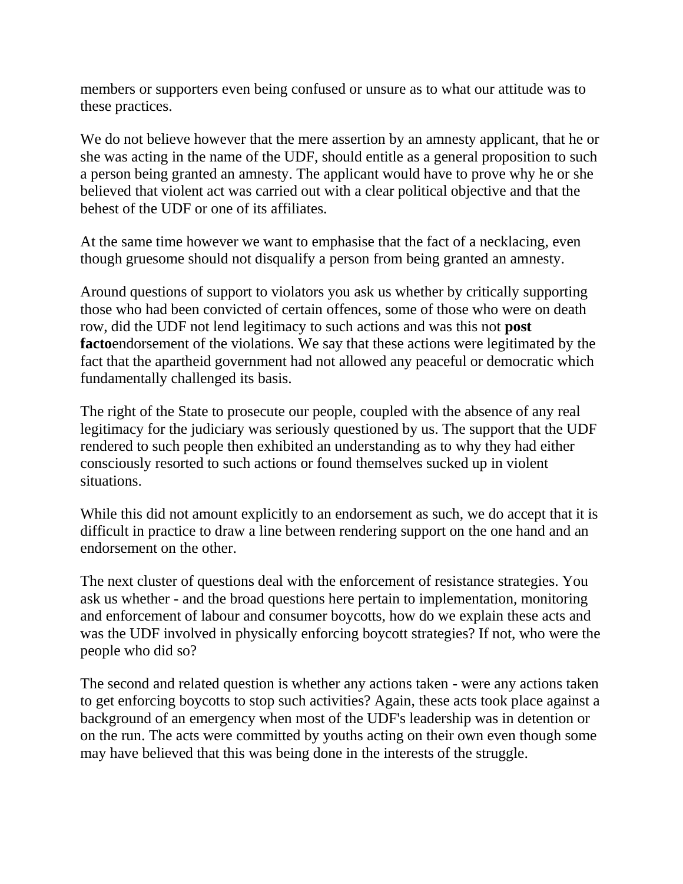members or supporters even being confused or unsure as to what our attitude was to these practices.

We do not believe however that the mere assertion by an amnesty applicant, that he or she was acting in the name of the UDF, should entitle as a general proposition to such a person being granted an amnesty. The applicant would have to prove why he or she believed that violent act was carried out with a clear political objective and that the behest of the UDF or one of its affiliates.

At the same time however we want to emphasise that the fact of a necklacing, even though gruesome should not disqualify a person from being granted an amnesty.

Around questions of support to violators you ask us whether by critically supporting those who had been convicted of certain offences, some of those who were on death row, did the UDF not lend legitimacy to such actions and was this not **post facto**endorsement of the violations. We say that these actions were legitimated by the fact that the apartheid government had not allowed any peaceful or democratic which fundamentally challenged its basis.

The right of the State to prosecute our people, coupled with the absence of any real legitimacy for the judiciary was seriously questioned by us. The support that the UDF rendered to such people then exhibited an understanding as to why they had either consciously resorted to such actions or found themselves sucked up in violent situations.

While this did not amount explicitly to an endorsement as such, we do accept that it is difficult in practice to draw a line between rendering support on the one hand and an endorsement on the other.

The next cluster of questions deal with the enforcement of resistance strategies. You ask us whether - and the broad questions here pertain to implementation, monitoring and enforcement of labour and consumer boycotts, how do we explain these acts and was the UDF involved in physically enforcing boycott strategies? If not, who were the people who did so?

The second and related question is whether any actions taken - were any actions taken to get enforcing boycotts to stop such activities? Again, these acts took place against a background of an emergency when most of the UDF's leadership was in detention or on the run. The acts were committed by youths acting on their own even though some may have believed that this was being done in the interests of the struggle.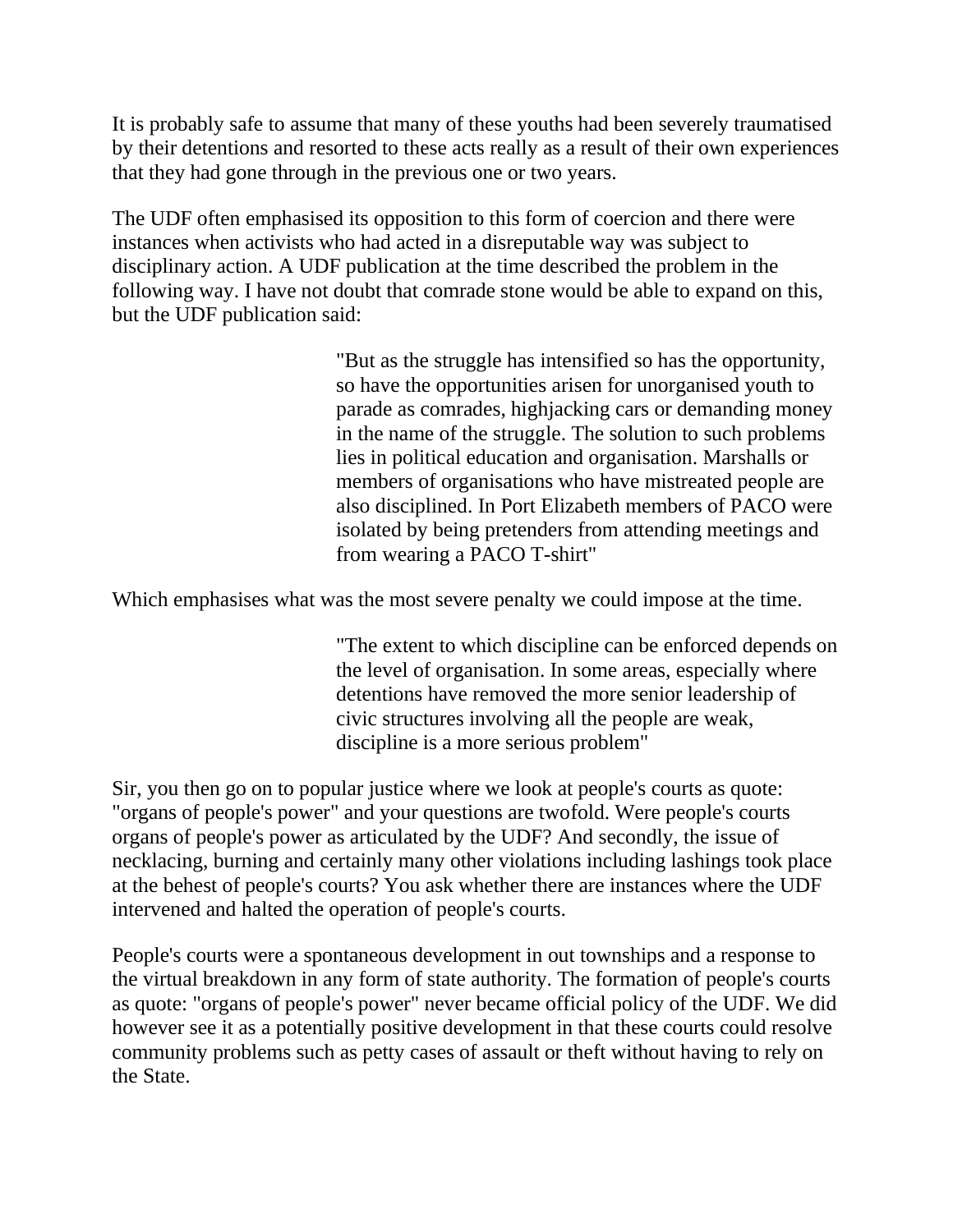It is probably safe to assume that many of these youths had been severely traumatised by their detentions and resorted to these acts really as a result of their own experiences that they had gone through in the previous one or two years.

The UDF often emphasised its opposition to this form of coercion and there were instances when activists who had acted in a disreputable way was subject to disciplinary action. A UDF publication at the time described the problem in the following way. I have not doubt that comrade stone would be able to expand on this, but the UDF publication said:

> "But as the struggle has intensified so has the opportunity, so have the opportunities arisen for unorganised youth to parade as comrades, highjacking cars or demanding money in the name of the struggle. The solution to such problems lies in political education and organisation. Marshalls or members of organisations who have mistreated people are also disciplined. In Port Elizabeth members of PACO were isolated by being pretenders from attending meetings and from wearing a PACO T-shirt"

Which emphasises what was the most severe penalty we could impose at the time.

> "The extent to which discipline can be enforced depends on the level of organisation. In some areas, especially where detentions have removed the more senior leadership of civic structures involving all the people are weak, discipline is a more serious problem"

Sir, you then go on to popular justice where we look at people's courts as quote: "organs of people's power" and your questions are twofold. Were people's courts organs of people's power as articulated by the UDF? And secondly, the issue of necklacing, burning and certainly many other violations including lashings took place at the behest of people's courts? You ask whether there are instances where the UDF intervened and halted the operation of people's courts.

People's courts were a spontaneous development in out townships and a response to the virtual breakdown in any form of state authority. The formation of people's courts as quote: "organs of people's power" never became official policy of the UDF. We did however see it as a potentially positive development in that these courts could resolve community problems such as petty cases of assault or theft without having to rely on the State.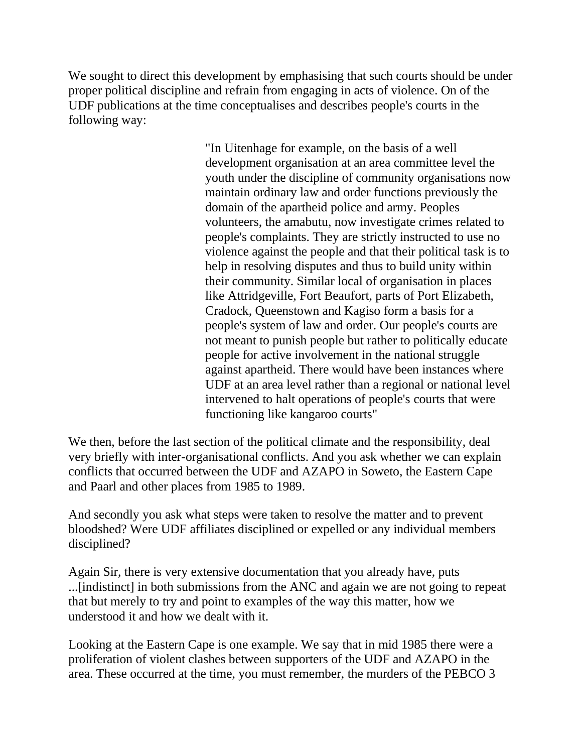We sought to direct this development by emphasising that such courts should be under proper political discipline and refrain from engaging in acts of violence. On of the UDF publications at the time conceptualises and describes people's courts in the following way:

> "In Uitenhage for example, on the basis of a well development organisation at an area committee level the youth under the discipline of community organisations now maintain ordinary law and order functions previously the domain of the apartheid police and army. Peoples volunteers, the amabutu, now investigate crimes related to people's complaints. They are strictly instructed to use no violence against the people and that their political task is to help in resolving disputes and thus to build unity within their community. Similar local of organisation in places like Attridgeville, Fort Beaufort, parts of Port Elizabeth, Cradock, Queenstown and Kagiso form a basis for a people's system of law and order. Our people's courts are not meant to punish people but rather to politically educate people for active involvement in the national struggle against apartheid. There would have been instances where UDF at an area level rather than a regional or national level intervened to halt operations of people's courts that were functioning like kangaroo courts"

We then, before the last section of the political climate and the responsibility, deal very briefly with inter-organisational conflicts. And you ask whether we can explain conflicts that occurred between the UDF and AZAPO in Soweto, the Eastern Cape and Paarl and other places from 1985 to 1989.

And secondly you ask what steps were taken to resolve the matter and to prevent bloodshed? Were UDF affiliates disciplined or expelled or any individual members disciplined?

Again Sir, there is very extensive documentation that you already have, puts ...[indistinct] in both submissions from the ANC and again we are not going to repeat that but merely to try and point to examples of the way this matter, how we understood it and how we dealt with it.

Looking at the Eastern Cape is one example. We say that in mid 1985 there were a proliferation of violent clashes between supporters of the UDF and AZAPO in the area. These occurred at the time, you must remember, the murders of the PEBCO 3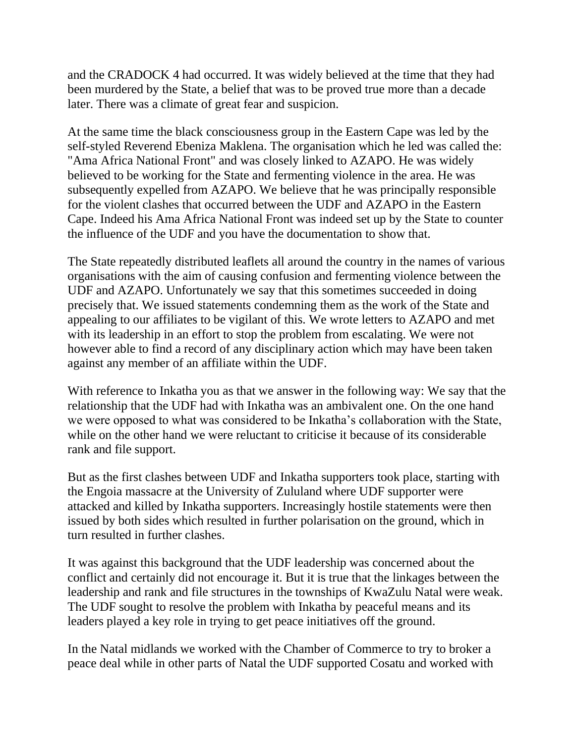and the CRADOCK 4 had occurred. It was widely believed at the time that they had been murdered by the State, a belief that was to be proved true more than a decade later. There was a climate of great fear and suspicion.

At the same time the black consciousness group in the Eastern Cape was led by the self-styled Reverend Ebeniza Maklena. The organisation which he led was called the: "Ama Africa National Front" and was closely linked to AZAPO. He was widely believed to be working for the State and fermenting violence in the area. He was subsequently expelled from AZAPO. We believe that he was principally responsible for the violent clashes that occurred between the UDF and AZAPO in the Eastern Cape. Indeed his Ama Africa National Front was indeed set up by the State to counter the influence of the UDF and you have the documentation to show that.

The State repeatedly distributed leaflets all around the country in the names of various organisations with the aim of causing confusion and fermenting violence between the UDF and AZAPO. Unfortunately we say that this sometimes succeeded in doing precisely that. We issued statements condemning them as the work of the State and appealing to our affiliates to be vigilant of this. We wrote letters to AZAPO and met with its leadership in an effort to stop the problem from escalating. We were not however able to find a record of any disciplinary action which may have been taken against any member of an affiliate within the UDF.

With reference to Inkatha you as that we answer in the following way: We say that the relationship that the UDF had with Inkatha was an ambivalent one. On the one hand we were opposed to what was considered to be Inkatha's collaboration with the State, while on the other hand we were reluctant to criticise it because of its considerable rank and file support.

But as the first clashes between UDF and Inkatha supporters took place, starting with the Engoia massacre at the University of Zululand where UDF supporter were attacked and killed by Inkatha supporters. Increasingly hostile statements were then issued by both sides which resulted in further polarisation on the ground, which in turn resulted in further clashes.

It was against this background that the UDF leadership was concerned about the conflict and certainly did not encourage it. But it is true that the linkages between the leadership and rank and file structures in the townships of KwaZulu Natal were weak. The UDF sought to resolve the problem with Inkatha by peaceful means and its leaders played a key role in trying to get peace initiatives off the ground.

In the Natal midlands we worked with the Chamber of Commerce to try to broker a peace deal while in other parts of Natal the UDF supported Cosatu and worked with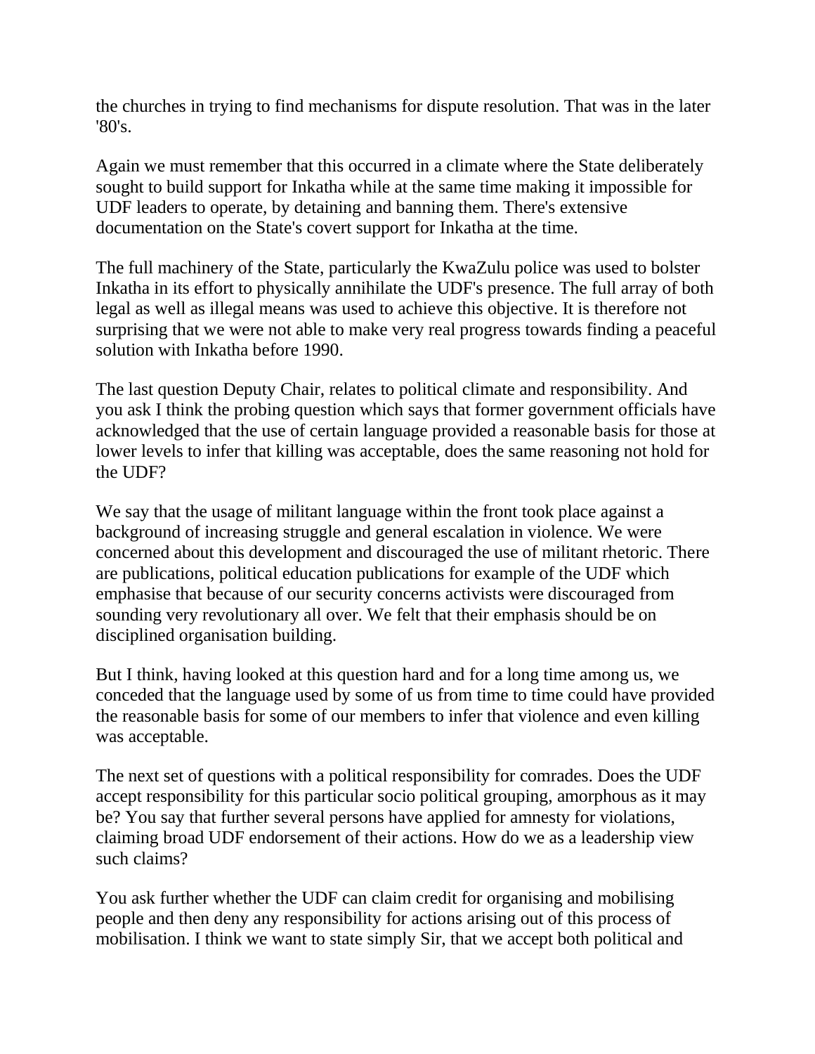the churches in trying to find mechanisms for dispute resolution. That was in the later '80's.

Again we must remember that this occurred in a climate where the State deliberately sought to build support for Inkatha while at the same time making it impossible for UDF leaders to operate, by detaining and banning them. There's extensive documentation on the State's covert support for Inkatha at the time.

The full machinery of the State, particularly the KwaZulu police was used to bolster Inkatha in its effort to physically annihilate the UDF's presence. The full array of both legal as well as illegal means was used to achieve this objective. It is therefore not surprising that we were not able to make very real progress towards finding a peaceful solution with Inkatha before 1990.

The last question Deputy Chair, relates to political climate and responsibility. And you ask I think the probing question which says that former government officials have acknowledged that the use of certain language provided a reasonable basis for those at lower levels to infer that killing was acceptable, does the same reasoning not hold for the UDF?

We say that the usage of militant language within the front took place against a background of increasing struggle and general escalation in violence. We were concerned about this development and discouraged the use of militant rhetoric. There are publications, political education publications for example of the UDF which emphasise that because of our security concerns activists were discouraged from sounding very revolutionary all over. We felt that their emphasis should be on disciplined organisation building.

But I think, having looked at this question hard and for a long time among us, we conceded that the language used by some of us from time to time could have provided the reasonable basis for some of our members to infer that violence and even killing was acceptable.

The next set of questions with a political responsibility for comrades. Does the UDF accept responsibility for this particular socio political grouping, amorphous as it may be? You say that further several persons have applied for amnesty for violations, claiming broad UDF endorsement of their actions. How do we as a leadership view such claims?

You ask further whether the UDF can claim credit for organising and mobilising people and then deny any responsibility for actions arising out of this process of mobilisation. I think we want to state simply Sir, that we accept both political and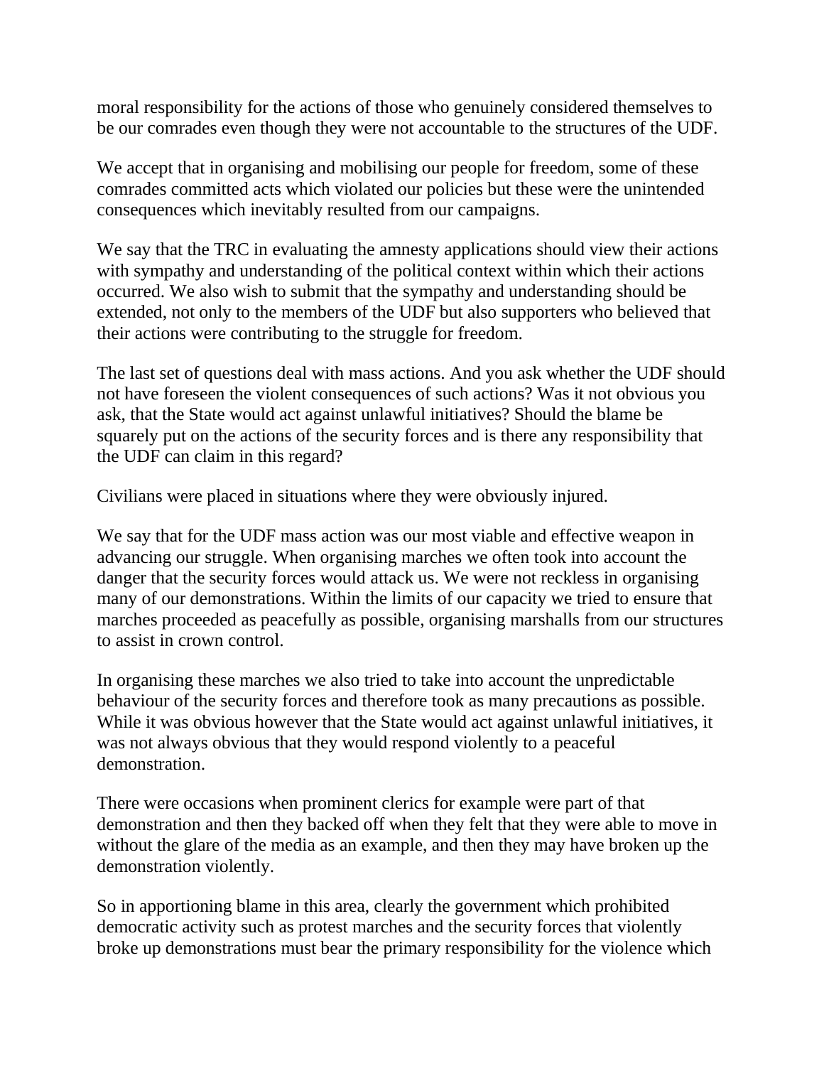moral responsibility for the actions of those who genuinely considered themselves to be our comrades even though they were not accountable to the structures of the UDF.

We accept that in organising and mobilising our people for freedom, some of these comrades committed acts which violated our policies but these were the unintended consequences which inevitably resulted from our campaigns.

We say that the TRC in evaluating the amnesty applications should view their actions with sympathy and understanding of the political context within which their actions occurred. We also wish to submit that the sympathy and understanding should be extended, not only to the members of the UDF but also supporters who believed that their actions were contributing to the struggle for freedom.

The last set of questions deal with mass actions. And you ask whether the UDF should not have foreseen the violent consequences of such actions? Was it not obvious you ask, that the State would act against unlawful initiatives? Should the blame be squarely put on the actions of the security forces and is there any responsibility that the UDF can claim in this regard?

Civilians were placed in situations where they were obviously injured.

We say that for the UDF mass action was our most viable and effective weapon in advancing our struggle. When organising marches we often took into account the danger that the security forces would attack us. We were not reckless in organising many of our demonstrations. Within the limits of our capacity we tried to ensure that marches proceeded as peacefully as possible, organising marshalls from our structures to assist in crown control.

In organising these marches we also tried to take into account the unpredictable behaviour of the security forces and therefore took as many precautions as possible. While it was obvious however that the State would act against unlawful initiatives, it was not always obvious that they would respond violently to a peaceful demonstration.

There were occasions when prominent clerics for example were part of that demonstration and then they backed off when they felt that they were able to move in without the glare of the media as an example, and then they may have broken up the demonstration violently.

So in apportioning blame in this area, clearly the government which prohibited democratic activity such as protest marches and the security forces that violently broke up demonstrations must bear the primary responsibility for the violence which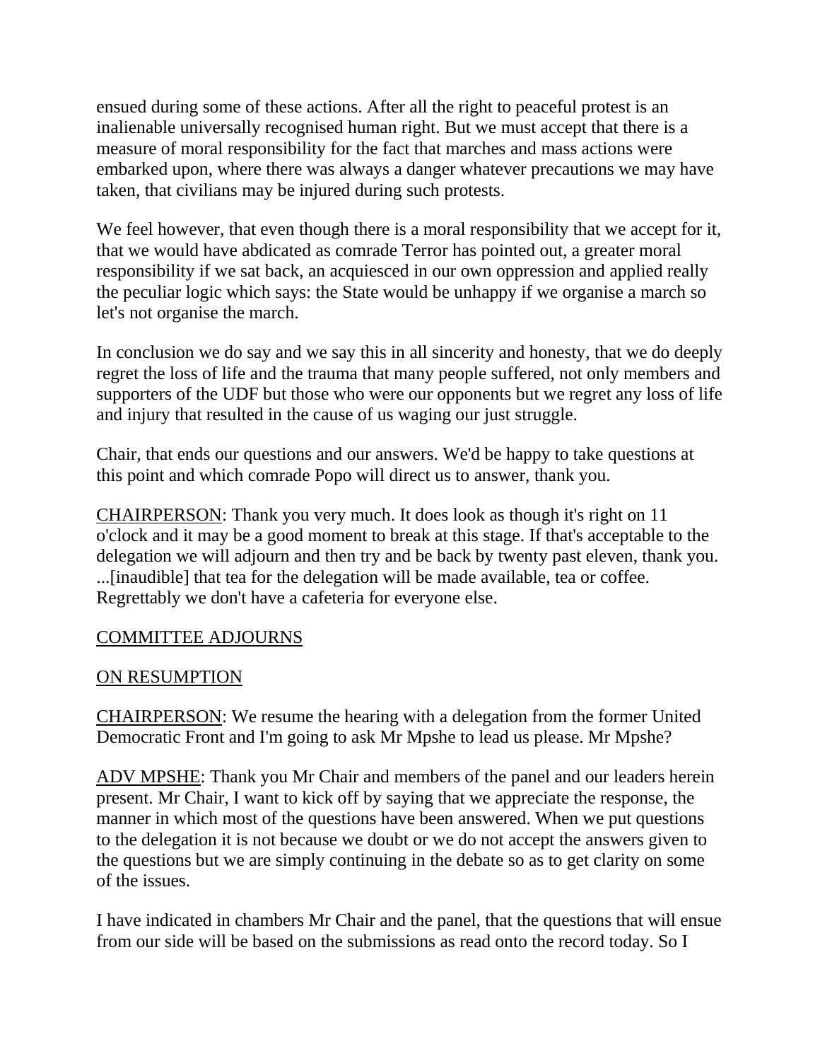ensued during some of these actions. After all the right to peaceful protest is an inalienable universally recognised human right. But we must accept that there is a measure of moral responsibility for the fact that marches and mass actions were embarked upon, where there was always a danger whatever precautions we may have taken, that civilians may be injured during such protests.

We feel however, that even though there is a moral responsibility that we accept for it, that we would have abdicated as comrade Terror has pointed out, a greater moral responsibility if we sat back, an acquiesced in our own oppression and applied really the peculiar logic which says: the State would be unhappy if we organise a march so let's not organise the march.

In conclusion we do say and we say this in all sincerity and honesty, that we do deeply regret the loss of life and the trauma that many people suffered, not only members and supporters of the UDF but those who were our opponents but we regret any loss of life and injury that resulted in the cause of us waging our just struggle.

Chair, that ends our questions and our answers. We'd be happy to take questions at this point and which comrade Popo will direct us to answer, thank you.

CHAIRPERSON: Thank you very much. It does look as though it's right on 11 o'clock and it may be a good moment to break at this stage. If that's acceptable to the delegation we will adjourn and then try and be back by twenty past eleven, thank you. ...[inaudible] that tea for the delegation will be made available, tea or coffee. Regrettably we don't have a cafeteria for everyone else.

COMMITTEE ADJOURNS

ON RESUMPTION

CHAIRPERSON: We resume the hearing with a delegation from the former United Democratic Front and I'm going to ask Mr Mpshe to lead us please. Mr Mpshe?

ADV MPSHE: Thank you Mr Chair and members of the panel and our leaders herein present. Mr Chair, I want to kick off by saying that we appreciate the response, the manner in which most of the questions have been answered. When we put questions to the delegation it is not because we doubt or we do not accept the answers given to the questions but we are simply continuing in the debate so as to get clarity on some of the issues.

I have indicated in chambers Mr Chair and the panel, that the questions that will ensue from our side will be based on the submissions as read onto the record today. So I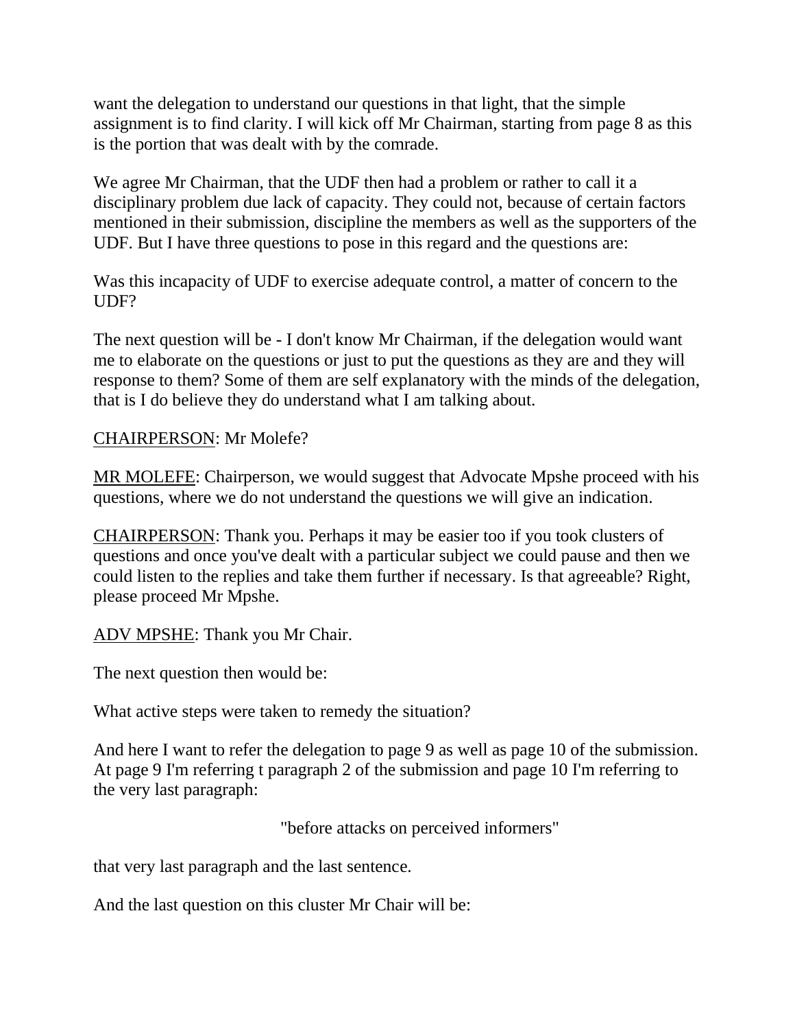want the delegation to understand our questions in that light, that the simple assignment is to find clarity. I will kick off Mr Chairman, starting from page 8 as this is the portion that was dealt with by the comrade.

We agree Mr Chairman, that the UDF then had a problem or rather to call it a disciplinary problem due lack of capacity. They could not, because of certain factors mentioned in their submission, discipline the members as well as the supporters of the UDF. But I have three questions to pose in this regard and the questions are:

Was this incapacity of UDF to exercise adequate control, a matter of concern to the UDF?

The next question will be - I don't know Mr Chairman, if the delegation would want me to elaborate on the questions or just to put the questions as they are and they will response to them? Some of them are self explanatory with the minds of the delegation, that is I do believe they do understand what I am talking about.

CHAIRPERSON: Mr Molefe?

MR MOLEFE: Chairperson, we would suggest that Advocate Mpshe proceed with his questions, where we do not understand the questions we will give an indication.

CHAIRPERSON: Thank you. Perhaps it may be easier too if you took clusters of questions and once you've dealt with a particular subject we could pause and then we could listen to the replies and take them further if necessary. Is that agreeable? Right, please proceed Mr Mpshe.

ADV MPSHE: Thank you Mr Chair.

The next question then would be:

What active steps were taken to remedy the situation?

And here I want to refer the delegation to page 9 as well as page 10 of the submission. At page 9 I'm referring t paragraph 2 of the submission and page 10 I'm referring to the very last paragraph:

"before attacks on perceived informers"

that very last paragraph and the last sentence.

And the last question on this cluster Mr Chair will be: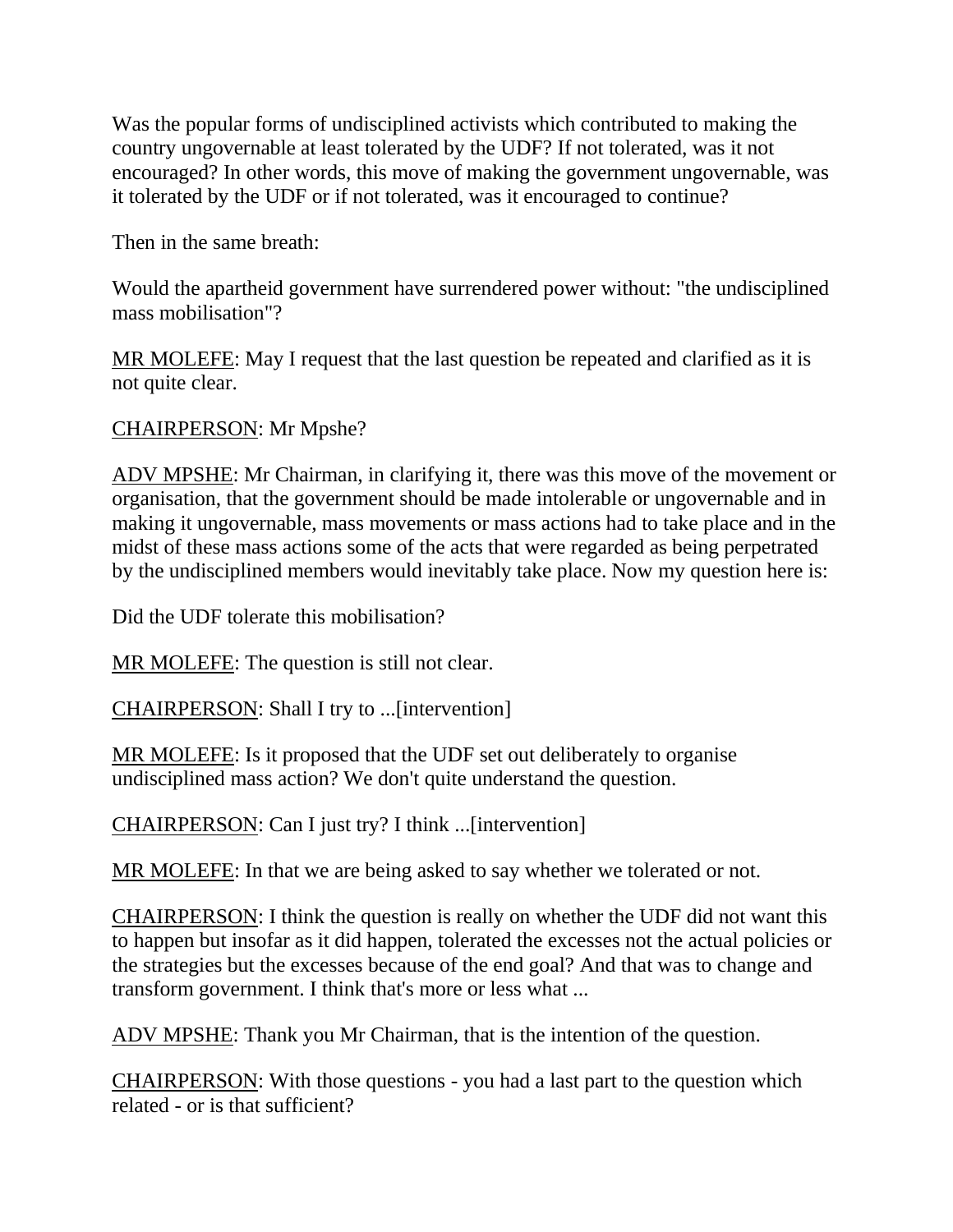Was the popular forms of undisciplined activists which contributed to making the country ungovernable at least tolerated by the UDF? If not tolerated, was it not encouraged? In other words, this move of making the government ungovernable, was it tolerated by the UDF or if not tolerated, was it encouraged to continue?

Then in the same breath:

Would the apartheid government have surrendered power without: "the undisciplined mass mobilisation"?

MR MOLEFE: May I request that the last question be repeated and clarified as it is not quite clear.

CHAIRPERSON: Mr Mpshe?

ADV MPSHE: Mr Chairman, in clarifying it, there was this move of the movement or organisation, that the government should be made intolerable or ungovernable and in making it ungovernable, mass movements or mass actions had to take place and in the midst of these mass actions some of the acts that were regarded as being perpetrated by the undisciplined members would inevitably take place. Now my question here is:

Did the UDF tolerate this mobilisation?

MR MOLEFE: The question is still not clear.

CHAIRPERSON: Shall I try to ...[intervention]

MR MOLEFE: Is it proposed that the UDF set out deliberately to organise undisciplined mass action? We don't quite understand the question.

CHAIRPERSON: Can I just try? I think ...[intervention]

MR MOLEFE: In that we are being asked to say whether we tolerated or not.

CHAIRPERSON: I think the question is really on whether the UDF did not want this to happen but insofar as it did happen, tolerated the excesses not the actual policies or the strategies but the excesses because of the end goal? And that was to change and transform government. I think that's more or less what ...

ADV MPSHE: Thank you Mr Chairman, that is the intention of the question.

CHAIRPERSON: With those questions - you had a last part to the question which related - or is that sufficient?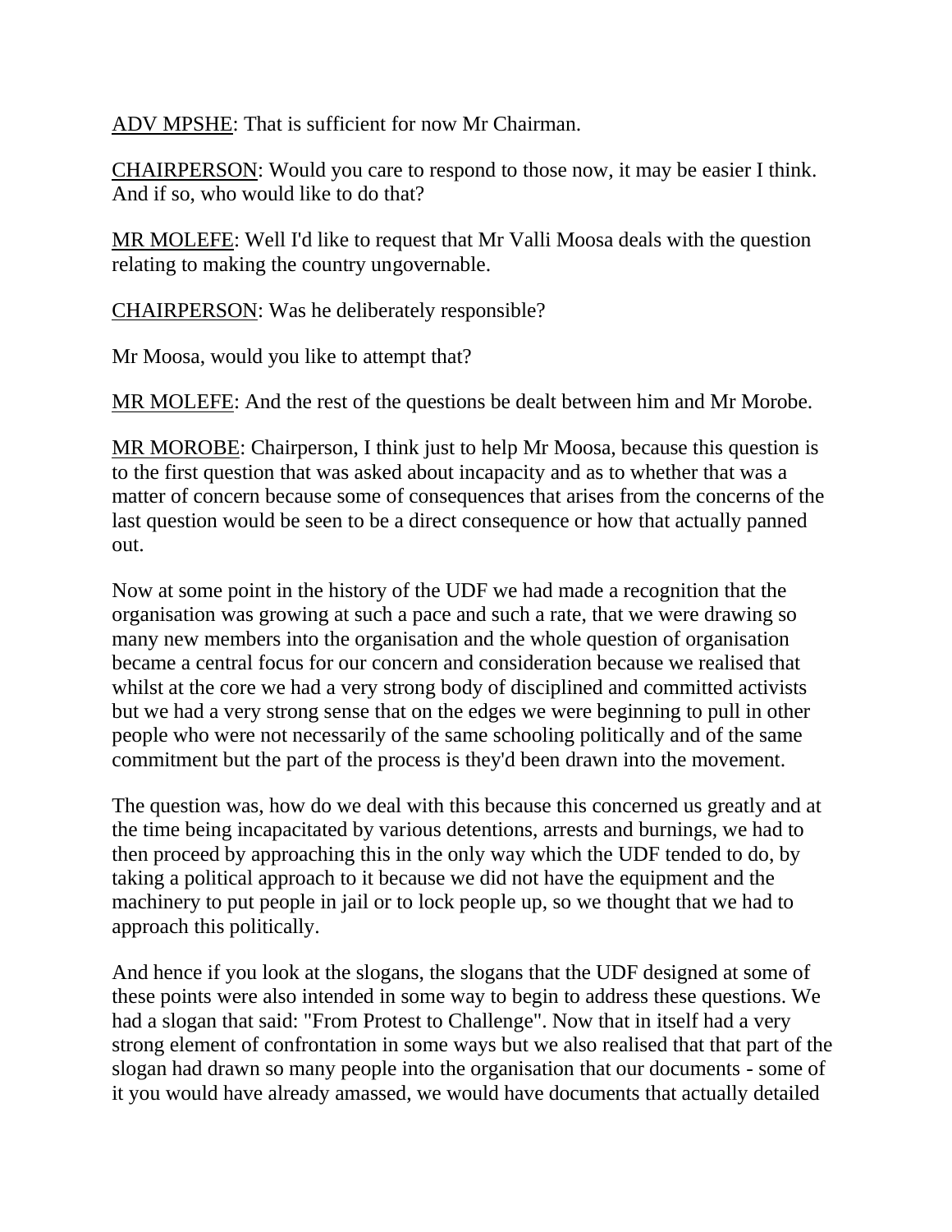ADV MPSHE: That is sufficient for now Mr Chairman.

CHAIRPERSON: Would you care to respond to those now, it may be easier I think. And if so, who would like to do that?

MR MOLEFE: Well I'd like to request that Mr Valli Moosa deals with the question relating to making the country ungovernable.

CHAIRPERSON: Was he deliberately responsible?

Mr Moosa, would you like to attempt that?

MR MOLEFE: And the rest of the questions be dealt between him and Mr Morobe.

MR MOROBE: Chairperson, I think just to help Mr Moosa, because this question is to the first question that was asked about incapacity and as to whether that was a matter of concern because some of consequences that arises from the concerns of the last question would be seen to be a direct consequence or how that actually panned out.

Now at some point in the history of the UDF we had made a recognition that the organisation was growing at such a pace and such a rate, that we were drawing so many new members into the organisation and the whole question of organisation became a central focus for our concern and consideration because we realised that whilst at the core we had a very strong body of disciplined and committed activists but we had a very strong sense that on the edges we were beginning to pull in other people who were not necessarily of the same schooling politically and of the same commitment but the part of the process is they'd been drawn into the movement.

The question was, how do we deal with this because this concerned us greatly and at the time being incapacitated by various detentions, arrests and burnings, we had to then proceed by approaching this in the only way which the UDF tended to do, by taking a political approach to it because we did not have the equipment and the machinery to put people in jail or to lock people up, so we thought that we had to approach this politically.

And hence if you look at the slogans, the slogans that the UDF designed at some of these points were also intended in some way to begin to address these questions. We had a slogan that said: "From Protest to Challenge". Now that in itself had a very strong element of confrontation in some ways but we also realised that that part of the slogan had drawn so many people into the organisation that our documents - some of it you would have already amassed, we would have documents that actually detailed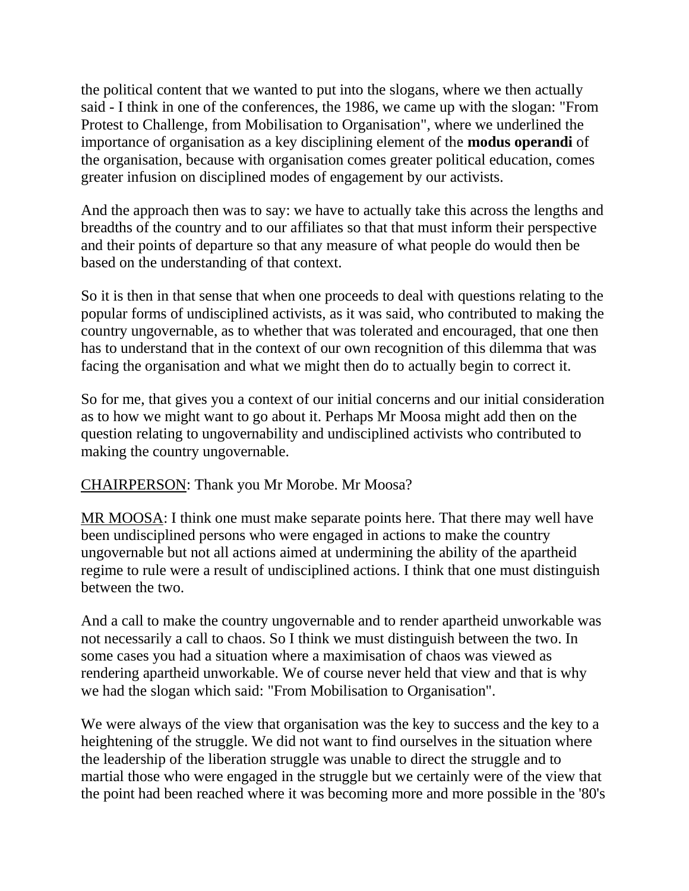the political content that we wanted to put into the slogans, where we then actually said - I think in one of the conferences, the 1986, we came up with the slogan: "From Protest to Challenge, from Mobilisation to Organisation", where we underlined the importance of organisation as a key disciplining element of the **modus operandi** of the organisation, because with organisation comes greater political education, comes greater infusion on disciplined modes of engagement by our activists.

And the approach then was to say: we have to actually take this across the lengths and breadths of the country and to our affiliates so that that must inform their perspective and their points of departure so that any measure of what people do would then be based on the understanding of that context.

So it is then in that sense that when one proceeds to deal with questions relating to the popular forms of undisciplined activists, as it was said, who contributed to making the country ungovernable, as to whether that was tolerated and encouraged, that one then has to understand that in the context of our own recognition of this dilemma that was facing the organisation and what we might then do to actually begin to correct it.

So for me, that gives you a context of our initial concerns and our initial consideration as to how we might want to go about it. Perhaps Mr Moosa might add then on the question relating to ungovernability and undisciplined activists who contributed to making the country ungovernable.

CHAIRPERSON: Thank you Mr Morobe. Mr Moosa?

MR MOOSA: I think one must make separate points here. That there may well have been undisciplined persons who were engaged in actions to make the country ungovernable but not all actions aimed at undermining the ability of the apartheid regime to rule were a result of undisciplined actions. I think that one must distinguish between the two.

And a call to make the country ungovernable and to render apartheid unworkable was not necessarily a call to chaos. So I think we must distinguish between the two. In some cases you had a situation where a maximisation of chaos was viewed as rendering apartheid unworkable. We of course never held that view and that is why we had the slogan which said: "From Mobilisation to Organisation".

We were always of the view that organisation was the key to success and the key to a heightening of the struggle. We did not want to find ourselves in the situation where the leadership of the liberation struggle was unable to direct the struggle and to martial those who were engaged in the struggle but we certainly were of the view that the point had been reached where it was becoming more and more possible in the '80's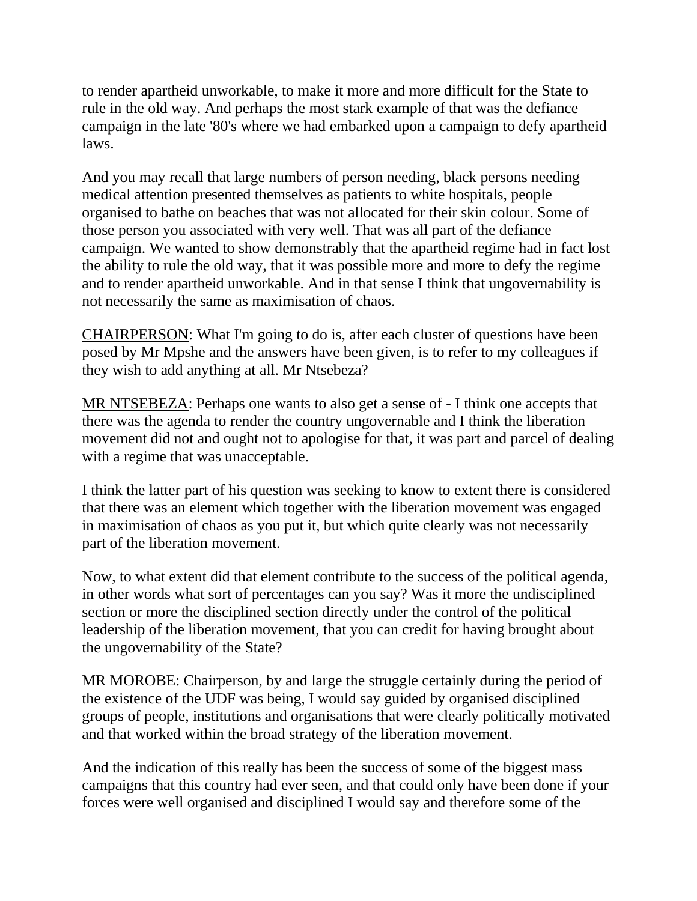to render apartheid unworkable, to make it more and more difficult for the State to rule in the old way. And perhaps the most stark example of that was the defiance campaign in the late '80's where we had embarked upon a campaign to defy apartheid laws.

And you may recall that large numbers of person needing, black persons needing medical attention presented themselves as patients to white hospitals, people organised to bathe on beaches that was not allocated for their skin colour. Some of those person you associated with very well. That was all part of the defiance campaign. We wanted to show demonstrably that the apartheid regime had in fact lost the ability to rule the old way, that it was possible more and more to defy the regime and to render apartheid unworkable. And in that sense I think that ungovernability is not necessarily the same as maximisation of chaos.

CHAIRPERSON: What I'm going to do is, after each cluster of questions have been posed by Mr Mpshe and the answers have been given, is to refer to my colleagues if they wish to add anything at all. Mr Ntsebeza?

MR NTSEBEZA: Perhaps one wants to also get a sense of - I think one accepts that there was the agenda to render the country ungovernable and I think the liberation movement did not and ought not to apologise for that, it was part and parcel of dealing with a regime that was unacceptable.

I think the latter part of his question was seeking to know to extent there is considered that there was an element which together with the liberation movement was engaged in maximisation of chaos as you put it, but which quite clearly was not necessarily part of the liberation movement.

Now, to what extent did that element contribute to the success of the political agenda, in other words what sort of percentages can you say? Was it more the undisciplined section or more the disciplined section directly under the control of the political leadership of the liberation movement, that you can credit for having brought about the ungovernability of the State?

MR MOROBE: Chairperson, by and large the struggle certainly during the period of the existence of the UDF was being, I would say guided by organised disciplined groups of people, institutions and organisations that were clearly politically motivated and that worked within the broad strategy of the liberation movement.

And the indication of this really has been the success of some of the biggest mass campaigns that this country had ever seen, and that could only have been done if your forces were well organised and disciplined I would say and therefore some of the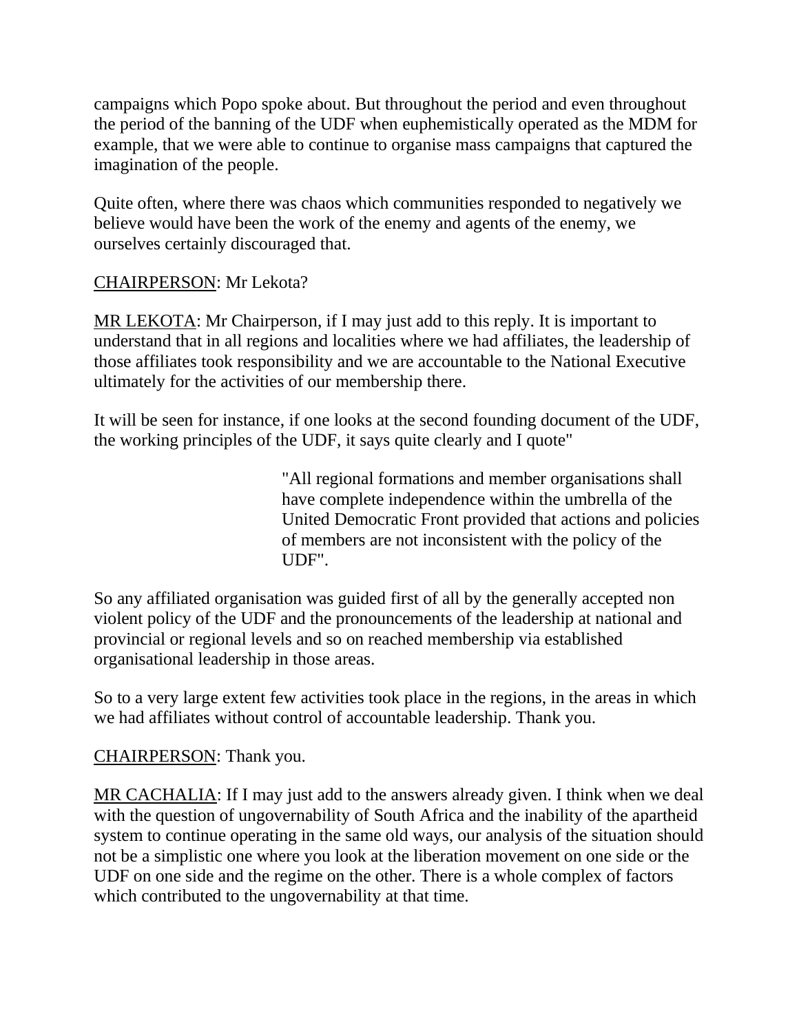campaigns which Popo spoke about. But throughout the period and even throughout the period of the banning of the UDF when euphemistically operated as the MDM for example, that we were able to continue to organise mass campaigns that captured the imagination of the people.

Quite often, where there was chaos which communities responded to negatively we believe would have been the work of the enemy and agents of the enemy, we ourselves certainly discouraged that.

CHAIRPERSON: Mr Lekota?

MR LEKOTA: Mr Chairperson, if I may just add to this reply. It is important to understand that in all regions and localities where we had affiliates, the leadership of those affiliates took responsibility and we are accountable to the National Executive ultimately for the activities of our membership there.

It will be seen for instance, if one looks at the second founding document of the UDF, the working principles of the UDF, it says quite clearly and I quote"

> "All regional formations and member organisations shall have complete independence within the umbrella of the United Democratic Front provided that actions and policies of members are not inconsistent with the policy of the UDF".

So any affiliated organisation was guided first of all by the generally accepted non violent policy of the UDF and the pronouncements of the leadership at national and provincial or regional levels and so on reached membership via established organisational leadership in those areas.

So to a very large extent few activities took place in the regions, in the areas in which we had affiliates without control of accountable leadership. Thank you.

CHAIRPERSON: Thank you.

MR CACHALIA: If I may just add to the answers already given. I think when we deal with the question of ungovernability of South Africa and the inability of the apartheid system to continue operating in the same old ways, our analysis of the situation should not be a simplistic one where you look at the liberation movement on one side or the UDF on one side and the regime on the other. There is a whole complex of factors which contributed to the ungovernability at that time.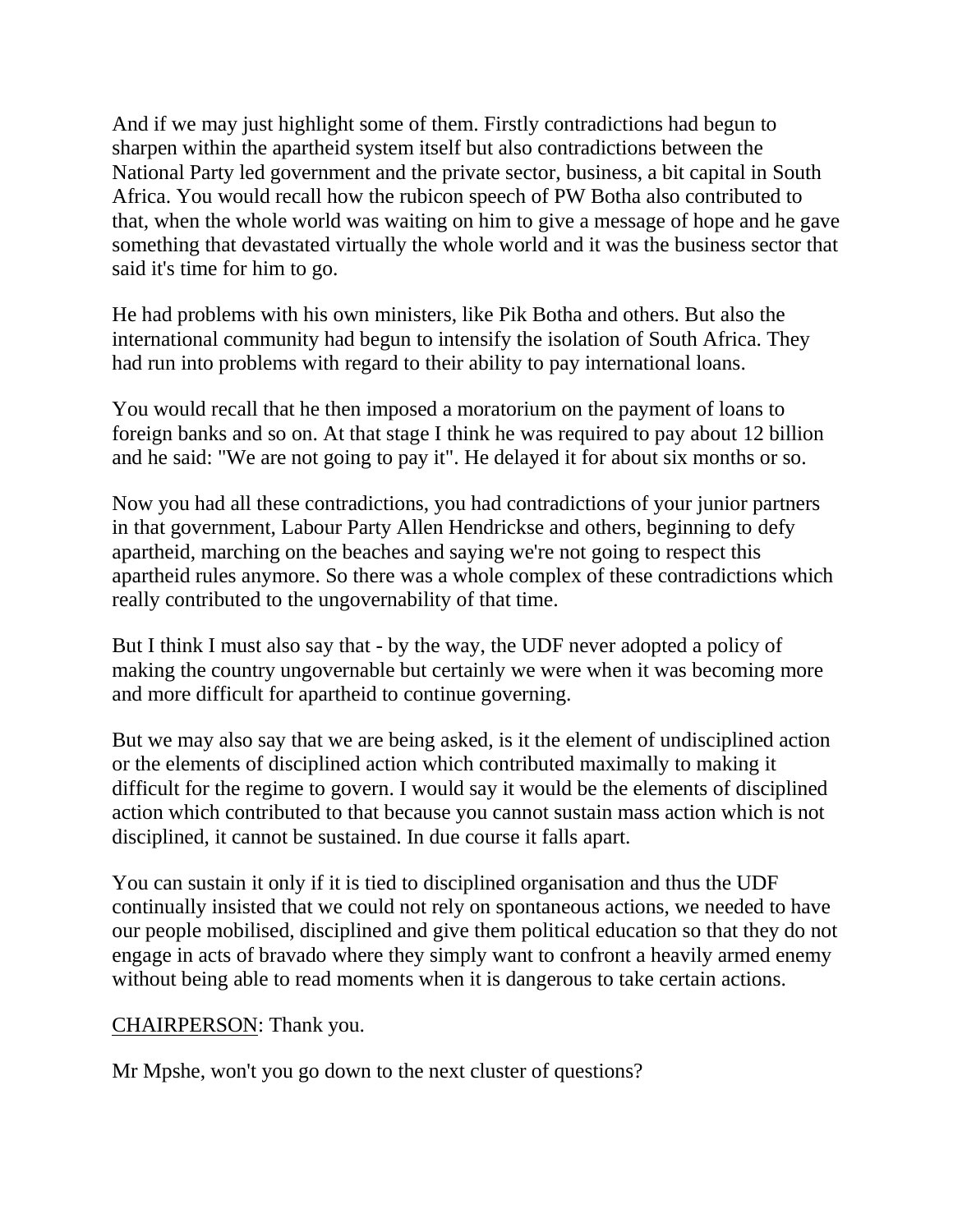And if we may just highlight some of them. Firstly contradictions had begun to sharpen within the apartheid system itself but also contradictions between the National Party led government and the private sector, business, a bit capital in South Africa. You would recall how the rubicon speech of PW Botha also contributed to that, when the whole world was waiting on him to give a message of hope and he gave something that devastated virtually the whole world and it was the business sector that said it's time for him to go.

He had problems with his own ministers, like Pik Botha and others. But also the international community had begun to intensify the isolation of South Africa. They had run into problems with regard to their ability to pay international loans.

You would recall that he then imposed a moratorium on the payment of loans to foreign banks and so on. At that stage I think he was required to pay about 12 billion and he said: "We are not going to pay it". He delayed it for about six months or so.

Now you had all these contradictions, you had contradictions of your junior partners in that government, Labour Party Allen Hendrickse and others, beginning to defy apartheid, marching on the beaches and saying we're not going to respect this apartheid rules anymore. So there was a whole complex of these contradictions which really contributed to the ungovernability of that time.

But I think I must also say that - by the way, the UDF never adopted a policy of making the country ungovernable but certainly we were when it was becoming more and more difficult for apartheid to continue governing.

But we may also say that we are being asked, is it the element of undisciplined action or the elements of disciplined action which contributed maximally to making it difficult for the regime to govern. I would say it would be the elements of disciplined action which contributed to that because you cannot sustain mass action which is not disciplined, it cannot be sustained. In due course it falls apart.

You can sustain it only if it is tied to disciplined organisation and thus the UDF continually insisted that we could not rely on spontaneous actions, we needed to have our people mobilised, disciplined and give them political education so that they do not engage in acts of bravado where they simply want to confront a heavily armed enemy without being able to read moments when it is dangerous to take certain actions.

CHAIRPERSON: Thank you.

Mr Mpshe, won't you go down to the next cluster of questions?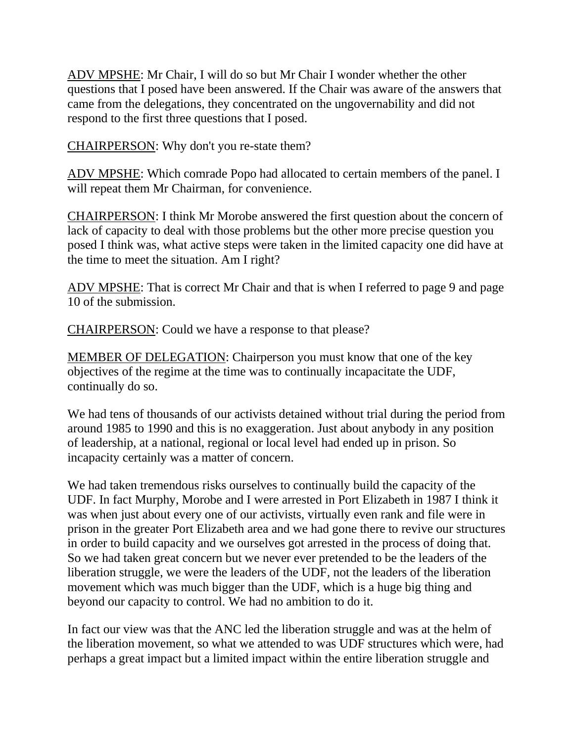ADV MPSHE: Mr Chair, I will do so but Mr Chair I wonder whether the other questions that I posed have been answered. If the Chair was aware of the answers that came from the delegations, they concentrated on the ungovernability and did not respond to the first three questions that I posed.

CHAIRPERSON: Why don't you re-state them?

ADV MPSHE: Which comrade Popo had allocated to certain members of the panel. I will repeat them Mr Chairman, for convenience.

CHAIRPERSON: I think Mr Morobe answered the first question about the concern of lack of capacity to deal with those problems but the other more precise question you posed I think was, what active steps were taken in the limited capacity one did have at the time to meet the situation. Am I right?

ADV MPSHE: That is correct Mr Chair and that is when I referred to page 9 and page 10 of the submission.

CHAIRPERSON: Could we have a response to that please?

MEMBER OF DELEGATION: Chairperson you must know that one of the key objectives of the regime at the time was to continually incapacitate the UDF, continually do so.

We had tens of thousands of our activists detained without trial during the period from around 1985 to 1990 and this is no exaggeration. Just about anybody in any position of leadership, at a national, regional or local level had ended up in prison. So incapacity certainly was a matter of concern.

We had taken tremendous risks ourselves to continually build the capacity of the UDF. In fact Murphy, Morobe and I were arrested in Port Elizabeth in 1987 I think it was when just about every one of our activists, virtually even rank and file were in prison in the greater Port Elizabeth area and we had gone there to revive our structures in order to build capacity and we ourselves got arrested in the process of doing that. So we had taken great concern but we never ever pretended to be the leaders of the liberation struggle, we were the leaders of the UDF, not the leaders of the liberation movement which was much bigger than the UDF, which is a huge big thing and beyond our capacity to control. We had no ambition to do it.

In fact our view was that the ANC led the liberation struggle and was at the helm of the liberation movement, so what we attended to was UDF structures which were, had perhaps a great impact but a limited impact within the entire liberation struggle and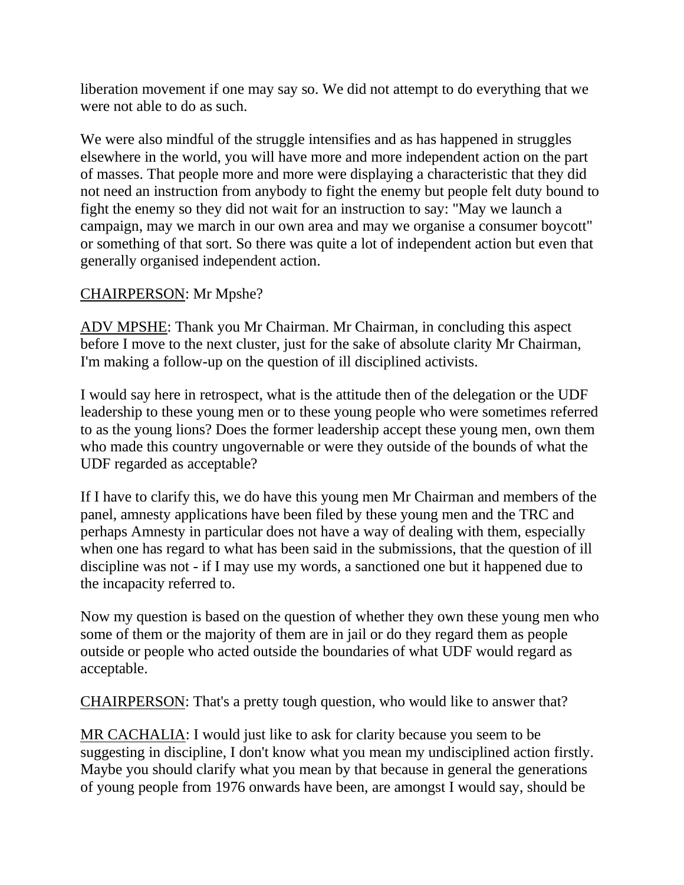liberation movement if one may say so. We did not attempt to do everything that we were not able to do as such.

We were also mindful of the struggle intensifies and as has happened in struggles elsewhere in the world, you will have more and more independent action on the part of masses. That people more and more were displaying a characteristic that they did not need an instruction from anybody to fight the enemy but people felt duty bound to fight the enemy so they did not wait for an instruction to say: "May we launch a campaign, may we march in our own area and may we organise a consumer boycott" or something of that sort. So there was quite a lot of independent action but even that generally organised independent action.

CHAIRPERSON: Mr Mpshe?

ADV MPSHE: Thank you Mr Chairman. Mr Chairman, in concluding this aspect before I move to the next cluster, just for the sake of absolute clarity Mr Chairman, I'm making a follow-up on the question of ill disciplined activists.

I would say here in retrospect, what is the attitude then of the delegation or the UDF leadership to these young men or to these young people who were sometimes referred to as the young lions? Does the former leadership accept these young men, own them who made this country ungovernable or were they outside of the bounds of what the UDF regarded as acceptable?

If I have to clarify this, we do have this young men Mr Chairman and members of the panel, amnesty applications have been filed by these young men and the TRC and perhaps Amnesty in particular does not have a way of dealing with them, especially when one has regard to what has been said in the submissions, that the question of ill discipline was not - if I may use my words, a sanctioned one but it happened due to the incapacity referred to.

Now my question is based on the question of whether they own these young men who some of them or the majority of them are in jail or do they regard them as people outside or people who acted outside the boundaries of what UDF would regard as acceptable.

CHAIRPERSON: That's a pretty tough question, who would like to answer that?

MR CACHALIA: I would just like to ask for clarity because you seem to be suggesting in discipline, I don't know what you mean my undisciplined action firstly. Maybe you should clarify what you mean by that because in general the generations of young people from 1976 onwards have been, are amongst I would say, should be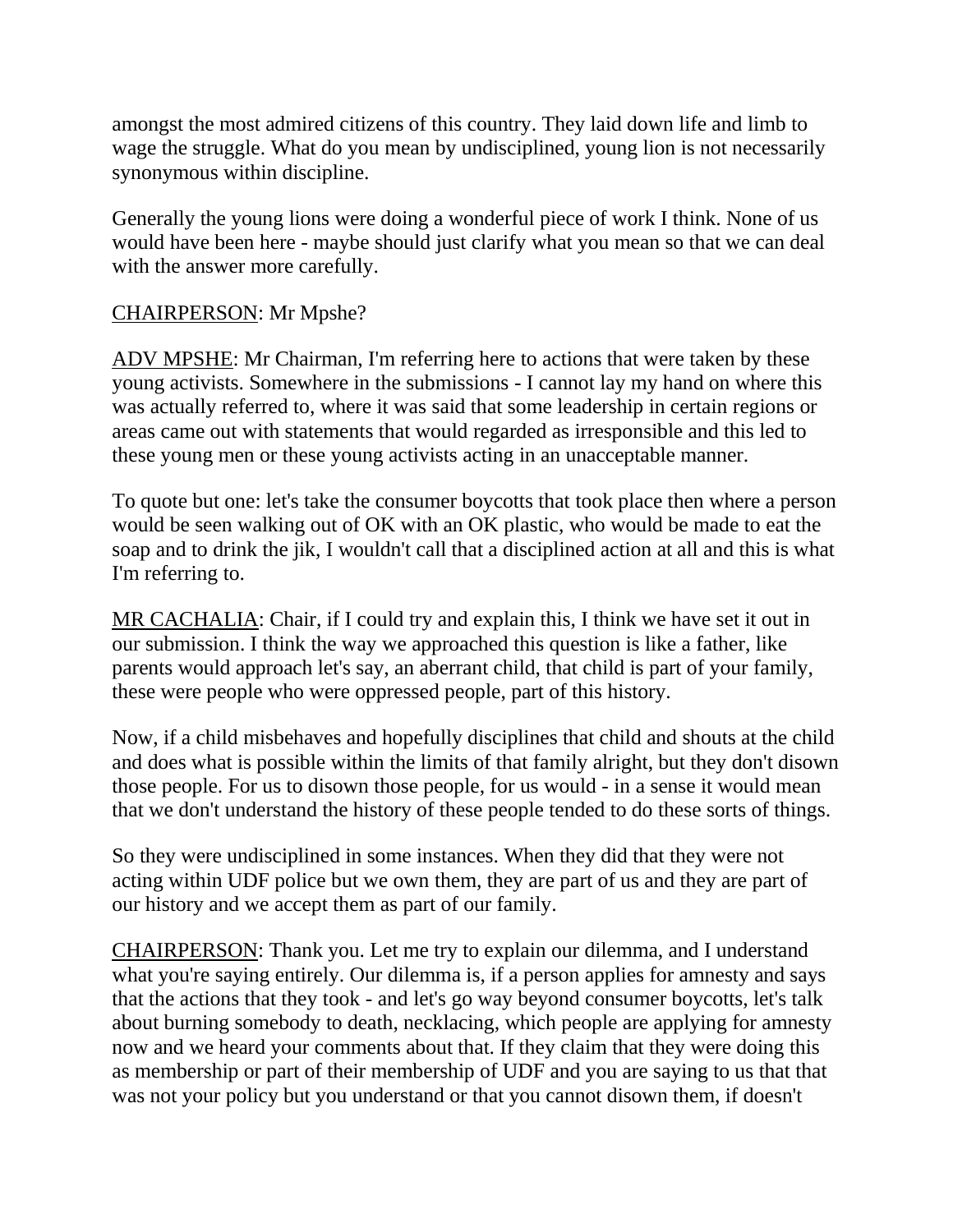amongst the most admired citizens of this country. They laid down life and limb to wage the struggle. What do you mean by undisciplined, young lion is not necessarily synonymous within discipline.

Generally the young lions were doing a wonderful piece of work I think. None of us would have been here - maybe should just clarify what you mean so that we can deal with the answer more carefully.

<u>CHAIRPERSON</u>: Mr Mpshe?

<u>ADV MPSHE</u>: Mr Chairman, I'm referring here to actions that were taken by these young activists. Somewhere in the submissions - I cannot lay my hand on where this was actually referred to, where it was said that some leadership in certain regions or areas came out with statements that would regarded as irresponsible and this led to these young men or these young activists acting in an unacceptable manner.

To quote but one: let's take the consumer boycotts that took place then where a person would be seen walking out of OK with an OK plastic, who would be made to eat the soap and to drink the jik, I wouldn't call that a disciplined action at all and this is what I'm referring to.

<u>MR CACHALIA</u>: Chair, if I could try and explain this, I think we have set it out in our submission. I think the way we approached this question is like a father, like parents would approach let's say, an aberrant child, that child is part of your family, these were people who were oppressed people, part of this history.

Now, if a child misbehaves and hopefully disciplines that child and shouts at the child and does what is possible within the limits of that family alright, but they don't disown those people. For us to disown those people, for us would - in a sense it would mean that we don't understand the history of these people tended to do these sorts of things.

So they were undisciplined in some instances. When they did that they were not acting within UDF police but we own them, they are part of us and they are part of our history and we accept them as part of our family.

<u>CHAIRPERSON</u>: Thank you. Let me try to explain our dilemma, and I understand what you're saying entirely. Our dilemma is, if a person applies for amnesty and says that the actions that they took - and let's go way beyond consumer boycotts, let's talk about burning somebody to death, necklacing, which people are applying for amnesty now and we heard your comments about that. If they claim that they were doing this as membership or part of their membership of UDF and you are saying to us that that was not your policy but you understand or that you cannot disown them, if doesn't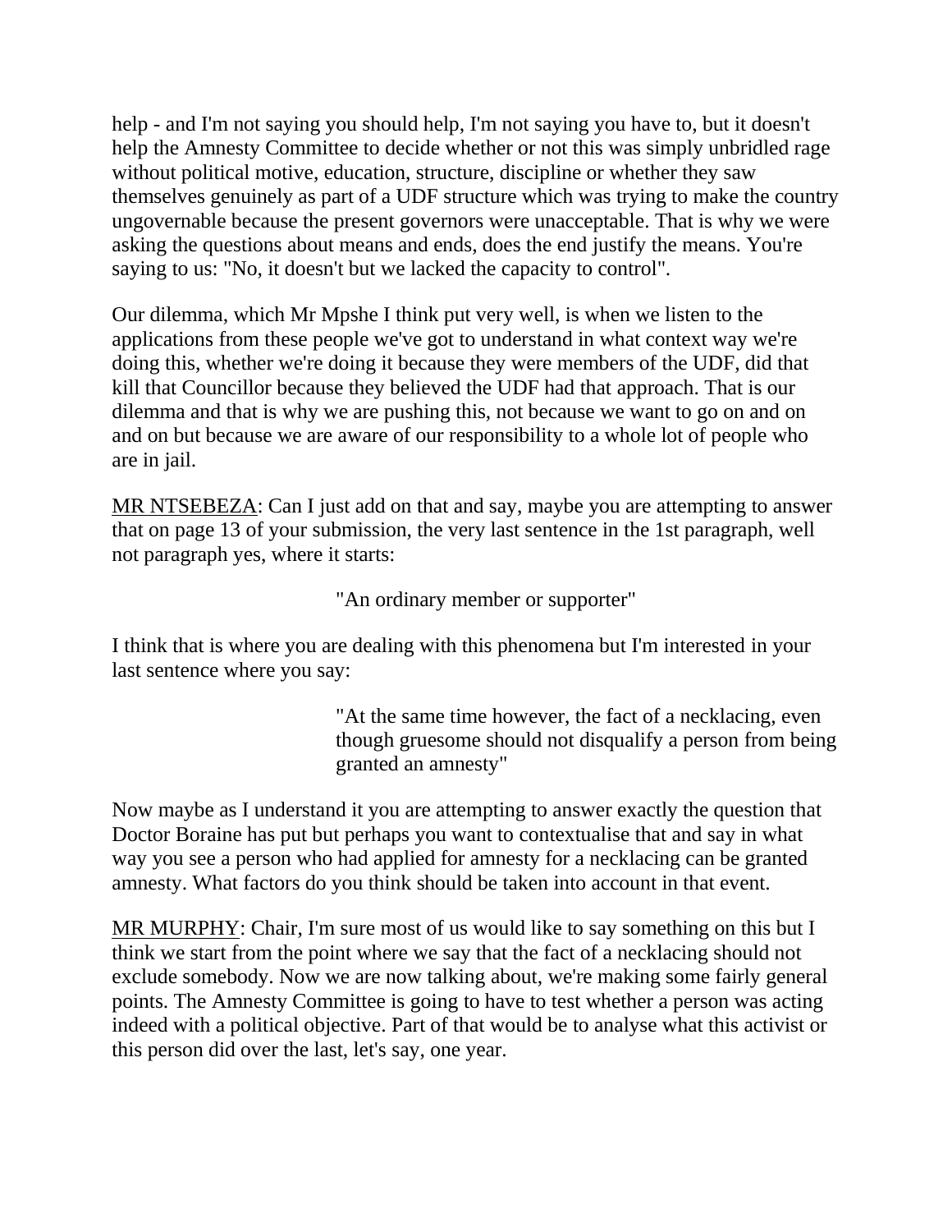help - and I'm not saying you should help, I'm not saying you have to, but it doesn't help the Amnesty Committee to decide whether or not this was simply unbridled rage without political motive, education, structure, discipline or whether they saw themselves genuinely as part of a UDF structure which was trying to make the country ungovernable because the present governors were unacceptable. That is why we were asking the questions about means and ends, does the end justify the means. You're saying to us: "No, it doesn't but we lacked the capacity to control".

Our dilemma, which Mr Mpshe I think put very well, is when we listen to the applications from these people we've got to understand in what context way we're doing this, whether we're doing it because they were members of the UDF, did that kill that Councillor because they believed the UDF had that approach. That is our dilemma and that is why we are pushing this, not because we want to go on and on and on but because we are aware of our responsibility to a whole lot of people who are in jail.

MR NTSEBEZA: Can I just add on that and say, maybe you are attempting to answer that on page 13 of your submission, the very last sentence in the 1st paragraph, well not paragraph yes, where it starts:

> "An ordinary member or supporter"

I think that is where you are dealing with this phenomena but I'm interested in your last sentence where you say:

> "At the same time however, the fact of a necklacing, even though gruesome should not disqualify a person from being granted an amnesty"

Now maybe as I understand it you are attempting to answer exactly the question that Doctor Boraine has put but perhaps you want to contextualise that and say in what way you see a person who had applied for amnesty for a necklacing can be granted amnesty. What factors do you think should be taken into account in that event.

MR MURPHY: Chair, I'm sure most of us would like to say something on this but I think we start from the point where we say that the fact of a necklacing should not exclude somebody. Now we are now talking about, we're making some fairly general points. The Amnesty Committee is going to have to test whether a person was acting indeed with a political objective. Part of that would be to analyse what this activist or this person did over the last, let's say, one year.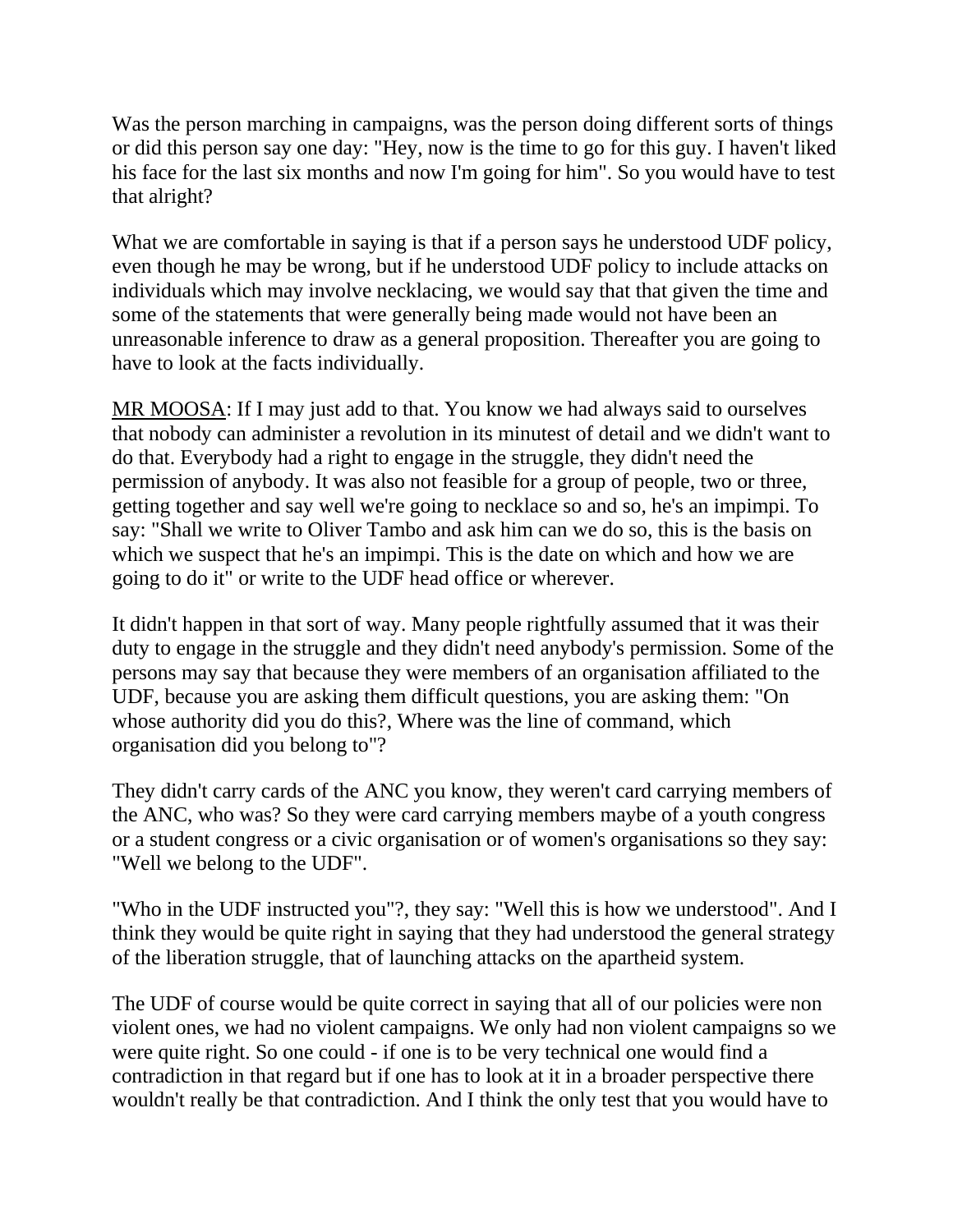Was the person marching in campaigns, was the person doing different sorts of things or did this person say one day: "Hey, now is the time to go for this guy. I haven't liked his face for the last six months and now I'm going for him". So you would have to test that alright?

What we are comfortable in saying is that if a person says he understood UDF policy, even though he may be wrong, but if he understood UDF policy to include attacks on individuals which may involve necklacing, we would say that that given the time and some of the statements that were generally being made would not have been an unreasonable inference to draw as a general proposition. Thereafter you are going to have to look at the facts individually.

MR MOOSA: If I may just add to that. You know we had always said to ourselves that nobody can administer a revolution in its minutest of detail and we didn't want to do that. Everybody had a right to engage in the struggle, they didn't need the permission of anybody. It was also not feasible for a group of people, two or three, getting together and say well we're going to necklace so and so, he's an impimpi. To say: "Shall we write to Oliver Tambo and ask him can we do so, this is the basis on which we suspect that he's an impimpi. This is the date on which and how we are going to do it" or write to the UDF head office or wherever.

It didn't happen in that sort of way. Many people rightfully assumed that it was their duty to engage in the struggle and they didn't need anybody's permission. Some of the persons may say that because they were members of an organisation affiliated to the UDF, because you are asking them difficult questions, you are asking them: "On whose authority did you do this?, Where was the line of command, which organisation did you belong to"?

They didn't carry cards of the ANC you know, they weren't card carrying members of the ANC, who was? So they were card carrying members maybe of a youth congress or a student congress or a civic organisation or of women's organisations so they say: "Well we belong to the UDF".

"Who in the UDF instructed you"?, they say: "Well this is how we understood". And I think they would be quite right in saying that they had understood the general strategy of the liberation struggle, that of launching attacks on the apartheid system.

The UDF of course would be quite correct in saying that all of our policies were non violent ones, we had no violent campaigns. We only had non violent campaigns so we were quite right. So one could - if one is to be very technical one would find a contradiction in that regard but if one has to look at it in a broader perspective there wouldn't really be that contradiction. And I think the only test that you would have to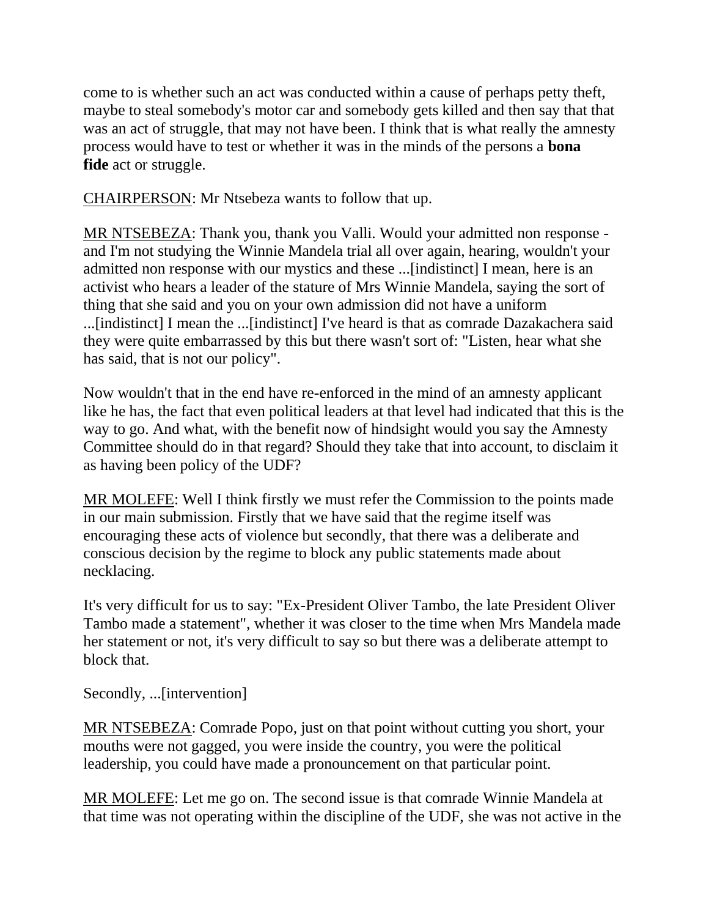come to is whether such an act was conducted within a cause of perhaps petty theft, maybe to steal somebody's motor car and somebody gets killed and then say that that was an act of struggle, that may not have been. I think that is what really the amnesty process would have to test or whether it was in the minds of the persons a **bona fide** act or struggle.

CHAIRPERSON: Mr Ntsebeza wants to follow that up.

MR NTSEBEZA: Thank you, thank you Valli. Would your admitted non response - and I'm not studying the Winnie Mandela trial all over again, hearing, wouldn't your admitted non response with our mystics and these ...[indistinct] I mean, here is an activist who hears a leader of the stature of Mrs Winnie Mandela, saying the sort of thing that she said and you on your own admission did not have a uniform ...[indistinct] I mean the ...[indistinct] I've heard is that as comrade Dazakachera said they were quite embarrassed by this but there wasn't sort of: "Listen, hear what she has said, that is not our policy".

Now wouldn't that in the end have re-enforced in the mind of an amnesty applicant like he has, the fact that even political leaders at that level had indicated that this is the way to go. And what, with the benefit now of hindsight would you say the Amnesty Committee should do in that regard? Should they take that into account, to disclaim it as having been policy of the UDF?

MR MOLEFE: Well I think firstly we must refer the Commission to the points made in our main submission. Firstly that we have said that the regime itself was encouraging these acts of violence but secondly, that there was a deliberate and conscious decision by the regime to block any public statements made about necklacing.

It's very difficult for us to say: "Ex-President Oliver Tambo, the late President Oliver Tambo made a statement", whether it was closer to the time when Mrs Mandela made her statement or not, it's very difficult to say so but there was a deliberate attempt to block that.

Secondly, ...[intervention]

MR NTSEBEZA: Comrade Popo, just on that point without cutting you short, your mouths were not gagged, you were inside the country, you were the political leadership, you could have made a pronouncement on that particular point.

MR MOLEFE: Let me go on. The second issue is that comrade Winnie Mandela at that time was not operating within the discipline of the UDF, she was not active in the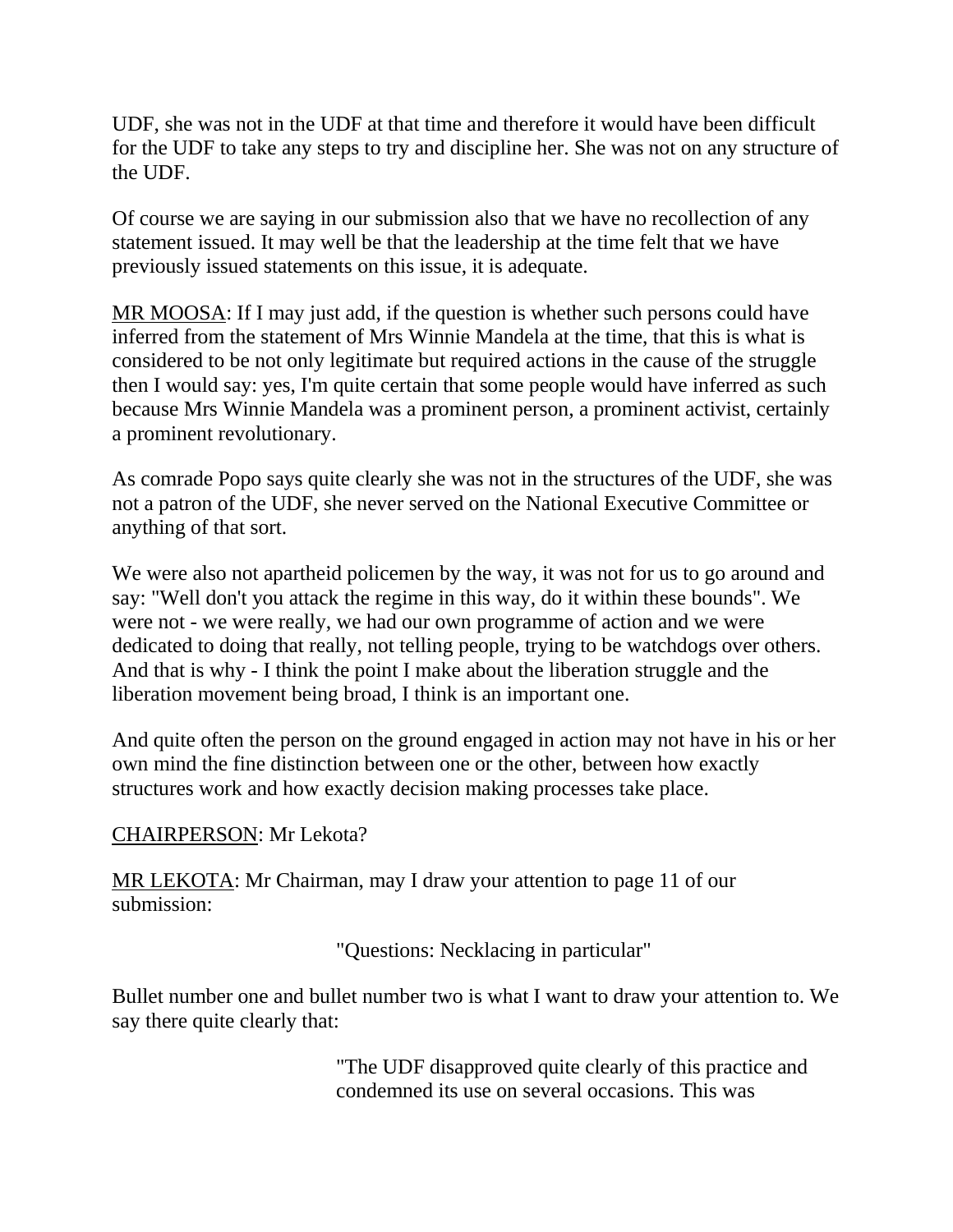UDF, she was not in the UDF at that time and therefore it would have been difficult for the UDF to take any steps to try and discipline her. She was not on any structure of the UDF.

Of course we are saying in our submission also that we have no recollection of any statement issued. It may well be that the leadership at the time felt that we have previously issued statements on this issue, it is adequate.

MR MOOSA: If I may just add, if the question is whether such persons could have inferred from the statement of Mrs Winnie Mandela at the time, that this is what is considered to be not only legitimate but required actions in the cause of the struggle then I would say: yes, I'm quite certain that some people would have inferred as such because Mrs Winnie Mandela was a prominent person, a prominent activist, certainly a prominent revolutionary.

As comrade Popo says quite clearly she was not in the structures of the UDF, she was not a patron of the UDF, she never served on the National Executive Committee or anything of that sort.

We were also not apartheid policemen by the way, it was not for us to go around and say: "Well don't you attack the regime in this way, do it within these bounds". We were not - we were really, we had our own programme of action and we were dedicated to doing that really, not telling people, trying to be watchdogs over others. And that is why - I think the point I make about the liberation struggle and the liberation movement being broad, I think is an important one.

And quite often the person on the ground engaged in action may not have in his or her own mind the fine distinction between one or the other, between how exactly structures work and how exactly decision making processes take place.

CHAIRPERSON: Mr Lekota?

MR LEKOTA: Mr Chairman, may I draw your attention to page 11 of our submission:

> "Questions: Necklacing in particular"

Bullet number one and bullet number two is what I want to draw your attention to. We say there quite clearly that:

> "The UDF disapproved quite clearly of this practice and condemned its use on several occasions. This was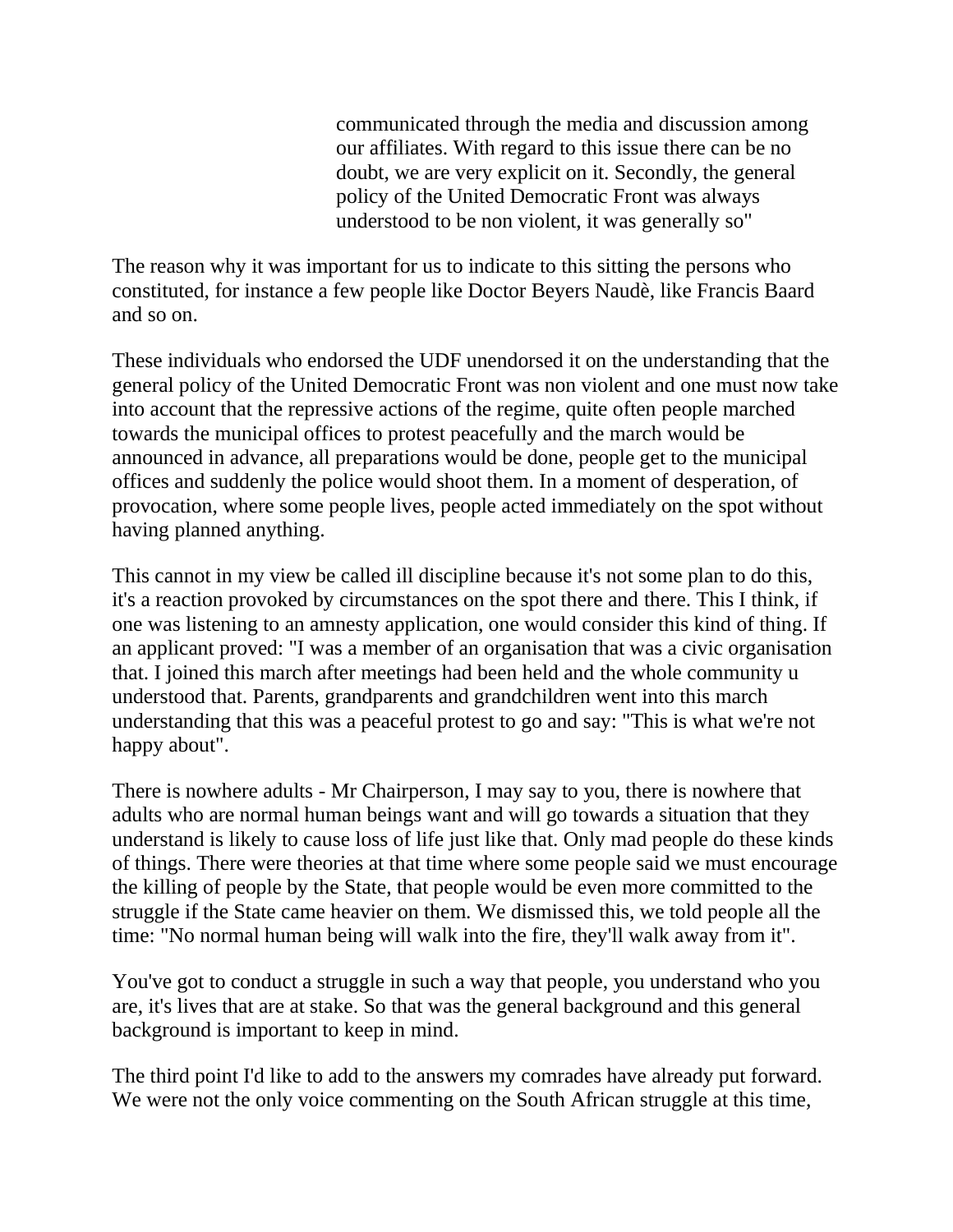> communicated through the media and discussion among our affiliates. With regard to this issue there can be no doubt, we are very explicit on it. Secondly, the general policy of the United Democratic Front was always understood to be non violent, it was generally so"

The reason why it was important for us to indicate to this sitting the persons who constituted, for instance a few people like Doctor Beyers Naudè, like Francis Baard and so on.

These individuals who endorsed the UDF unendorsed it on the understanding that the general policy of the United Democratic Front was non violent and one must now take into account that the repressive actions of the regime, quite often people marched towards the municipal offices to protest peacefully and the march would be announced in advance, all preparations would be done, people get to the municipal offices and suddenly the police would shoot them. In a moment of desperation, of provocation, where some people lives, people acted immediately on the spot without having planned anything.

This cannot in my view be called ill discipline because it's not some plan to do this, it's a reaction provoked by circumstances on the spot there and there. This I think, if one was listening to an amnesty application, one would consider this kind of thing. If an applicant proved: "I was a member of an organisation that was a civic organisation that. I joined this march after meetings had been held and the whole community u understood that. Parents, grandparents and grandchildren went into this march understanding that this was a peaceful protest to go and say: "This is what we're not happy about".

There is nowhere adults - Mr Chairperson, I may say to you, there is nowhere that adults who are normal human beings want and will go towards a situation that they understand is likely to cause loss of life just like that. Only mad people do these kinds of things. There were theories at that time where some people said we must encourage the killing of people by the State, that people would be even more committed to the struggle if the State came heavier on them. We dismissed this, we told people all the time: "No normal human being will walk into the fire, they'll walk away from it".

You've got to conduct a struggle in such a way that people, you understand who you are, it's lives that are at stake. So that was the general background and this general background is important to keep in mind.

The third point I'd like to add to the answers my comrades have already put forward. We were not the only voice commenting on the South African struggle at this time,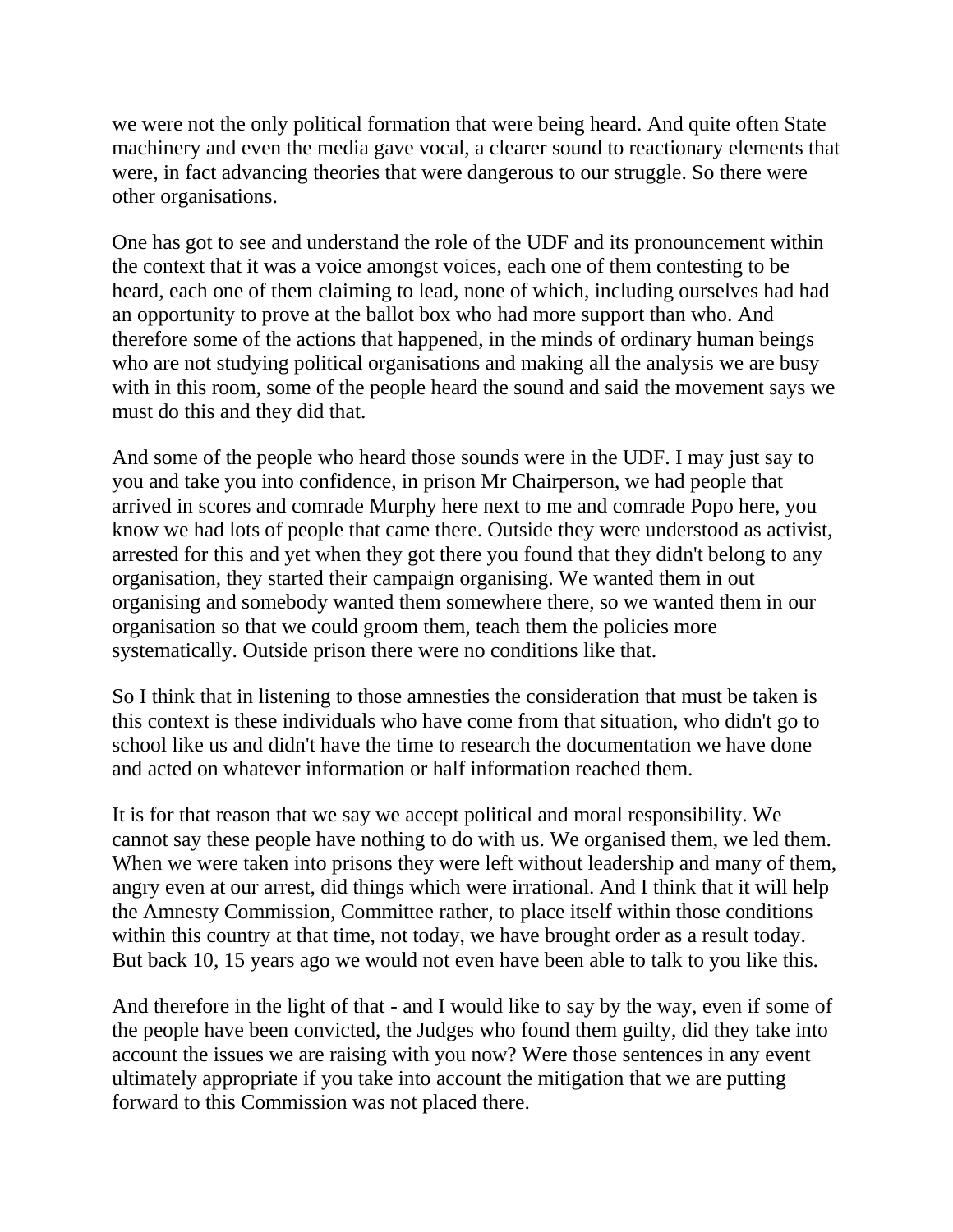we were not the only political formation that were being heard. And quite often State machinery and even the media gave vocal, a clearer sound to reactionary elements that were, in fact advancing theories that were dangerous to our struggle. So there were other organisations.

One has got to see and understand the role of the UDF and its pronouncement within the context that it was a voice amongst voices, each one of them contesting to be heard, each one of them claiming to lead, none of which, including ourselves had had an opportunity to prove at the ballot box who had more support than who. And therefore some of the actions that happened, in the minds of ordinary human beings who are not studying political organisations and making all the analysis we are busy with in this room, some of the people heard the sound and said the movement says we must do this and they did that.

And some of the people who heard those sounds were in the UDF. I may just say to you and take you into confidence, in prison Mr Chairperson, we had people that arrived in scores and comrade Murphy here next to me and comrade Popo here, you know we had lots of people that came there. Outside they were understood as activist, arrested for this and yet when they got there you found that they didn't belong to any organisation, they started their campaign organising. We wanted them in out organising and somebody wanted them somewhere there, so we wanted them in our organisation so that we could groom them, teach them the policies more systematically. Outside prison there were no conditions like that.

So I think that in listening to those amnesties the consideration that must be taken is this context is these individuals who have come from that situation, who didn't go to school like us and didn't have the time to research the documentation we have done and acted on whatever information or half information reached them.

It is for that reason that we say we accept political and moral responsibility. We cannot say these people have nothing to do with us. We organised them, we led them. When we were taken into prisons they were left without leadership and many of them, angry even at our arrest, did things which were irrational. And I think that it will help the Amnesty Commission, Committee rather, to place itself within those conditions within this country at that time, not today, we have brought order as a result today. But back 10, 15 years ago we would not even have been able to talk to you like this.

And therefore in the light of that - and I would like to say by the way, even if some of the people have been convicted, the Judges who found them guilty, did they take into account the issues we are raising with you now? Were those sentences in any event ultimately appropriate if you take into account the mitigation that we are putting forward to this Commission was not placed there.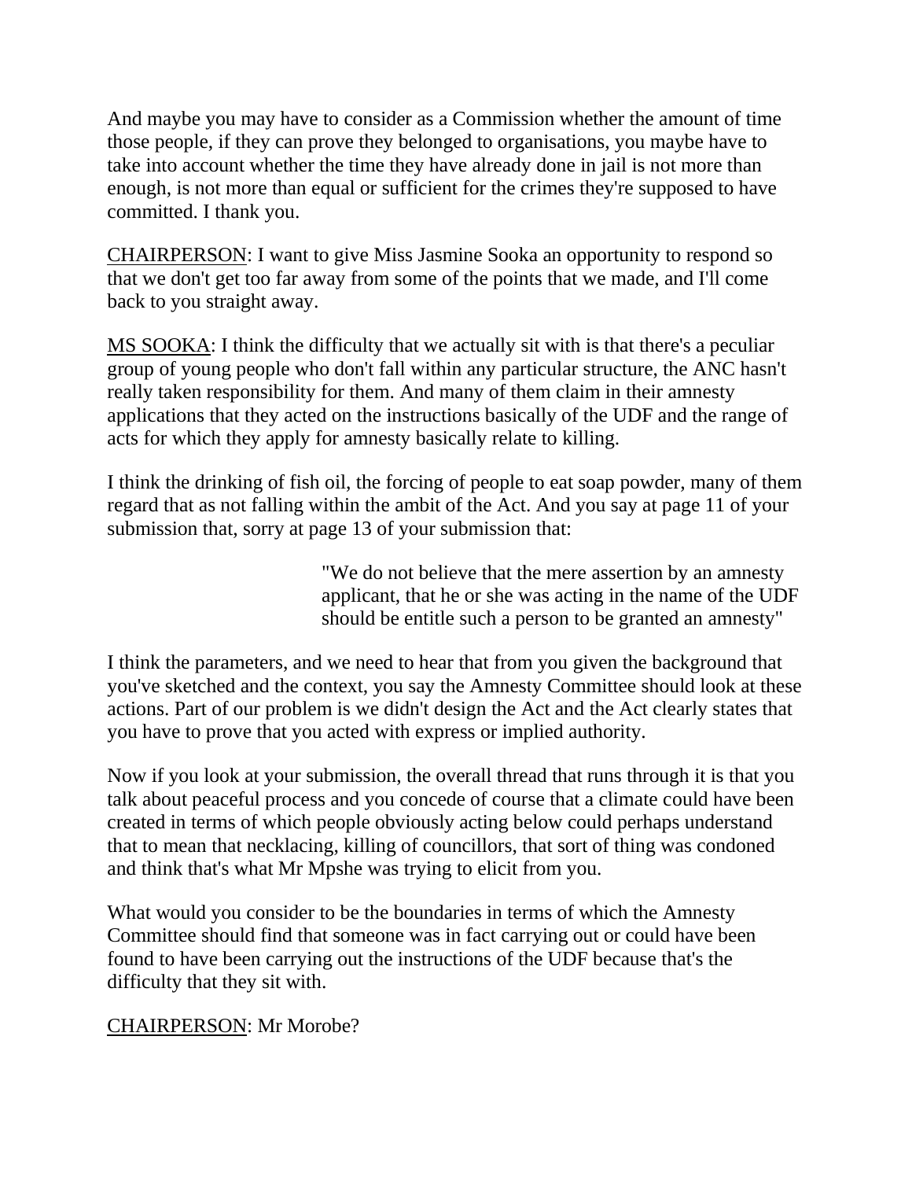And maybe you may have to consider as a Commission whether the amount of time those people, if they can prove they belonged to organisations, you maybe have to take into account whether the time they have already done in jail is not more than enough, is not more than equal or sufficient for the crimes they're supposed to have committed. I thank you.

CHAIRPERSON: I want to give Miss Jasmine Sooka an opportunity to respond so that we don't get too far away from some of the points that we made, and I'll come back to you straight away.

MS SOOKA: I think the difficulty that we actually sit with is that there's a peculiar group of young people who don't fall within any particular structure, the ANC hasn't really taken responsibility for them. And many of them claim in their amnesty applications that they acted on the instructions basically of the UDF and the range of acts for which they apply for amnesty basically relate to killing.

I think the drinking of fish oil, the forcing of people to eat soap powder, many of them regard that as not falling within the ambit of the Act. And you say at page 11 of your submission that, sorry at page 13 of your submission that:

> "We do not believe that the mere assertion by an amnesty applicant, that he or she was acting in the name of the UDF should be entitle such a person to be granted an amnesty"

I think the parameters, and we need to hear that from you given the background that you've sketched and the context, you say the Amnesty Committee should look at these actions. Part of our problem is we didn't design the Act and the Act clearly states that you have to prove that you acted with express or implied authority.

Now if you look at your submission, the overall thread that runs through it is that you talk about peaceful process and you concede of course that a climate could have been created in terms of which people obviously acting below could perhaps understand that to mean that necklacing, killing of councillors, that sort of thing was condoned and think that's what Mr Mpshe was trying to elicit from you.

What would you consider to be the boundaries in terms of which the Amnesty Committee should find that someone was in fact carrying out or could have been found to have been carrying out the instructions of the UDF because that's the difficulty that they sit with.

CHAIRPERSON: Mr Morobe?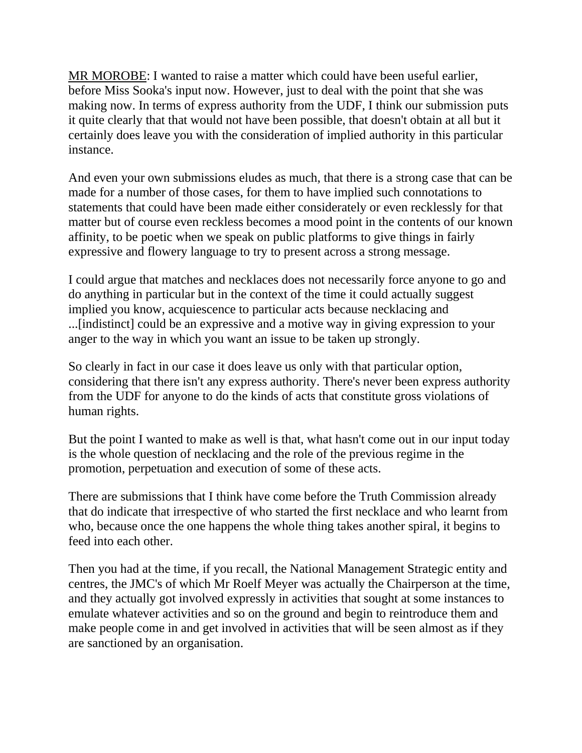MR MOROBE: I wanted to raise a matter which could have been useful earlier, before Miss Sooka's input now. However, just to deal with the point that she was making now. In terms of express authority from the UDF, I think our submission puts it quite clearly that that would not have been possible, that doesn't obtain at all but it certainly does leave you with the consideration of implied authority in this particular instance.

And even your own submissions eludes as much, that there is a strong case that can be made for a number of those cases, for them to have implied such connotations to statements that could have been made either considerately or even recklessly for that matter but of course even reckless becomes a mood point in the contents of our known affinity, to be poetic when we speak on public platforms to give things in fairly expressive and flowery language to try to present across a strong message.

I could argue that matches and necklaces does not necessarily force anyone to go and do anything in particular but in the context of the time it could actually suggest implied you know, acquiescence to particular acts because necklacing and ...[indistinct] could be an expressive and a motive way in giving expression to your anger to the way in which you want an issue to be taken up strongly.

So clearly in fact in our case it does leave us only with that particular option, considering that there isn't any express authority. There's never been express authority from the UDF for anyone to do the kinds of acts that constitute gross violations of human rights.

But the point I wanted to make as well is that, what hasn't come out in our input today is the whole question of necklacing and the role of the previous regime in the promotion, perpetuation and execution of some of these acts.

There are submissions that I think have come before the Truth Commission already that do indicate that irrespective of who started the first necklace and who learnt from who, because once the one happens the whole thing takes another spiral, it begins to feed into each other.

Then you had at the time, if you recall, the National Management Strategic entity and centres, the JMC's of which Mr Roelf Meyer was actually the Chairperson at the time, and they actually got involved expressly in activities that sought at some instances to emulate whatever activities and so on the ground and begin to reintroduce them and make people come in and get involved in activities that will be seen almost as if they are sanctioned by an organisation.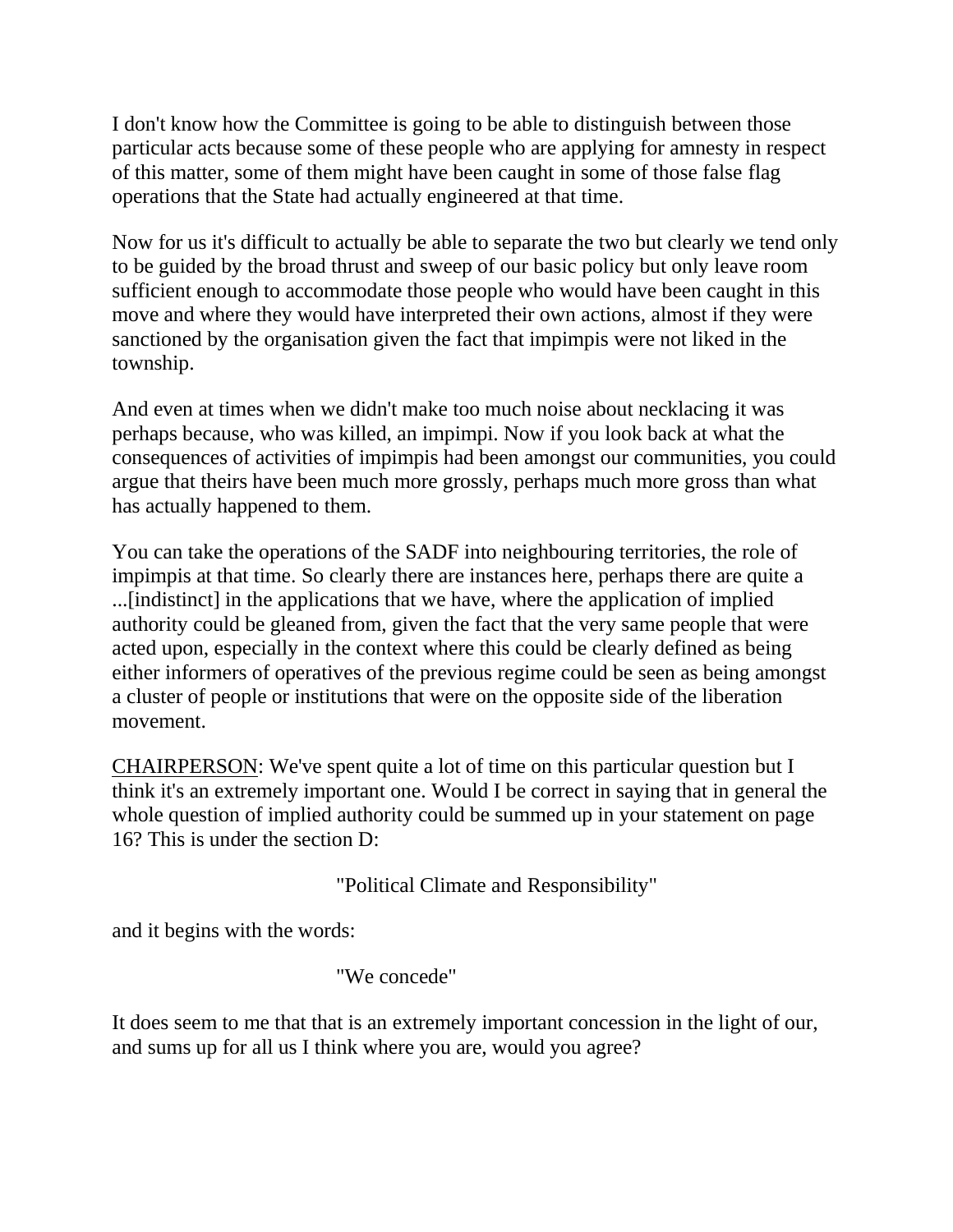I don't know how the Committee is going to be able to distinguish between those particular acts because some of these people who are applying for amnesty in respect of this matter, some of them might have been caught in some of those false flag operations that the State had actually engineered at that time.

Now for us it's difficult to actually be able to separate the two but clearly we tend only to be guided by the broad thrust and sweep of our basic policy but only leave room sufficient enough to accommodate those people who would have been caught in this move and where they would have interpreted their own actions, almost if they were sanctioned by the organisation given the fact that impimpis were not liked in the township.

And even at times when we didn't make too much noise about necklacing it was perhaps because, who was killed, an impimpi. Now if you look back at what the consequences of activities of impimpis had been amongst our communities, you could argue that theirs have been much more grossly, perhaps much more gross than what has actually happened to them.

You can take the operations of the SADF into neighbouring territories, the role of impimpis at that time. So clearly there are instances here, perhaps there are quite a ...[indistinct] in the applications that we have, where the application of implied authority could be gleaned from, given the fact that the very same people that were acted upon, especially in the context where this could be clearly defined as being either informers of operatives of the previous regime could be seen as being amongst a cluster of people or institutions that were on the opposite side of the liberation movement.

<u>CHAIRPERSON</u>: We've spent quite a lot of time on this particular question but I think it's an extremely important one. Would I be correct in saying that in general the whole question of implied authority could be summed up in your statement on page 16? This is under the section D:

> "Political Climate and Responsibility"

and it begins with the words:

> "We concede"

It does seem to me that that is an extremely important concession in the light of our, and sums up for all us I think where you are, would you agree?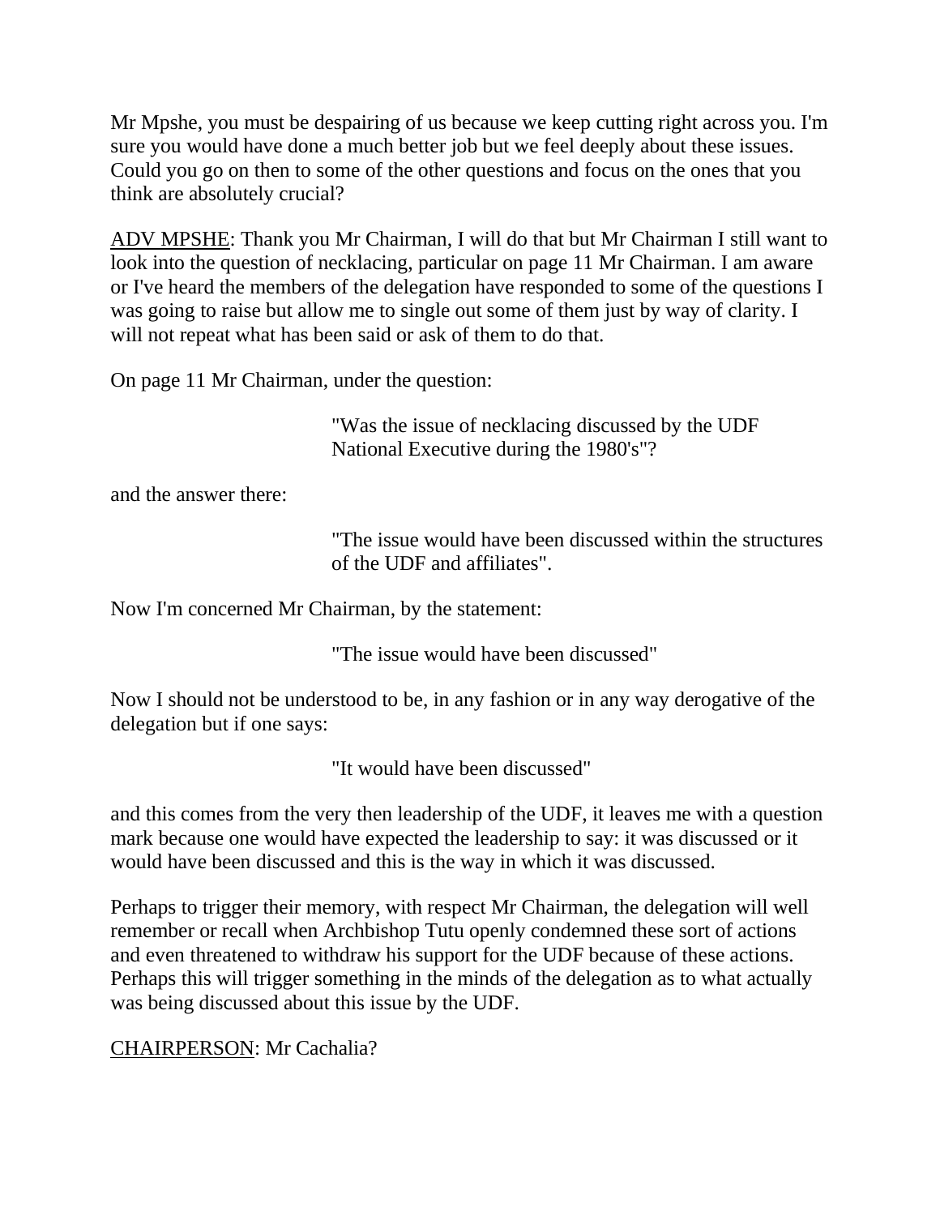Mr Mpshe, you must be despairing of us because we keep cutting right across you. I'm sure you would have done a much better job but we feel deeply about these issues. Could you go on then to some of the other questions and focus on the ones that you think are absolutely crucial?

ADV MPSHE: Thank you Mr Chairman, I will do that but Mr Chairman I still want to look into the question of necklacing, particular on page 11 Mr Chairman. I am aware or I've heard the members of the delegation have responded to some of the questions I was going to raise but allow me to single out some of them just by way of clarity. I will not repeat what has been said or ask of them to do that.

On page 11 Mr Chairman, under the question:

> "Was the issue of necklacing discussed by the UDF National Executive during the 1980's"?

and the answer there:

> "The issue would have been discussed within the structures of the UDF and affiliates".

Now I'm concerned Mr Chairman, by the statement:

> "The issue would have been discussed"

Now I should not be understood to be, in any fashion or in any way derogative of the delegation but if one says:

> "It would have been discussed"

and this comes from the very then leadership of the UDF, it leaves me with a question mark because one would have expected the leadership to say: it was discussed or it would have been discussed and this is the way in which it was discussed.

Perhaps to trigger their memory, with respect Mr Chairman, the delegation will well remember or recall when Archbishop Tutu openly condemned these sort of actions and even threatened to withdraw his support for the UDF because of these actions. Perhaps this will trigger something in the minds of the delegation as to what actually was being discussed about this issue by the UDF.

CHAIRPERSON: Mr Cachalia?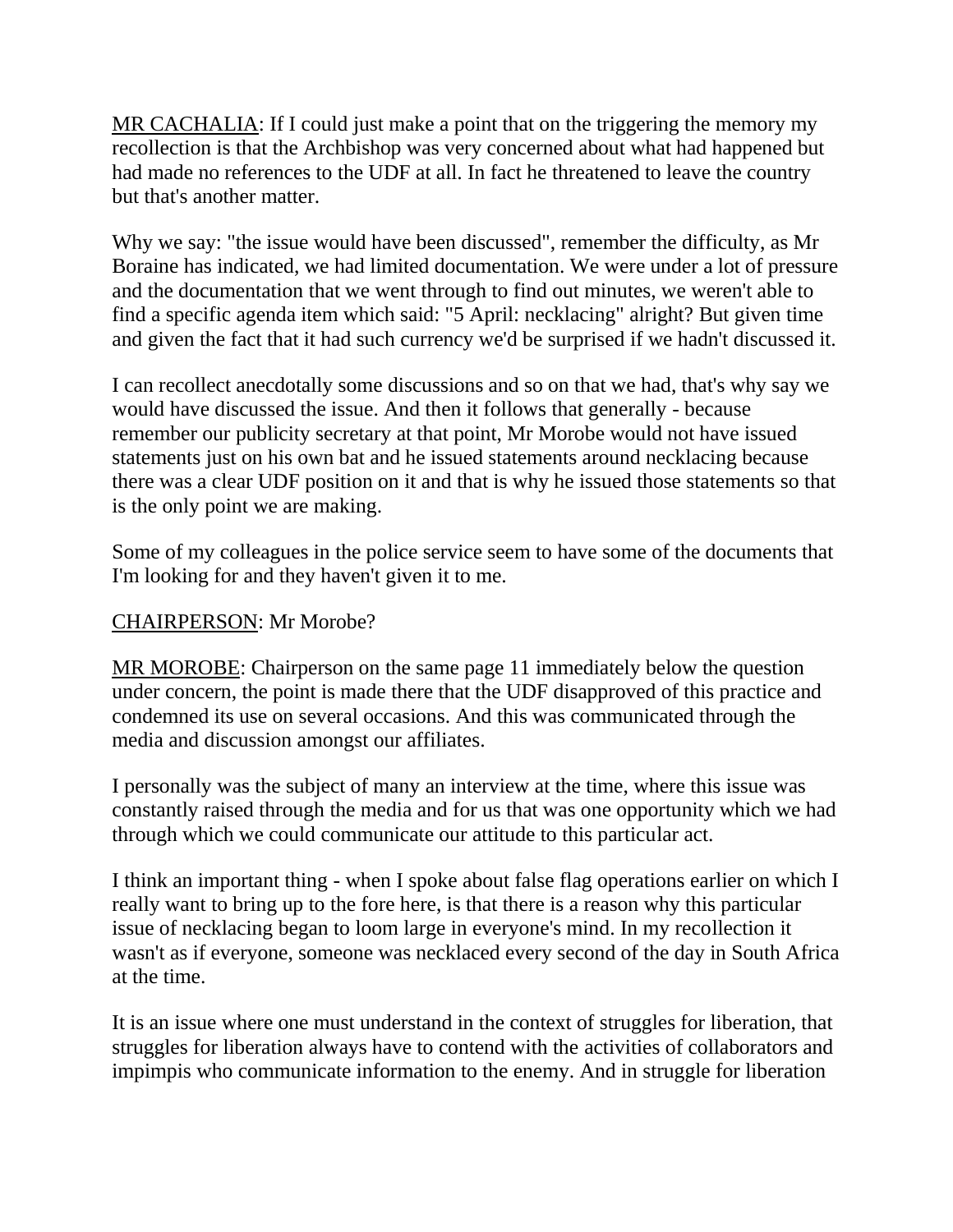MR CACHALIA: If I could just make a point that on the triggering the memory my recollection is that the Archbishop was very concerned about what had happened but had made no references to the UDF at all. In fact he threatened to leave the country but that's another matter.

Why we say: "the issue would have been discussed", remember the difficulty, as Mr Boraine has indicated, we had limited documentation. We were under a lot of pressure and the documentation that we went through to find out minutes, we weren't able to find a specific agenda item which said: "5 April: necklacing" alright? But given time and given the fact that it had such currency we'd be surprised if we hadn't discussed it.

I can recollect anecdotally some discussions and so on that we had, that's why say we would have discussed the issue. And then it follows that generally - because remember our publicity secretary at that point, Mr Morobe would not have issued statements just on his own bat and he issued statements around necklacing because there was a clear UDF position on it and that is why he issued those statements so that is the only point we are making.

Some of my colleagues in the police service seem to have some of the documents that I'm looking for and they haven't given it to me.

CHAIRPERSON: Mr Morobe?

MR MOROBE: Chairperson on the same page 11 immediately below the question under concern, the point is made there that the UDF disapproved of this practice and condemned its use on several occasions. And this was communicated through the media and discussion amongst our affiliates.

I personally was the subject of many an interview at the time, where this issue was constantly raised through the media and for us that was one opportunity which we had through which we could communicate our attitude to this particular act.

I think an important thing - when I spoke about false flag operations earlier on which I really want to bring up to the fore here, is that there is a reason why this particular issue of necklacing began to loom large in everyone's mind. In my recollection it wasn't as if everyone, someone was necklaced every second of the day in South Africa at the time.

It is an issue where one must understand in the context of struggles for liberation, that struggles for liberation always have to contend with the activities of collaborators and impimpis who communicate information to the enemy. And in struggle for liberation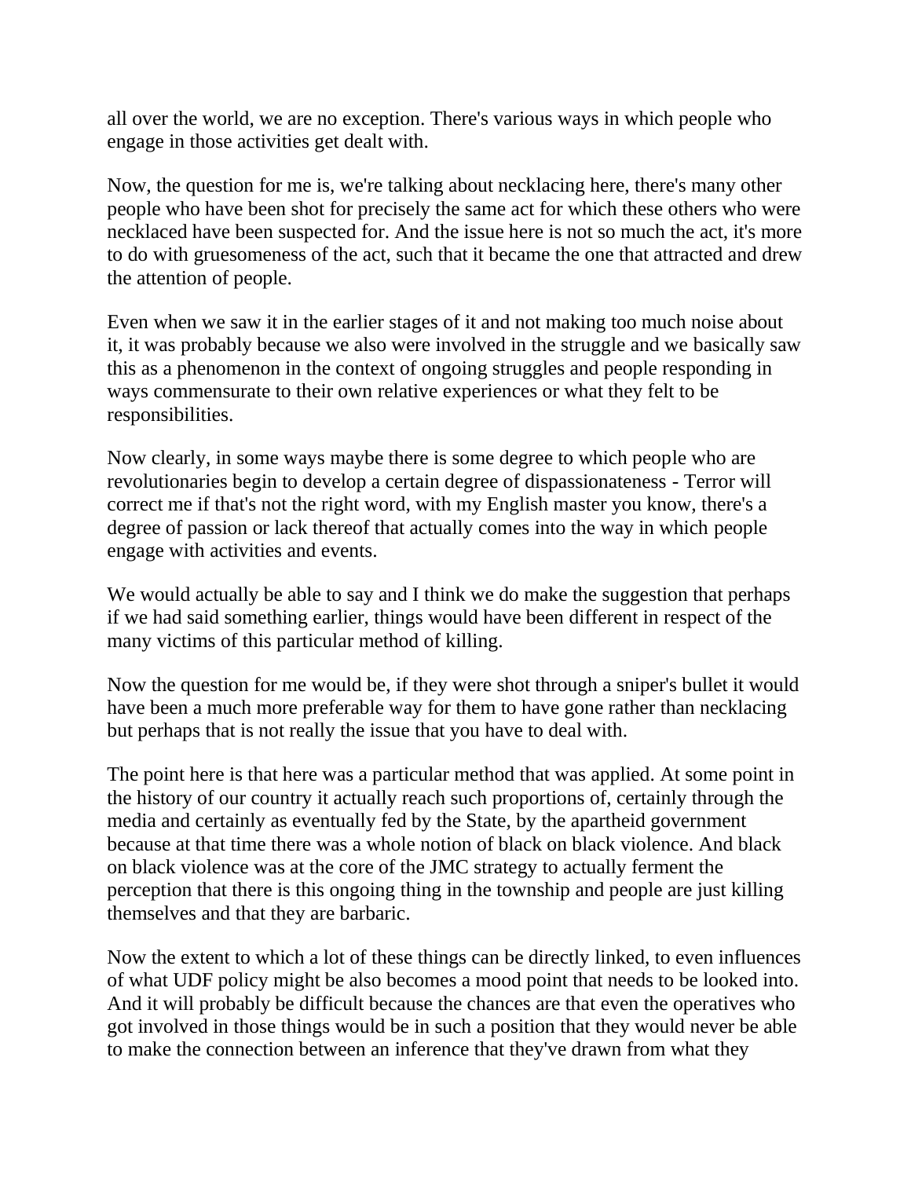all over the world, we are no exception. There's various ways in which people who engage in those activities get dealt with.

Now, the question for me is, we're talking about necklacing here, there's many other people who have been shot for precisely the same act for which these others who were necklaced have been suspected for. And the issue here is not so much the act, it's more to do with gruesomeness of the act, such that it became the one that attracted and drew the attention of people.

Even when we saw it in the earlier stages of it and not making too much noise about it, it was probably because we also were involved in the struggle and we basically saw this as a phenomenon in the context of ongoing struggles and people responding in ways commensurate to their own relative experiences or what they felt to be responsibilities.

Now clearly, in some ways maybe there is some degree to which people who are revolutionaries begin to develop a certain degree of dispassionateness - Terror will correct me if that's not the right word, with my English master you know, there's a degree of passion or lack thereof that actually comes into the way in which people engage with activities and events.

We would actually be able to say and I think we do make the suggestion that perhaps if we had said something earlier, things would have been different in respect of the many victims of this particular method of killing.

Now the question for me would be, if they were shot through a sniper's bullet it would have been a much more preferable way for them to have gone rather than necklacing but perhaps that is not really the issue that you have to deal with.

The point here is that here was a particular method that was applied. At some point in the history of our country it actually reach such proportions of, certainly through the media and certainly as eventually fed by the State, by the apartheid government because at that time there was a whole notion of black on black violence. And black on black violence was at the core of the JMC strategy to actually ferment the perception that there is this ongoing thing in the township and people are just killing themselves and that they are barbaric.

Now the extent to which a lot of these things can be directly linked, to even influences of what UDF policy might be also becomes a mood point that needs to be looked into. And it will probably be difficult because the chances are that even the operatives who got involved in those things would be in such a position that they would never be able to make the connection between an inference that they've drawn from what they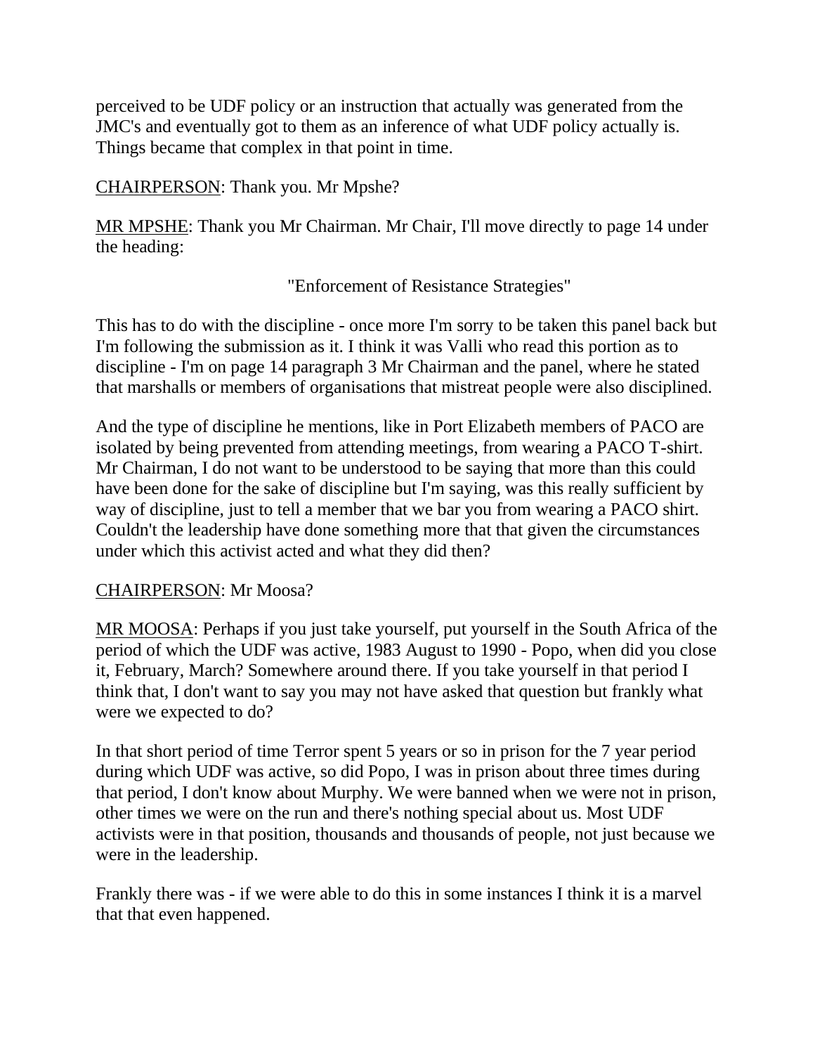perceived to be UDF policy or an instruction that actually was generated from the JMC's and eventually got to them as an inference of what UDF policy actually is. Things became that complex in that point in time.

CHAIRPERSON: Thank you. Mr Mpshe?

MR MPSHE: Thank you Mr Chairman. Mr Chair, I'll move directly to page 14 under the heading:

"Enforcement of Resistance Strategies"

This has to do with the discipline - once more I'm sorry to be taken this panel back but I'm following the submission as it. I think it was Valli who read this portion as to discipline - I'm on page 14 paragraph 3 Mr Chairman and the panel, where he stated that marshalls or members of organisations that mistreat people were also disciplined.

And the type of discipline he mentions, like in Port Elizabeth members of PACO are isolated by being prevented from attending meetings, from wearing a PACO T-shirt. Mr Chairman, I do not want to be understood to be saying that more than this could have been done for the sake of discipline but I'm saying, was this really sufficient by way of discipline, just to tell a member that we bar you from wearing a PACO shirt. Couldn't the leadership have done something more that that given the circumstances under which this activist acted and what they did then?

CHAIRPERSON: Mr Moosa?

MR MOOSA: Perhaps if you just take yourself, put yourself in the South Africa of the period of which the UDF was active, 1983 August to 1990 - Popo, when did you close it, February, March? Somewhere around there. If you take yourself in that period I think that, I don't want to say you may not have asked that question but frankly what were we expected to do?

In that short period of time Terror spent 5 years or so in prison for the 7 year period during which UDF was active, so did Popo, I was in prison about three times during that period, I don't know about Murphy. We were banned when we were not in prison, other times we were on the run and there's nothing special about us. Most UDF activists were in that position, thousands and thousands of people, not just because we were in the leadership.

Frankly there was - if we were able to do this in some instances I think it is a marvel that that even happened.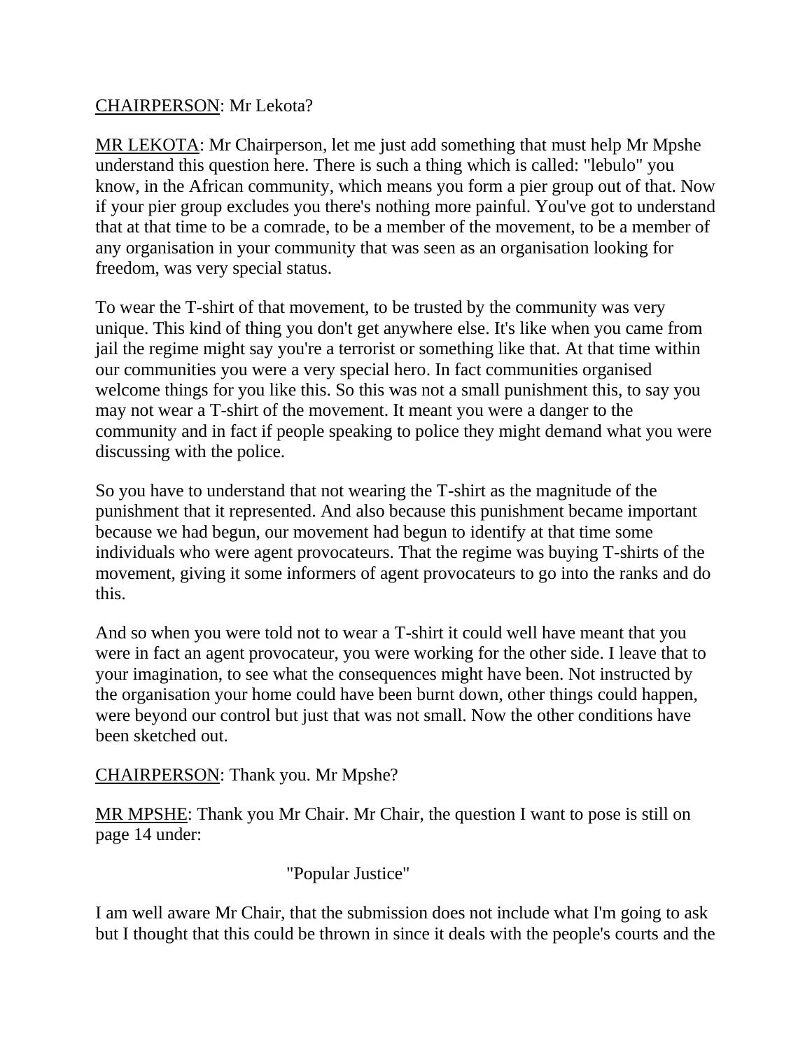CHAIRPERSON: Mr Lekota?

MR LEKOTA: Mr Chairperson, let me just add something that must help Mr Mpshe understand this question here. There is such a thing which is called: "lebulo" you know, in the African community, which means you form a pier group out of that. Now if your pier group excludes you there's nothing more painful. You've got to understand that at that time to be a comrade, to be a member of the movement, to be a member of any organisation in your community that was seen as an organisation looking for freedom, was very special status.

To wear the T-shirt of that movement, to be trusted by the community was very unique. This kind of thing you don't get anywhere else. It's like when you came from jail the regime might say you're a terrorist or something like that. At that time within our communities you were a very special hero. In fact communities organised welcome things for you like this. So this was not a small punishment this, to say you may not wear a T-shirt of the movement. It meant you were a danger to the community and in fact if people speaking to police they might demand what you were discussing with the police.

So you have to understand that not wearing the T-shirt as the magnitude of the punishment that it represented. And also because this punishment became important because we had begun, our movement had begun to identify at that time some individuals who were agent provocateurs. That the regime was buying T-shirts of the movement, giving it some informers of agent provocateurs to go into the ranks and do this.

And so when you were told not to wear a T-shirt it could well have meant that you were in fact an agent provocateur, you were working for the other side. I leave that to your imagination, to see what the consequences might have been. Not instructed by the organisation your home could have been burnt down, other things could happen, were beyond our control but just that was not small. Now the other conditions have been sketched out.

CHAIRPERSON: Thank you. Mr Mpshe?

MR MPSHE: Thank you Mr Chair. Mr Chair, the question I want to pose is still on page 14 under:

"Popular Justice"

I am well aware Mr Chair, that the submission does not include what I'm going to ask but I thought that this could be thrown in since it deals with the people's courts and the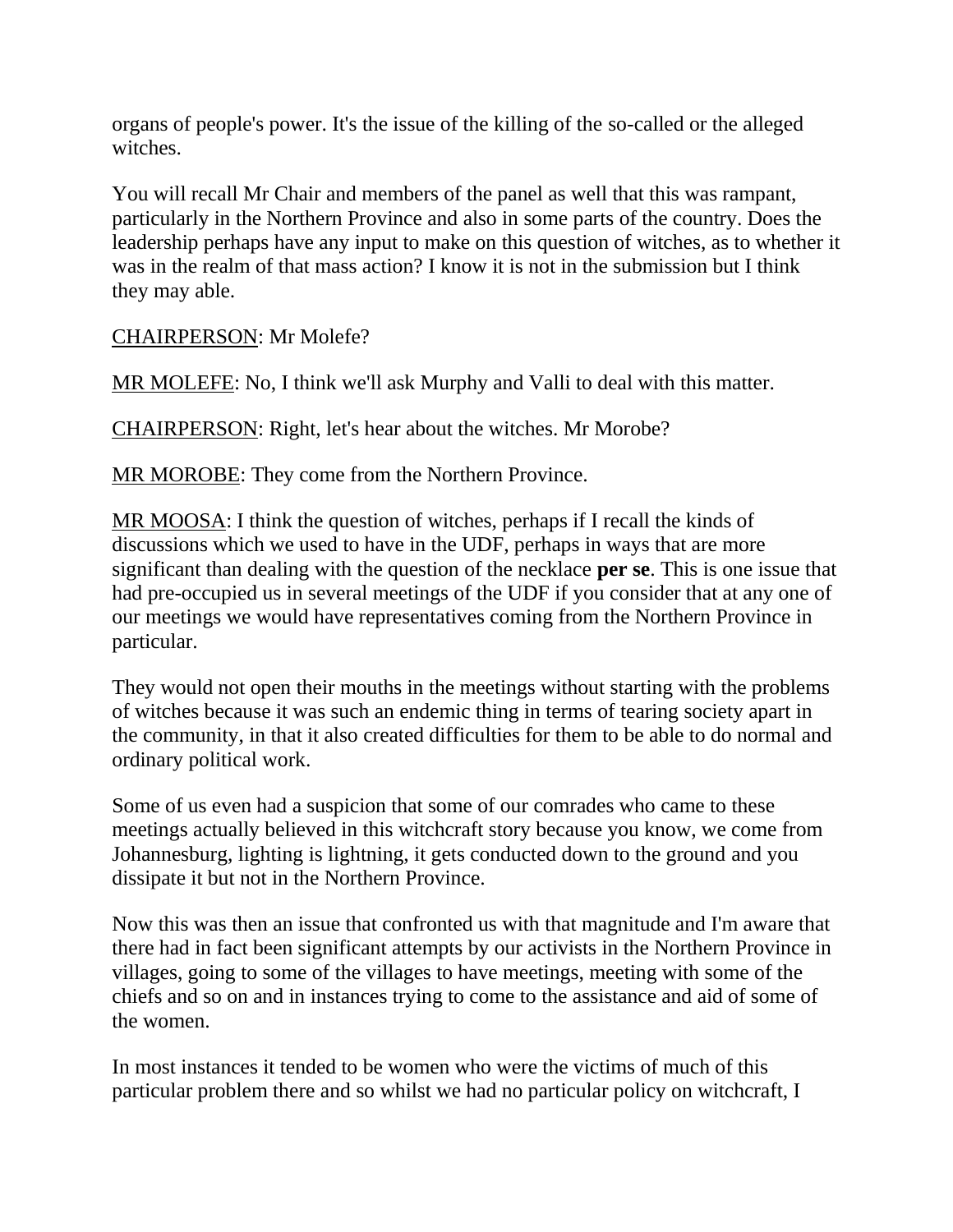organs of people's power. It's the issue of the killing of the so-called or the alleged witches.

You will recall Mr Chair and members of the panel as well that this was rampant, particularly in the Northern Province and also in some parts of the country. Does the leadership perhaps have any input to make on this question of witches, as to whether it was in the realm of that mass action? I know it is not in the submission but I think they may able.

CHAIRPERSON: Mr Molefe?

MR MOLEFE: No, I think we'll ask Murphy and Valli to deal with this matter.

CHAIRPERSON: Right, let's hear about the witches. Mr Morobe?

MR MOROBE: They come from the Northern Province.

MR MOOSA: I think the question of witches, perhaps if I recall the kinds of discussions which we used to have in the UDF, perhaps in ways that are more significant than dealing with the question of the necklace **per se**. This is one issue that had pre-occupied us in several meetings of the UDF if you consider that at any one of our meetings we would have representatives coming from the Northern Province in particular.

They would not open their mouths in the meetings without starting with the problems of witches because it was such an endemic thing in terms of tearing society apart in the community, in that it also created difficulties for them to be able to do normal and ordinary political work.

Some of us even had a suspicion that some of our comrades who came to these meetings actually believed in this witchcraft story because you know, we come from Johannesburg, lighting is lightning, it gets conducted down to the ground and you dissipate it but not in the Northern Province.

Now this was then an issue that confronted us with that magnitude and I'm aware that there had in fact been significant attempts by our activists in the Northern Province in villages, going to some of the villages to have meetings, meeting with some of the chiefs and so on and in instances trying to come to the assistance and aid of some of the women.

In most instances it tended to be women who were the victims of much of this particular problem there and so whilst we had no particular policy on witchcraft, I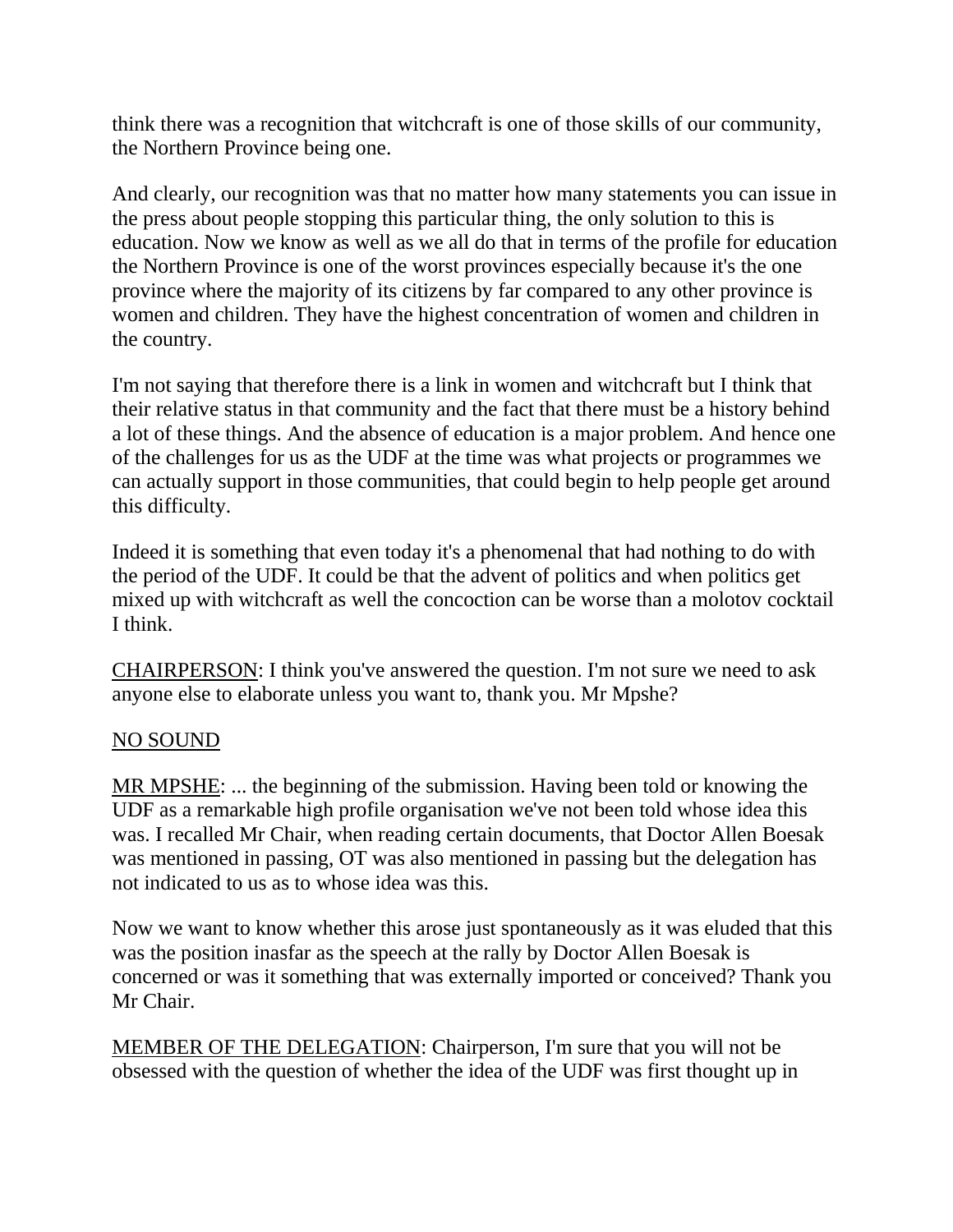think there was a recognition that witchcraft is one of those skills of our community, the Northern Province being one.

And clearly, our recognition was that no matter how many statements you can issue in the press about people stopping this particular thing, the only solution to this is education. Now we know as well as we all do that in terms of the profile for education the Northern Province is one of the worst provinces especially because it's the one province where the majority of its citizens by far compared to any other province is women and children. They have the highest concentration of women and children in the country.

I'm not saying that therefore there is a link in women and witchcraft but I think that their relative status in that community and the fact that there must be a history behind a lot of these things. And the absence of education is a major problem. And hence one of the challenges for us as the UDF at the time was what projects or programmes we can actually support in those communities, that could begin to help people get around this difficulty.

Indeed it is something that even today it's a phenomenal that had nothing to do with the period of the UDF. It could be that the advent of politics and when politics get mixed up with witchcraft as well the concoction can be worse than a molotov cocktail I think.

<u>CHAIRPERSON</u>: I think you've answered the question. I'm not sure we need to ask anyone else to elaborate unless you want to, thank you. Mr Mpshe?

<u>NO SOUND</u>

<u>MR MPSHE</u>: ... the beginning of the submission. Having been told or knowing the UDF as a remarkable high profile organisation we've not been told whose idea this was. I recalled Mr Chair, when reading certain documents, that Doctor Allen Boesak was mentioned in passing, OT was also mentioned in passing but the delegation has not indicated to us as to whose idea was this.

Now we want to know whether this arose just spontaneously as it was eluded that this was the position inasfar as the speech at the rally by Doctor Allen Boesak is concerned or was it something that was externally imported or conceived? Thank you Mr Chair.

<u>MEMBER OF THE DELEGATION</u>: Chairperson, I'm sure that you will not be obsessed with the question of whether the idea of the UDF was first thought up in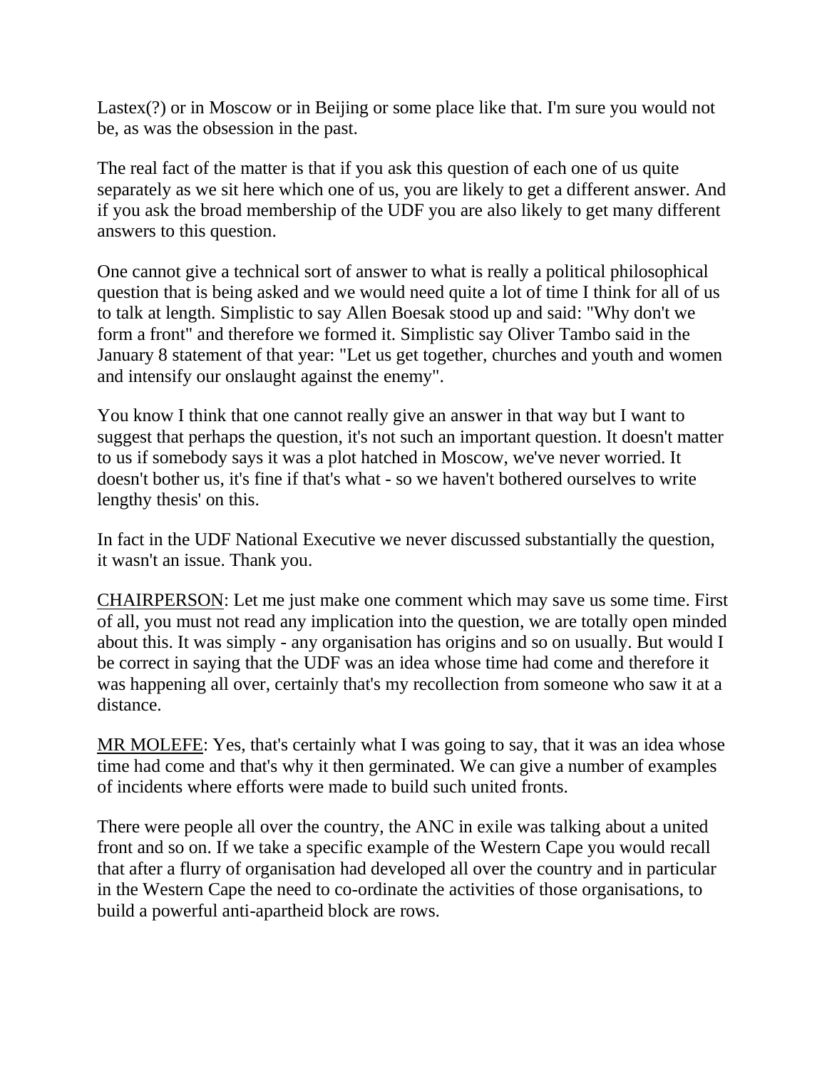Lastex(?) or in Moscow or in Beijing or some place like that. I'm sure you would not be, as was the obsession in the past.

The real fact of the matter is that if you ask this question of each one of us quite separately as we sit here which one of us, you are likely to get a different answer. And if you ask the broad membership of the UDF you are also likely to get many different answers to this question.

One cannot give a technical sort of answer to what is really a political philosophical question that is being asked and we would need quite a lot of time I think for all of us to talk at length. Simplistic to say Allen Boesak stood up and said: "Why don't we form a front" and therefore we formed it. Simplistic say Oliver Tambo said in the January 8 statement of that year: "Let us get together, churches and youth and women and intensify our onslaught against the enemy".

You know I think that one cannot really give an answer in that way but I want to suggest that perhaps the question, it's not such an important question. It doesn't matter to us if somebody says it was a plot hatched in Moscow, we've never worried. It doesn't bother us, it's fine if that's what - so we haven't bothered ourselves to write lengthy thesis' on this.

In fact in the UDF National Executive we never discussed substantially the question, it wasn't an issue. Thank you.

CHAIRPERSON: Let me just make one comment which may save us some time. First of all, you must not read any implication into the question, we are totally open minded about this. It was simply - any organisation has origins and so on usually. But would I be correct in saying that the UDF was an idea whose time had come and therefore it was happening all over, certainly that's my recollection from someone who saw it at a distance.

MR MOLEFE: Yes, that's certainly what I was going to say, that it was an idea whose time had come and that's why it then germinated. We can give a number of examples of incidents where efforts were made to build such united fronts.

There were people all over the country, the ANC in exile was talking about a united front and so on. If we take a specific example of the Western Cape you would recall that after a flurry of organisation had developed all over the country and in particular in the Western Cape the need to co-ordinate the activities of those organisations, to build a powerful anti-apartheid block are rows.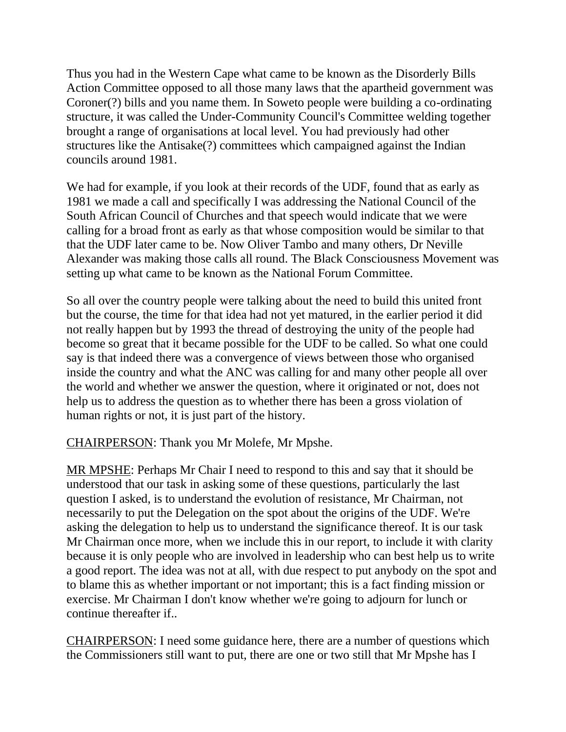Thus you had in the Western Cape what came to be known as the Disorderly Bills Action Committee opposed to all those many laws that the apartheid government was Coroner(?) bills and you name them. In Soweto people were building a co-ordinating structure, it was called the Under-Community Council's Committee welding together brought a range of organisations at local level. You had previously had other structures like the Antisake(?) committees which campaigned against the Indian councils around 1981.

We had for example, if you look at their records of the UDF, found that as early as 1981 we made a call and specifically I was addressing the National Council of the South African Council of Churches and that speech would indicate that we were calling for a broad front as early as that whose composition would be similar to that that the UDF later came to be. Now Oliver Tambo and many others, Dr Neville Alexander was making those calls all round. The Black Consciousness Movement was setting up what came to be known as the National Forum Committee.

So all over the country people were talking about the need to build this united front but the course, the time for that idea had not yet matured, in the earlier period it did not really happen but by 1993 the thread of destroying the unity of the people had become so great that it became possible for the UDF to be called. So what one could say is that indeed there was a convergence of views between those who organised inside the country and what the ANC was calling for and many other people all over the world and whether we answer the question, where it originated or not, does not help us to address the question as to whether there has been a gross violation of human rights or not, it is just part of the history.

<u>CHAIRPERSON</u>: Thank you Mr Molefe, Mr Mpshe.

<u>MR MPSHE</u>: Perhaps Mr Chair I need to respond to this and say that it should be understood that our task in asking some of these questions, particularly the last question I asked, is to understand the evolution of resistance, Mr Chairman, not necessarily to put the Delegation on the spot about the origins of the UDF. We're asking the delegation to help us to understand the significance thereof. It is our task Mr Chairman once more, when we include this in our report, to include it with clarity because it is only people who are involved in leadership who can best help us to write a good report. The idea was not at all, with due respect to put anybody on the spot and to blame this as whether important or not important; this is a fact finding mission or exercise. Mr Chairman I don't know whether we're going to adjourn for lunch or continue thereafter if..

<u>CHAIRPERSON</u>: I need some guidance here, there are a number of questions which the Commissioners still want to put, there are one or two still that Mr Mpshe has I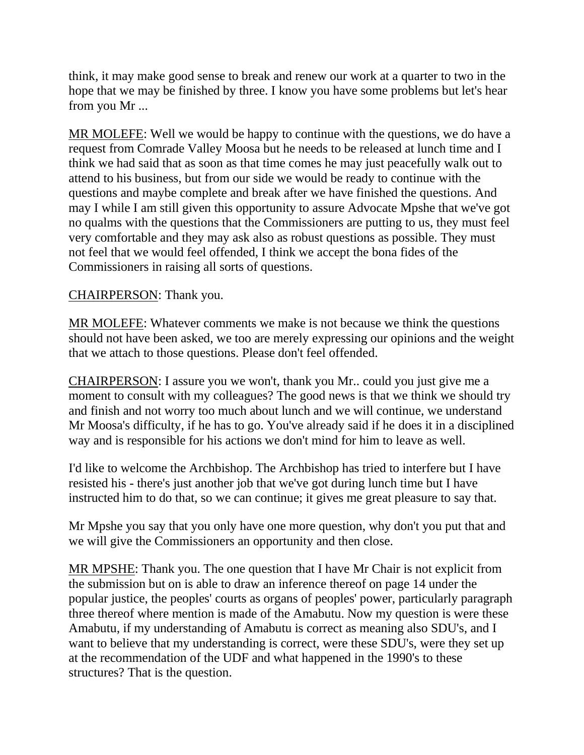think, it may make good sense to break and renew our work at a quarter to two in the hope that we may be finished by three. I know you have some problems but let's hear from you Mr ...

MR MOLEFE: Well we would be happy to continue with the questions, we do have a request from Comrade Valley Moosa but he needs to be released at lunch time and I think we had said that as soon as that time comes he may just peacefully walk out to attend to his business, but from our side we would be ready to continue with the questions and maybe complete and break after we have finished the questions. And may I while I am still given this opportunity to assure Advocate Mpshe that we've got no qualms with the questions that the Commissioners are putting to us, they must feel very comfortable and they may ask also as robust questions as possible. They must not feel that we would feel offended, I think we accept the bona fides of the Commissioners in raising all sorts of questions.

CHAIRPERSON: Thank you.

MR MOLEFE: Whatever comments we make is not because we think the questions should not have been asked, we too are merely expressing our opinions and the weight that we attach to those questions. Please don't feel offended.

CHAIRPERSON: I assure you we won't, thank you Mr.. could you just give me a moment to consult with my colleagues? The good news is that we think we should try and finish and not worry too much about lunch and we will continue, we understand Mr Moosa's difficulty, if he has to go. You've already said if he does it in a disciplined way and is responsible for his actions we don't mind for him to leave as well.

I'd like to welcome the Archbishop. The Archbishop has tried to interfere but I have resisted his - there's just another job that we've got during lunch time but I have instructed him to do that, so we can continue; it gives me great pleasure to say that.

Mr Mpshe you say that you only have one more question, why don't you put that and we will give the Commissioners an opportunity and then close.

MR MPSHE: Thank you. The one question that I have Mr Chair is not explicit from the submission but on is able to draw an inference thereof on page 14 under the popular justice, the peoples' courts as organs of peoples' power, particularly paragraph three thereof where mention is made of the Amabutu. Now my question is were these Amabutu, if my understanding of Amabutu is correct as meaning also SDU's, and I want to believe that my understanding is correct, were these SDU's, were they set up at the recommendation of the UDF and what happened in the 1990's to these structures? That is the question.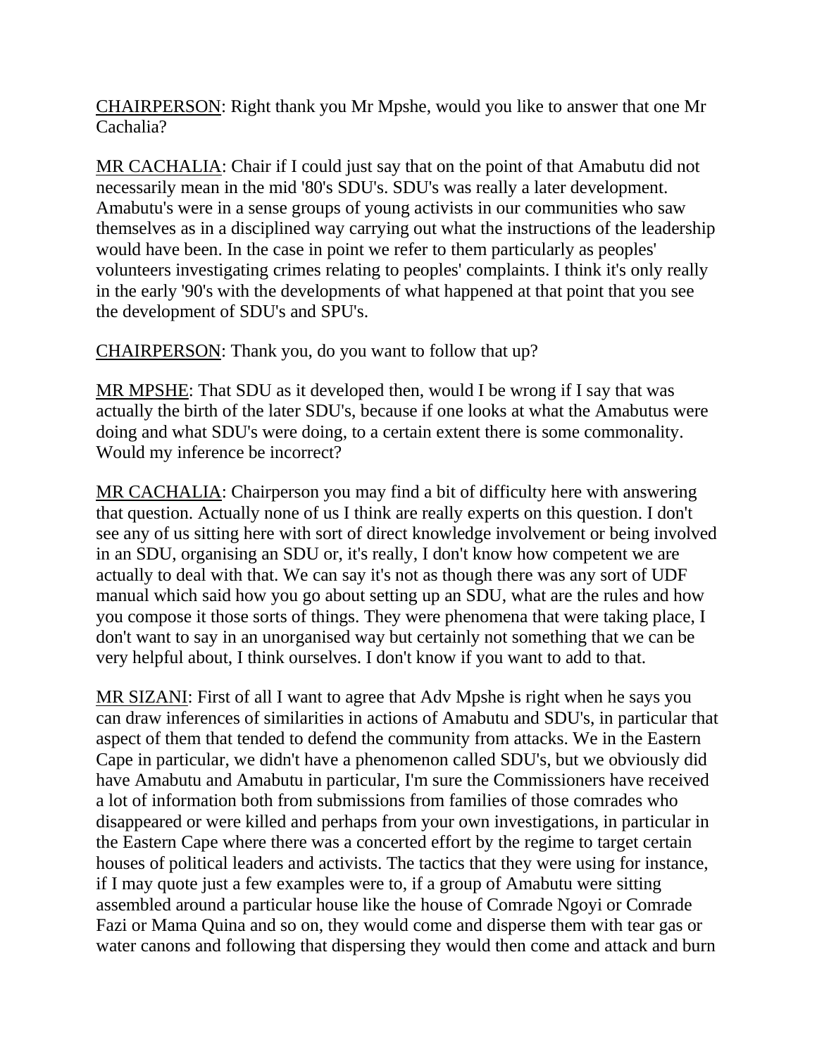CHAIRPERSON: Right thank you Mr Mpshe, would you like to answer that one Mr Cachalia?

MR CACHALIA: Chair if I could just say that on the point of that Amabutu did not necessarily mean in the mid '80's SDU's. SDU's was really a later development. Amabutu's were in a sense groups of young activists in our communities who saw themselves as in a disciplined way carrying out what the instructions of the leadership would have been. In the case in point we refer to them particularly as peoples' volunteers investigating crimes relating to peoples' complaints. I think it's only really in the early '90's with the developments of what happened at that point that you see the development of SDU's and SPU's.

CHAIRPERSON: Thank you, do you want to follow that up?

MR MPSHE: That SDU as it developed then, would I be wrong if I say that was actually the birth of the later SDU's, because if one looks at what the Amabutus were doing and what SDU's were doing, to a certain extent there is some commonality. Would my inference be incorrect?

MR CACHALIA: Chairperson you may find a bit of difficulty here with answering that question. Actually none of us I think are really experts on this question. I don't see any of us sitting here with sort of direct knowledge involvement or being involved in an SDU, organising an SDU or, it's really, I don't know how competent we are actually to deal with that. We can say it's not as though there was any sort of UDF manual which said how you go about setting up an SDU, what are the rules and how you compose it those sorts of things. They were phenomena that were taking place, I don't want to say in an unorganised way but certainly not something that we can be very helpful about, I think ourselves. I don't know if you want to add to that.

MR SIZANI: First of all I want to agree that Adv Mpshe is right when he says you can draw inferences of similarities in actions of Amabutu and SDU's, in particular that aspect of them that tended to defend the community from attacks. We in the Eastern Cape in particular, we didn't have a phenomenon called SDU's, but we obviously did have Amabutu and Amabutu in particular, I'm sure the Commissioners have received a lot of information both from submissions from families of those comrades who disappeared or were killed and perhaps from your own investigations, in particular in the Eastern Cape where there was a concerted effort by the regime to target certain houses of political leaders and activists. The tactics that they were using for instance, if I may quote just a few examples were to, if a group of Amabutu were sitting assembled around a particular house like the house of Comrade Ngoyi or Comrade Fazi or Mama Quina and so on, they would come and disperse them with tear gas or water canons and following that dispersing they would then come and attack and burn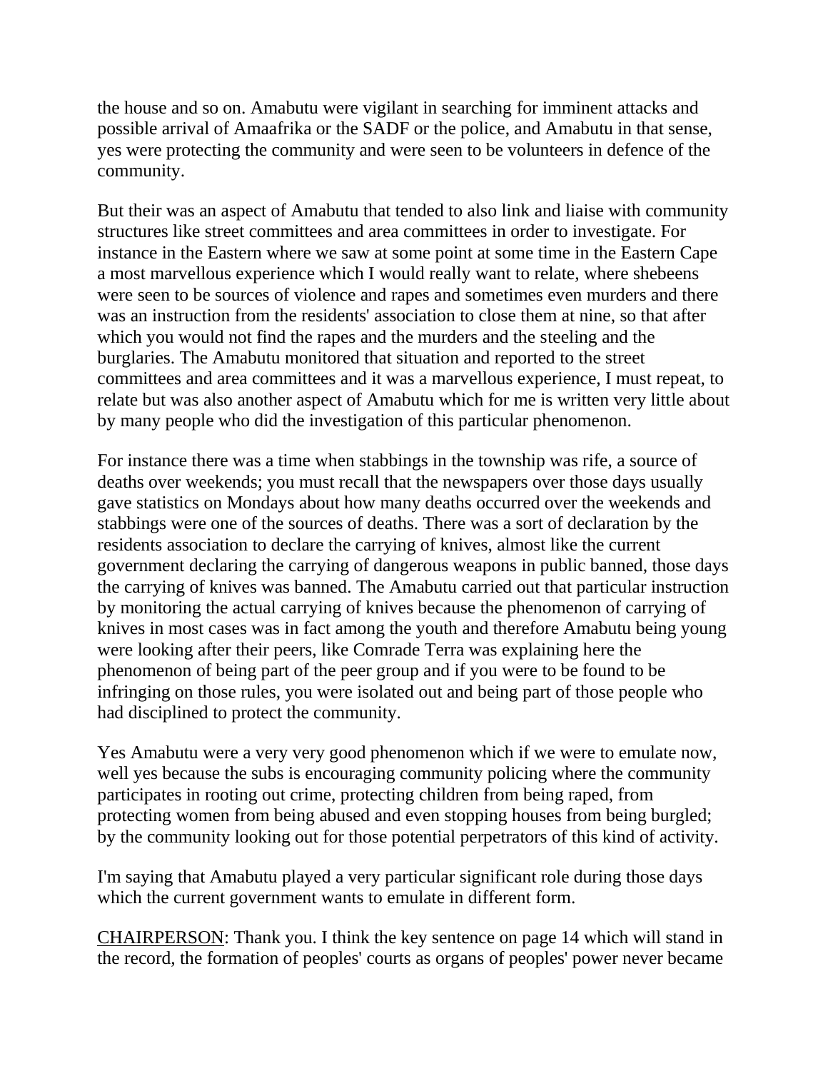the house and so on. Amabutu were vigilant in searching for imminent attacks and possible arrival of Amaafrika or the SADF or the police, and Amabutu in that sense, yes were protecting the community and were seen to be volunteers in defence of the community.

But their was an aspect of Amabutu that tended to also link and liaise with community structures like street committees and area committees in order to investigate. For instance in the Eastern where we saw at some point at some time in the Eastern Cape a most marvellous experience which I would really want to relate, where shebeens were seen to be sources of violence and rapes and sometimes even murders and there was an instruction from the residents' association to close them at nine, so that after which you would not find the rapes and the murders and the steeling and the burglaries. The Amabutu monitored that situation and reported to the street committees and area committees and it was a marvellous experience, I must repeat, to relate but was also another aspect of Amabutu which for me is written very little about by many people who did the investigation of this particular phenomenon.

For instance there was a time when stabbings in the township was rife, a source of deaths over weekends; you must recall that the newspapers over those days usually gave statistics on Mondays about how many deaths occurred over the weekends and stabbings were one of the sources of deaths. There was a sort of declaration by the residents association to declare the carrying of knives, almost like the current government declaring the carrying of dangerous weapons in public banned, those days the carrying of knives was banned. The Amabutu carried out that particular instruction by monitoring the actual carrying of knives because the phenomenon of carrying of knives in most cases was in fact among the youth and therefore Amabutu being young were looking after their peers, like Comrade Terra was explaining here the phenomenon of being part of the peer group and if you were to be found to be infringing on those rules, you were isolated out and being part of those people who had disciplined to protect the community.

Yes Amabutu were a very very good phenomenon which if we were to emulate now, well yes because the subs is encouraging community policing where the community participates in rooting out crime, protecting children from being raped, from protecting women from being abused and even stopping houses from being burgled; by the community looking out for those potential perpetrators of this kind of activity.

I'm saying that Amabutu played a very particular significant role during those days which the current government wants to emulate in different form.

CHAIRPERSON: Thank you. I think the key sentence on page 14 which will stand in the record, the formation of peoples' courts as organs of peoples' power never became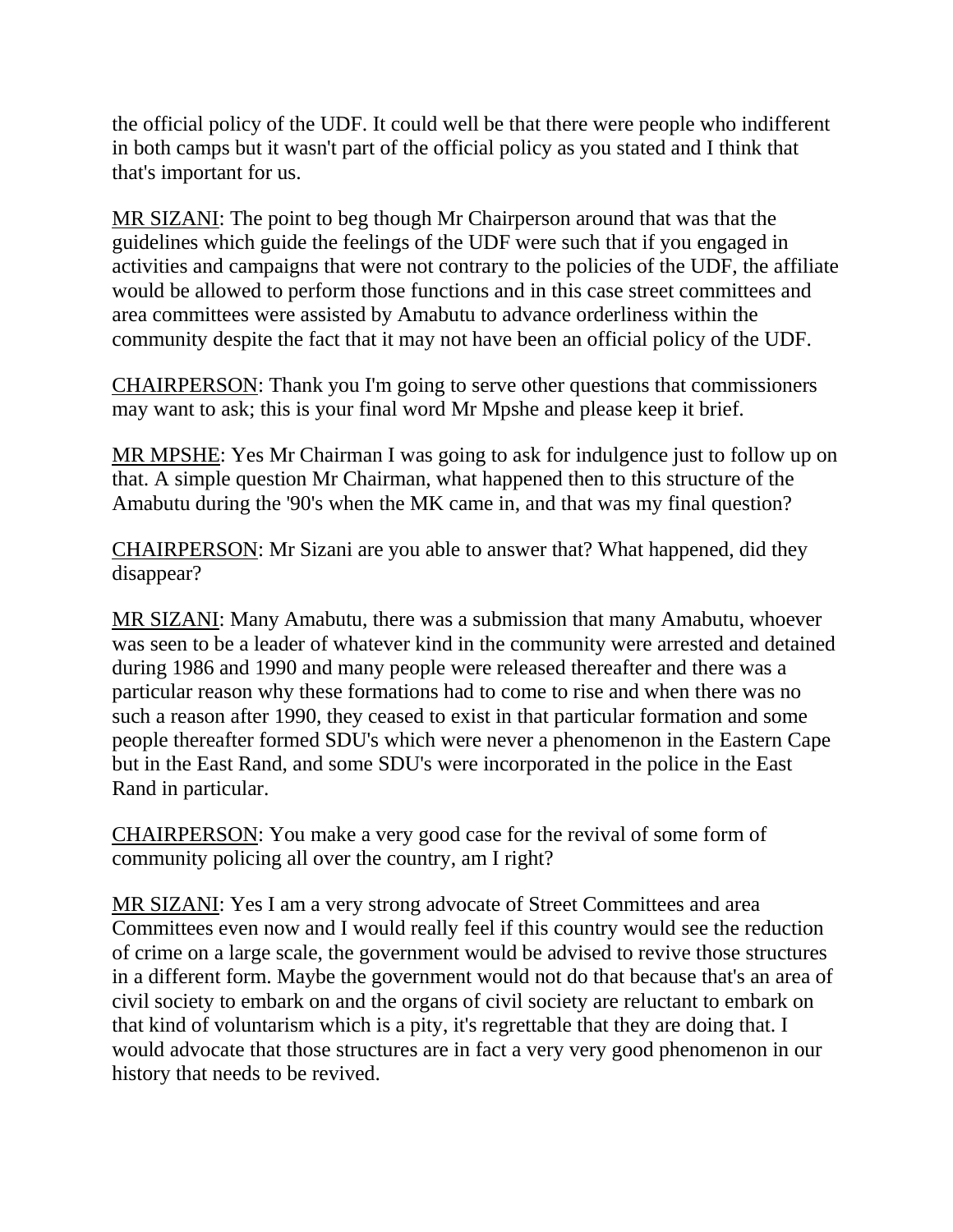the official policy of the UDF. It could well be that there were people who indifferent in both camps but it wasn't part of the official policy as you stated and I think that that's important for us.

MR SIZANI: The point to beg though Mr Chairperson around that was that the guidelines which guide the feelings of the UDF were such that if you engaged in activities and campaigns that were not contrary to the policies of the UDF, the affiliate would be allowed to perform those functions and in this case street committees and area committees were assisted by Amabutu to advance orderliness within the community despite the fact that it may not have been an official policy of the UDF.

CHAIRPERSON: Thank you I'm going to serve other questions that commissioners may want to ask; this is your final word Mr Mpshe and please keep it brief.

MR MPSHE: Yes Mr Chairman I was going to ask for indulgence just to follow up on that. A simple question Mr Chairman, what happened then to this structure of the Amabutu during the '90's when the MK came in, and that was my final question?

CHAIRPERSON: Mr Sizani are you able to answer that? What happened, did they disappear?

MR SIZANI: Many Amabutu, there was a submission that many Amabutu, whoever was seen to be a leader of whatever kind in the community were arrested and detained during 1986 and 1990 and many people were released thereafter and there was a particular reason why these formations had to come to rise and when there was no such a reason after 1990, they ceased to exist in that particular formation and some people thereafter formed SDU's which were never a phenomenon in the Eastern Cape but in the East Rand, and some SDU's were incorporated in the police in the East Rand in particular.

CHAIRPERSON: You make a very good case for the revival of some form of community policing all over the country, am I right?

MR SIZANI: Yes I am a very strong advocate of Street Committees and area Committees even now and I would really feel if this country would see the reduction of crime on a large scale, the government would be advised to revive those structures in a different form. Maybe the government would not do that because that's an area of civil society to embark on and the organs of civil society are reluctant to embark on that kind of voluntarism which is a pity, it's regrettable that they are doing that. I would advocate that those structures are in fact a very very good phenomenon in our history that needs to be revived.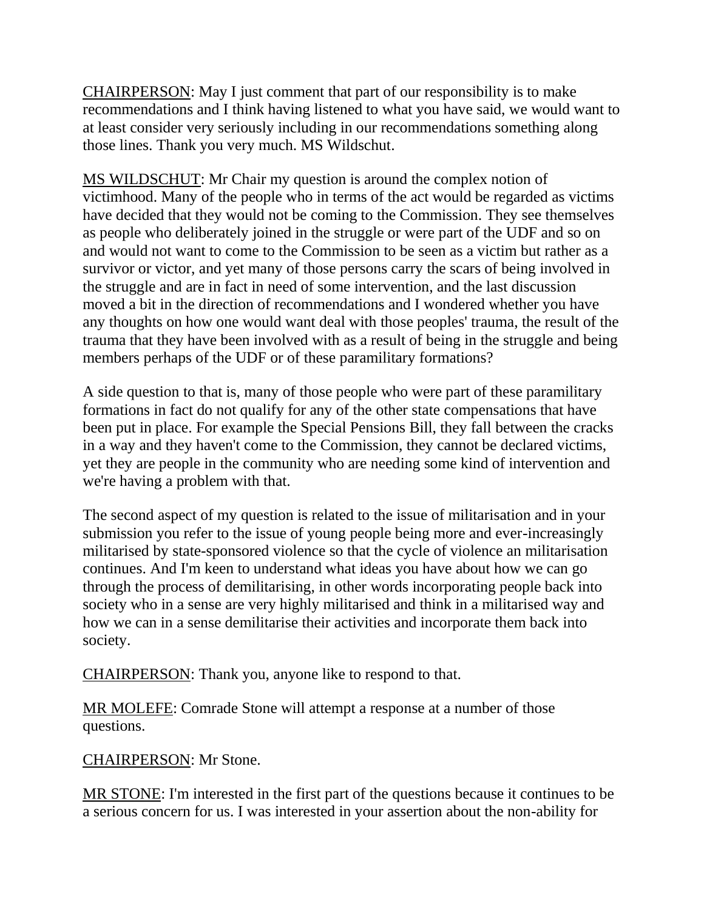CHAIRPERSON: May I just comment that part of our responsibility is to make recommendations and I think having listened to what you have said, we would want to at least consider very seriously including in our recommendations something along those lines. Thank you very much. MS Wildschut.

MS WILDSCHUT: Mr Chair my question is around the complex notion of victimhood. Many of the people who in terms of the act would be regarded as victims have decided that they would not be coming to the Commission. They see themselves as people who deliberately joined in the struggle or were part of the UDF and so on and would not want to come to the Commission to be seen as a victim but rather as a survivor or victor, and yet many of those persons carry the scars of being involved in the struggle and are in fact in need of some intervention, and the last discussion moved a bit in the direction of recommendations and I wondered whether you have any thoughts on how one would want deal with those peoples' trauma, the result of the trauma that they have been involved with as a result of being in the struggle and being members perhaps of the UDF or of these paramilitary formations?

A side question to that is, many of those people who were part of these paramilitary formations in fact do not qualify for any of the other state compensations that have been put in place. For example the Special Pensions Bill, they fall between the cracks in a way and they haven't come to the Commission, they cannot be declared victims, yet they are people in the community who are needing some kind of intervention and we're having a problem with that.

The second aspect of my question is related to the issue of militarisation and in your submission you refer to the issue of young people being more and ever-increasingly militarised by state-sponsored violence so that the cycle of violence an militarisation continues. And I'm keen to understand what ideas you have about how we can go through the process of demilitarising, in other words incorporating people back into society who in a sense are very highly militarised and think in a militarised way and how we can in a sense demilitarise their activities and incorporate them back into society.

CHAIRPERSON: Thank you, anyone like to respond to that.

MR MOLEFE: Comrade Stone will attempt a response at a number of those questions.

CHAIRPERSON: Mr Stone.

MR STONE: I'm interested in the first part of the questions because it continues to be a serious concern for us. I was interested in your assertion about the non-ability for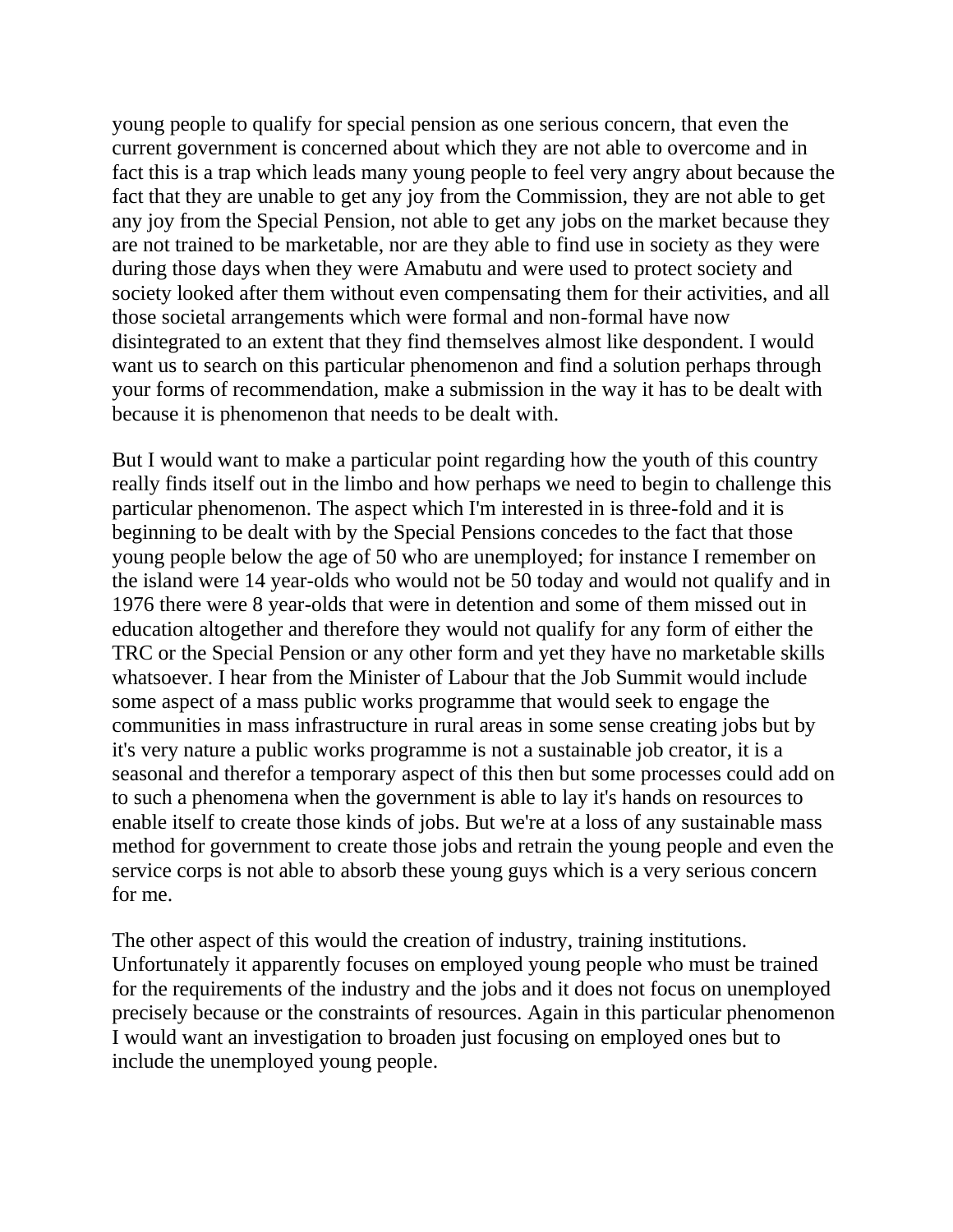young people to qualify for special pension as one serious concern, that even the current government is concerned about which they are not able to overcome and in fact this is a trap which leads many young people to feel very angry about because the fact that they are unable to get any joy from the Commission, they are not able to get any joy from the Special Pension, not able to get any jobs on the market because they are not trained to be marketable, nor are they able to find use in society as they were during those days when they were Amabutu and were used to protect society and society looked after them without even compensating them for their activities, and all those societal arrangements which were formal and non-formal have now disintegrated to an extent that they find themselves almost like despondent. I would want us to search on this particular phenomenon and find a solution perhaps through your forms of recommendation, make a submission in the way it has to be dealt with because it is phenomenon that needs to be dealt with.

But I would want to make a particular point regarding how the youth of this country really finds itself out in the limbo and how perhaps we need to begin to challenge this particular phenomenon. The aspect which I'm interested in is three-fold and it is beginning to be dealt with by the Special Pensions concedes to the fact that those young people below the age of 50 who are unemployed; for instance I remember on the island were 14 year-olds who would not be 50 today and would not qualify and in 1976 there were 8 year-olds that were in detention and some of them missed out in education altogether and therefore they would not qualify for any form of either the TRC or the Special Pension or any other form and yet they have no marketable skills whatsoever. I hear from the Minister of Labour that the Job Summit would include some aspect of a mass public works programme that would seek to engage the communities in mass infrastructure in rural areas in some sense creating jobs but by it's very nature a public works programme is not a sustainable job creator, it is a seasonal and therefor a temporary aspect of this then but some processes could add on to such a phenomena when the government is able to lay it's hands on resources to enable itself to create those kinds of jobs. But we're at a loss of any sustainable mass method for government to create those jobs and retrain the young people and even the service corps is not able to absorb these young guys which is a very serious concern for me.

The other aspect of this would the creation of industry, training institutions. Unfortunately it apparently focuses on employed young people who must be trained for the requirements of the industry and the jobs and it does not focus on unemployed precisely because or the constraints of resources. Again in this particular phenomenon I would want an investigation to broaden just focusing on employed ones but to include the unemployed young people.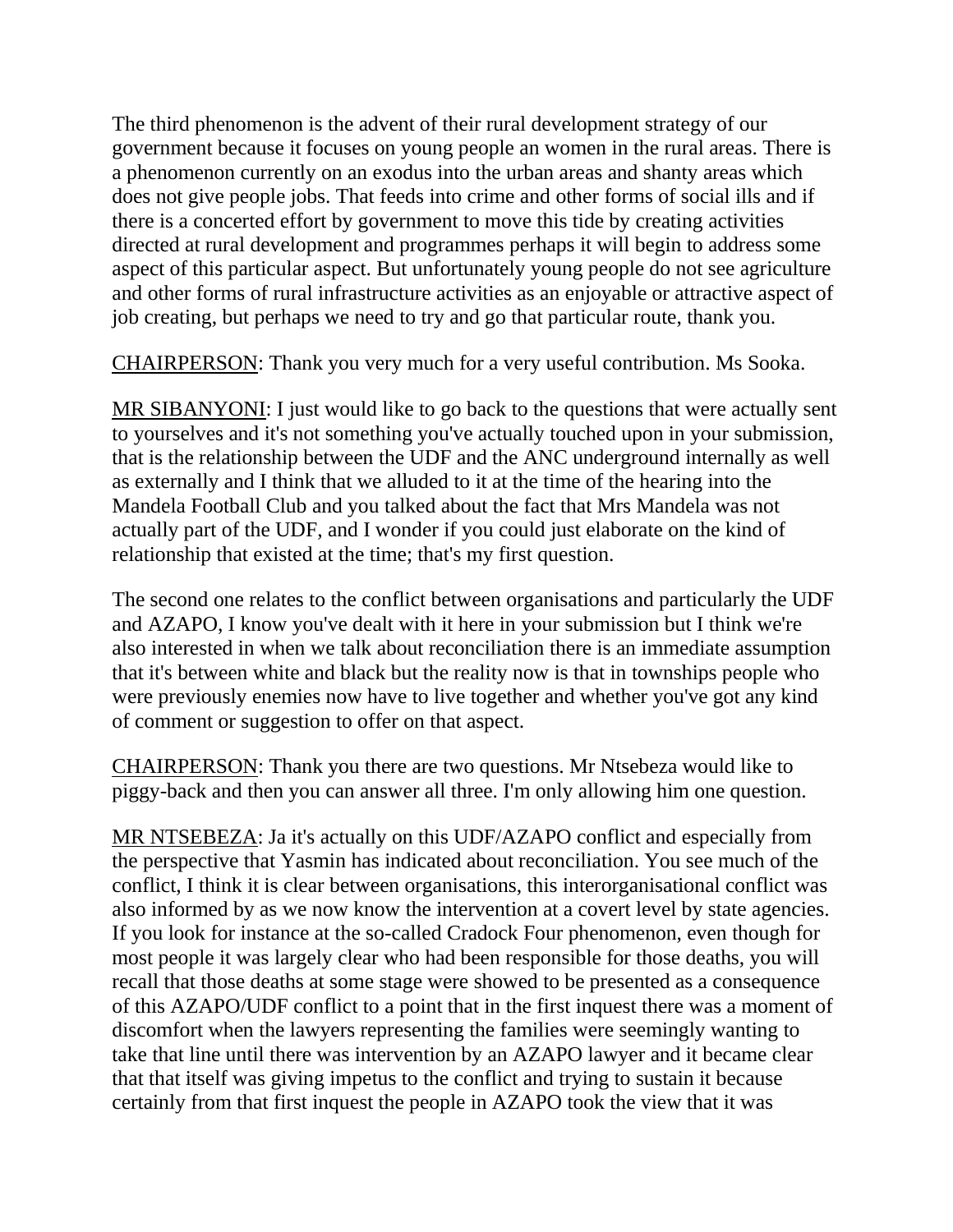The third phenomenon is the advent of their rural development strategy of our government because it focuses on young people an women in the rural areas. There is a phenomenon currently on an exodus into the urban areas and shanty areas which does not give people jobs. That feeds into crime and other forms of social ills and if there is a concerted effort by government to move this tide by creating activities directed at rural development and programmes perhaps it will begin to address some aspect of this particular aspect. But unfortunately young people do not see agriculture and other forms of rural infrastructure activities as an enjoyable or attractive aspect of job creating, but perhaps we need to try and go that particular route, thank you.

CHAIRPERSON: Thank you very much for a very useful contribution. Ms Sooka.

MR SIBANYONI: I just would like to go back to the questions that were actually sent to yourselves and it's not something you've actually touched upon in your submission, that is the relationship between the UDF and the ANC underground internally as well as externally and I think that we alluded to it at the time of the hearing into the Mandela Football Club and you talked about the fact that Mrs Mandela was not actually part of the UDF, and I wonder if you could just elaborate on the kind of relationship that existed at the time; that's my first question.

The second one relates to the conflict between organisations and particularly the UDF and AZAPO, I know you've dealt with it here in your submission but I think we're also interested in when we talk about reconciliation there is an immediate assumption that it's between white and black but the reality now is that in townships people who were previously enemies now have to live together and whether you've got any kind of comment or suggestion to offer on that aspect.

CHAIRPERSON: Thank you there are two questions. Mr Ntsebeza would like to piggy-back and then you can answer all three. I'm only allowing him one question.

MR NTSEBEZA: Ja it's actually on this UDF/AZAPO conflict and especially from the perspective that Yasmin has indicated about reconciliation. You see much of the conflict, I think it is clear between organisations, this interorganisational conflict was also informed by as we now know the intervention at a covert level by state agencies. If you look for instance at the so-called Cradock Four phenomenon, even though for most people it was largely clear who had been responsible for those deaths, you will recall that those deaths at some stage were showed to be presented as a consequence of this AZAPO/UDF conflict to a point that in the first inquest there was a moment of discomfort when the lawyers representing the families were seemingly wanting to take that line until there was intervention by an AZAPO lawyer and it became clear that that itself was giving impetus to the conflict and trying to sustain it because certainly from that first inquest the people in AZAPO took the view that it was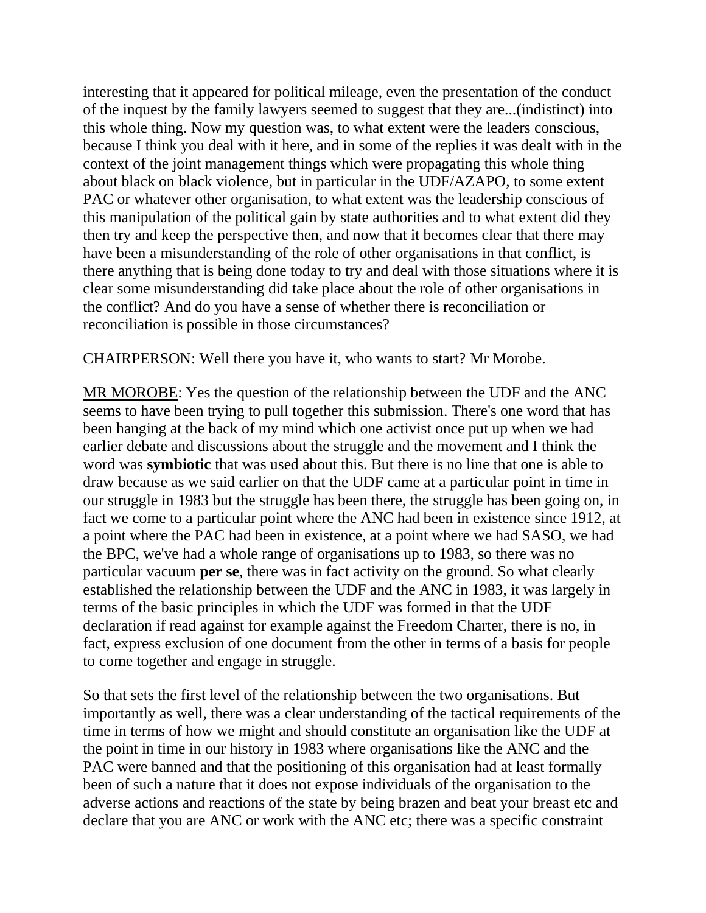interesting that it appeared for political mileage, even the presentation of the conduct of the inquest by the family lawyers seemed to suggest that they are...(indistinct) into this whole thing. Now my question was, to what extent were the leaders conscious, because I think you deal with it here, and in some of the replies it was dealt with in the context of the joint management things which were propagating this whole thing about black on black violence, but in particular in the UDF/AZAPO, to some extent PAC or whatever other organisation, to what extent was the leadership conscious of this manipulation of the political gain by state authorities and to what extent did they then try and keep the perspective then, and now that it becomes clear that there may have been a misunderstanding of the role of other organisations in that conflict, is there anything that is being done today to try and deal with those situations where it is clear some misunderstanding did take place about the role of other organisations in the conflict? And do you have a sense of whether there is reconciliation or reconciliation is possible in those circumstances?

CHAIRPERSON: Well there you have it, who wants to start? Mr Morobe.

MR MOROBE: Yes the question of the relationship between the UDF and the ANC seems to have been trying to pull together this submission. There's one word that has been hanging at the back of my mind which one activist once put up when we had earlier debate and discussions about the struggle and the movement and I think the word was **symbiotic** that was used about this. But there is no line that one is able to draw because as we said earlier on that the UDF came at a particular point in time in our struggle in 1983 but the struggle has been there, the struggle has been going on, in fact we come to a particular point where the ANC had been in existence since 1912, at a point where the PAC had been in existence, at a point where we had SASO, we had the BPC, we've had a whole range of organisations up to 1983, so there was no particular vacuum **per se**, there was in fact activity on the ground. So what clearly established the relationship between the UDF and the ANC in 1983, it was largely in terms of the basic principles in which the UDF was formed in that the UDF declaration if read against for example against the Freedom Charter, there is no, in fact, express exclusion of one document from the other in terms of a basis for people to come together and engage in struggle.

So that sets the first level of the relationship between the two organisations. But importantly as well, there was a clear understanding of the tactical requirements of the time in terms of how we might and should constitute an organisation like the UDF at the point in time in our history in 1983 where organisations like the ANC and the PAC were banned and that the positioning of this organisation had at least formally been of such a nature that it does not expose individuals of the organisation to the adverse actions and reactions of the state by being brazen and beat your breast etc and declare that you are ANC or work with the ANC etc; there was a specific constraint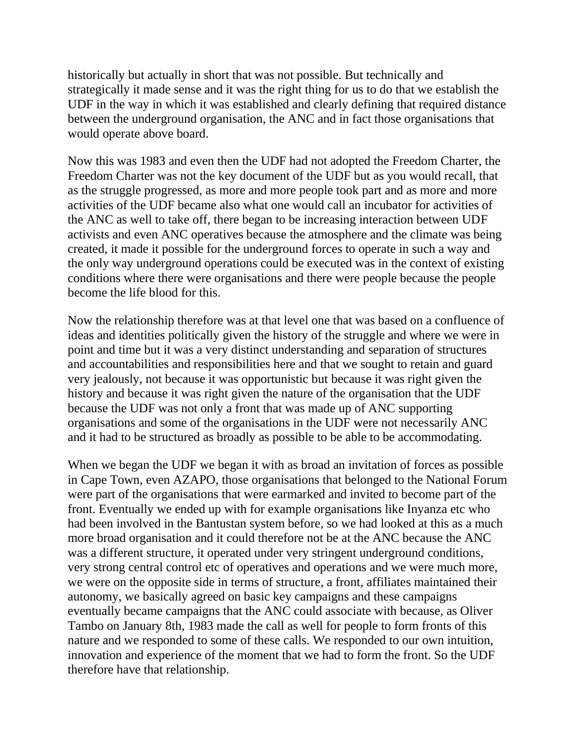historically but actually in short that was not possible. But technically and strategically it made sense and it was the right thing for us to do that we establish the UDF in the way in which it was established and clearly defining that required distance between the underground organisation, the ANC and in fact those organisations that would operate above board.

Now this was 1983 and even then the UDF had not adopted the Freedom Charter, the Freedom Charter was not the key document of the UDF but as you would recall, that as the struggle progressed, as more and more people took part and as more and more activities of the UDF became also what one would call an incubator for activities of the ANC as well to take off, there began to be increasing interaction between UDF activists and even ANC operatives because the atmosphere and the climate was being created, it made it possible for the underground forces to operate in such a way and the only way underground operations could be executed was in the context of existing conditions where there were organisations and there were people because the people become the life blood for this.

Now the relationship therefore was at that level one that was based on a confluence of ideas and identities politically given the history of the struggle and where we were in point and time but it was a very distinct understanding and separation of structures and accountabilities and responsibilities here and that we sought to retain and guard very jealously, not because it was opportunistic but because it was right given the history and because it was right given the nature of the organisation that the UDF because the UDF was not only a front that was made up of ANC supporting organisations and some of the organisations in the UDF were not necessarily ANC and it had to be structured as broadly as possible to be able to be accommodating.

When we began the UDF we began it with as broad an invitation of forces as possible in Cape Town, even AZAPO, those organisations that belonged to the National Forum were part of the organisations that were earmarked and invited to become part of the front. Eventually we ended up with for example organisations like Inyanza etc who had been involved in the Bantustan system before, so we had looked at this as a much more broad organisation and it could therefore not be at the ANC because the ANC was a different structure, it operated under very stringent underground conditions, very strong central control etc of operatives and operations and we were much more, we were on the opposite side in terms of structure, a front, affiliates maintained their autonomy, we basically agreed on basic key campaigns and these campaigns eventually became campaigns that the ANC could associate with because, as Oliver Tambo on January 8th, 1983 made the call as well for people to form fronts of this nature and we responded to some of these calls. We responded to our own intuition, innovation and experience of the moment that we had to form the front. So the UDF therefore have that relationship.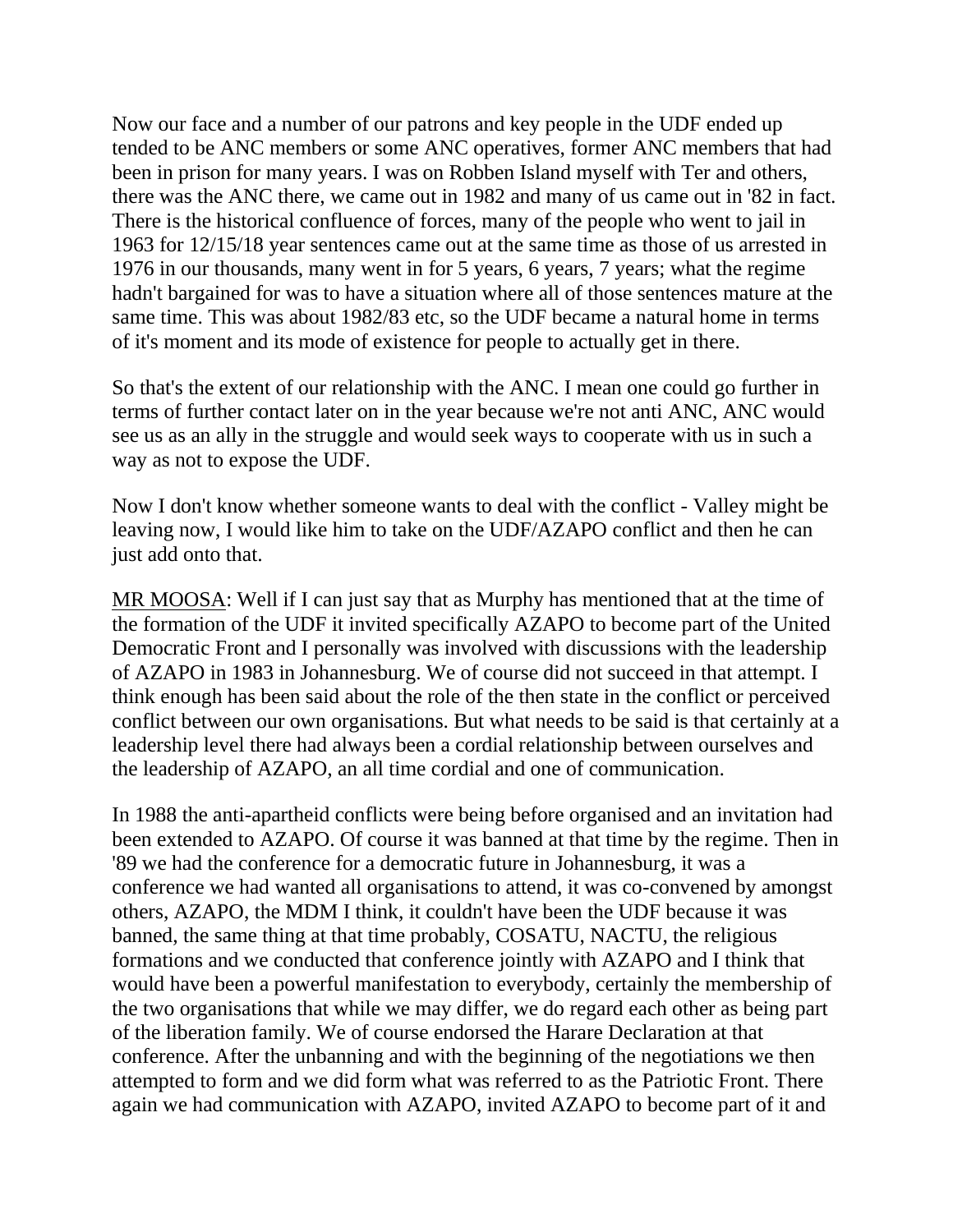Now our face and a number of our patrons and key people in the UDF ended up tended to be ANC members or some ANC operatives, former ANC members that had been in prison for many years. I was on Robben Island myself with Ter and others, there was the ANC there, we came out in 1982 and many of us came out in '82 in fact. There is the historical confluence of forces, many of the people who went to jail in 1963 for 12/15/18 year sentences came out at the same time as those of us arrested in 1976 in our thousands, many went in for 5 years, 6 years, 7 years; what the regime hadn't bargained for was to have a situation where all of those sentences mature at the same time. This was about 1982/83 etc, so the UDF became a natural home in terms of it's moment and its mode of existence for people to actually get in there.

So that's the extent of our relationship with the ANC. I mean one could go further in terms of further contact later on in the year because we're not anti ANC, ANC would see us as an ally in the struggle and would seek ways to cooperate with us in such a way as not to expose the UDF.

Now I don't know whether someone wants to deal with the conflict - Valley might be leaving now, I would like him to take on the UDF/AZAPO conflict and then he can just add onto that.

<u>MR MOOSA</u>: Well if I can just say that as Murphy has mentioned that at the time of the formation of the UDF it invited specifically AZAPO to become part of the United Democratic Front and I personally was involved with discussions with the leadership of AZAPO in 1983 in Johannesburg. We of course did not succeed in that attempt. I think enough has been said about the role of the then state in the conflict or perceived conflict between our own organisations. But what needs to be said is that certainly at a leadership level there had always been a cordial relationship between ourselves and the leadership of AZAPO, an all time cordial and one of communication.

In 1988 the anti-apartheid conflicts were being before organised and an invitation had been extended to AZAPO. Of course it was banned at that time by the regime. Then in '89 we had the conference for a democratic future in Johannesburg, it was a conference we had wanted all organisations to attend, it was co-convened by amongst others, AZAPO, the MDM I think, it couldn't have been the UDF because it was banned, the same thing at that time probably, COSATU, NACTU, the religious formations and we conducted that conference jointly with AZAPO and I think that would have been a powerful manifestation to everybody, certainly the membership of the two organisations that while we may differ, we do regard each other as being part of the liberation family. We of course endorsed the Harare Declaration at that conference. After the unbanning and with the beginning of the negotiations we then attempted to form and we did form what was referred to as the Patriotic Front. There again we had communication with AZAPO, invited AZAPO to become part of it and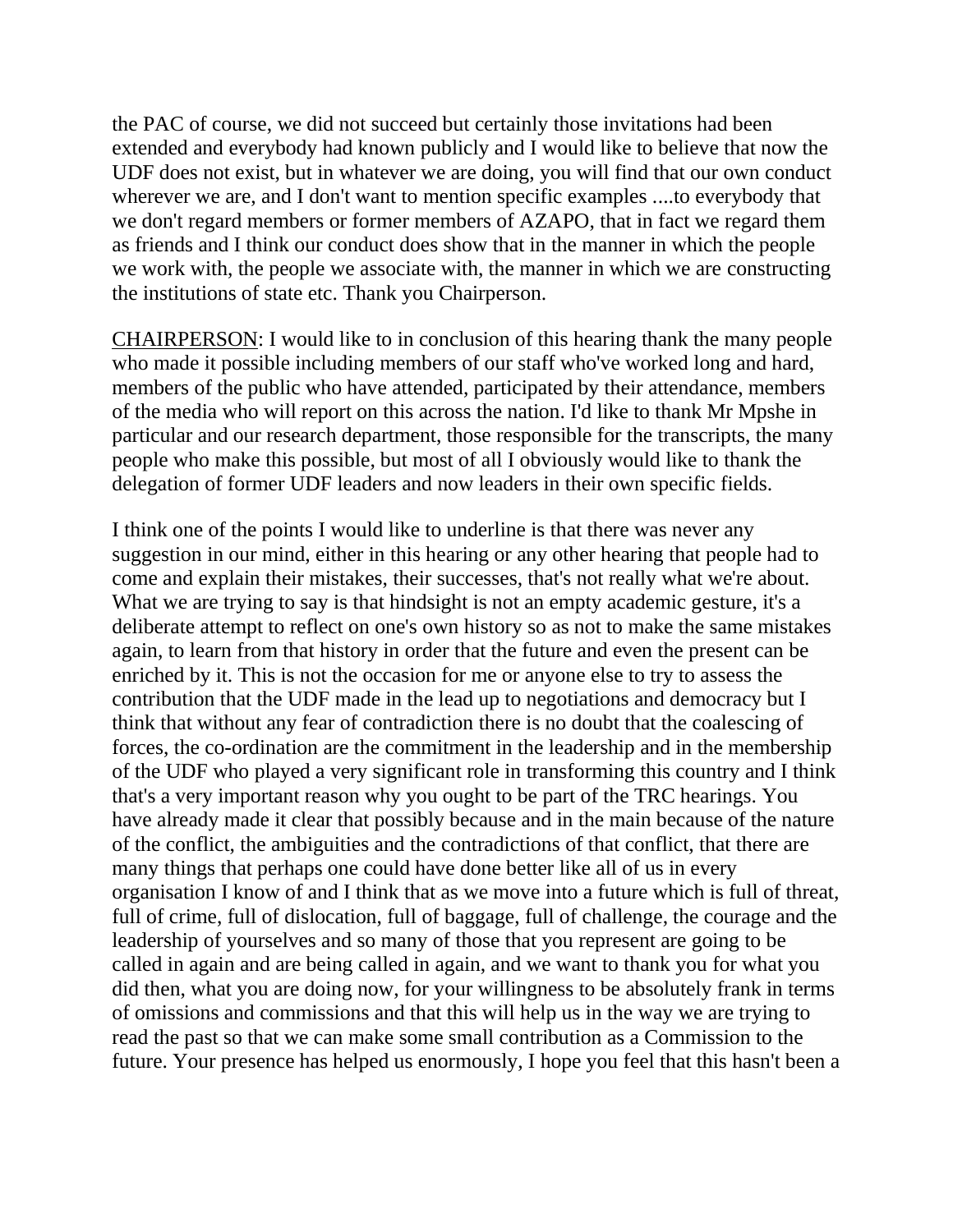the PAC of course, we did not succeed but certainly those invitations had been extended and everybody had known publicly and I would like to believe that now the UDF does not exist, but in whatever we are doing, you will find that our own conduct wherever we are, and I don't want to mention specific examples ....to everybody that we don't regard members or former members of AZAPO, that in fact we regard them as friends and I think our conduct does show that in the manner in which the people we work with, the people we associate with, the manner in which we are constructing the institutions of state etc. Thank you Chairperson.

CHAIRPERSON: I would like to in conclusion of this hearing thank the many people who made it possible including members of our staff who've worked long and hard, members of the public who have attended, participated by their attendance, members of the media who will report on this across the nation. I'd like to thank Mr Mpshe in particular and our research department, those responsible for the transcripts, the many people who make this possible, but most of all I obviously would like to thank the delegation of former UDF leaders and now leaders in their own specific fields.

I think one of the points I would like to underline is that there was never any suggestion in our mind, either in this hearing or any other hearing that people had to come and explain their mistakes, their successes, that's not really what we're about. What we are trying to say is that hindsight is not an empty academic gesture, it's a deliberate attempt to reflect on one's own history so as not to make the same mistakes again, to learn from that history in order that the future and even the present can be enriched by it. This is not the occasion for me or anyone else to try to assess the contribution that the UDF made in the lead up to negotiations and democracy but I think that without any fear of contradiction there is no doubt that the coalescing of forces, the co-ordination are the commitment in the leadership and in the membership of the UDF who played a very significant role in transforming this country and I think that's a very important reason why you ought to be part of the TRC hearings. You have already made it clear that possibly because and in the main because of the nature of the conflict, the ambiguities and the contradictions of that conflict, that there are many things that perhaps one could have done better like all of us in every organisation I know of and I think that as we move into a future which is full of threat, full of crime, full of dislocation, full of baggage, full of challenge, the courage and the leadership of yourselves and so many of those that you represent are going to be called in again and are being called in again, and we want to thank you for what you did then, what you are doing now, for your willingness to be absolutely frank in terms of omissions and commissions and that this will help us in the way we are trying to read the past so that we can make some small contribution as a Commission to the future. Your presence has helped us enormously, I hope you feel that this hasn't been a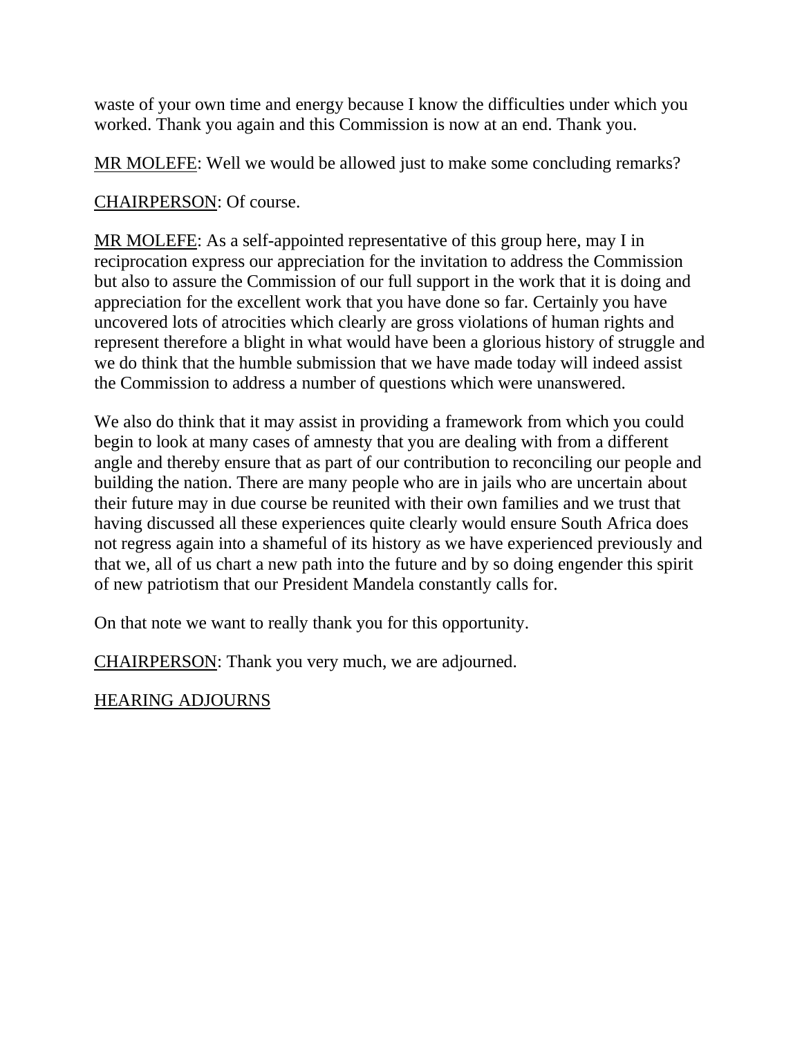waste of your own time and energy because I know the difficulties under which you worked. Thank you again and this Commission is now at an end. Thank you.

MR MOLEFE: Well we would be allowed just to make some concluding remarks?

CHAIRPERSON: Of course.

MR MOLEFE: As a self-appointed representative of this group here, may I in reciprocation express our appreciation for the invitation to address the Commission but also to assure the Commission of our full support in the work that it is doing and appreciation for the excellent work that you have done so far. Certainly you have uncovered lots of atrocities which clearly are gross violations of human rights and represent therefore a blight in what would have been a glorious history of struggle and we do think that the humble submission that we have made today will indeed assist the Commission to address a number of questions which were unanswered.

We also do think that it may assist in providing a framework from which you could begin to look at many cases of amnesty that you are dealing with from a different angle and thereby ensure that as part of our contribution to reconciling our people and building the nation. There are many people who are in jails who are uncertain about their future may in due course be reunited with their own families and we trust that having discussed all these experiences quite clearly would ensure South Africa does not regress again into a shameful of its history as we have experienced previously and that we, all of us chart a new path into the future and by so doing engender this spirit of new patriotism that our President Mandela constantly calls for.

On that note we want to really thank you for this opportunity.

CHAIRPERSON: Thank you very much, we are adjourned.

HEARING ADJOURNS